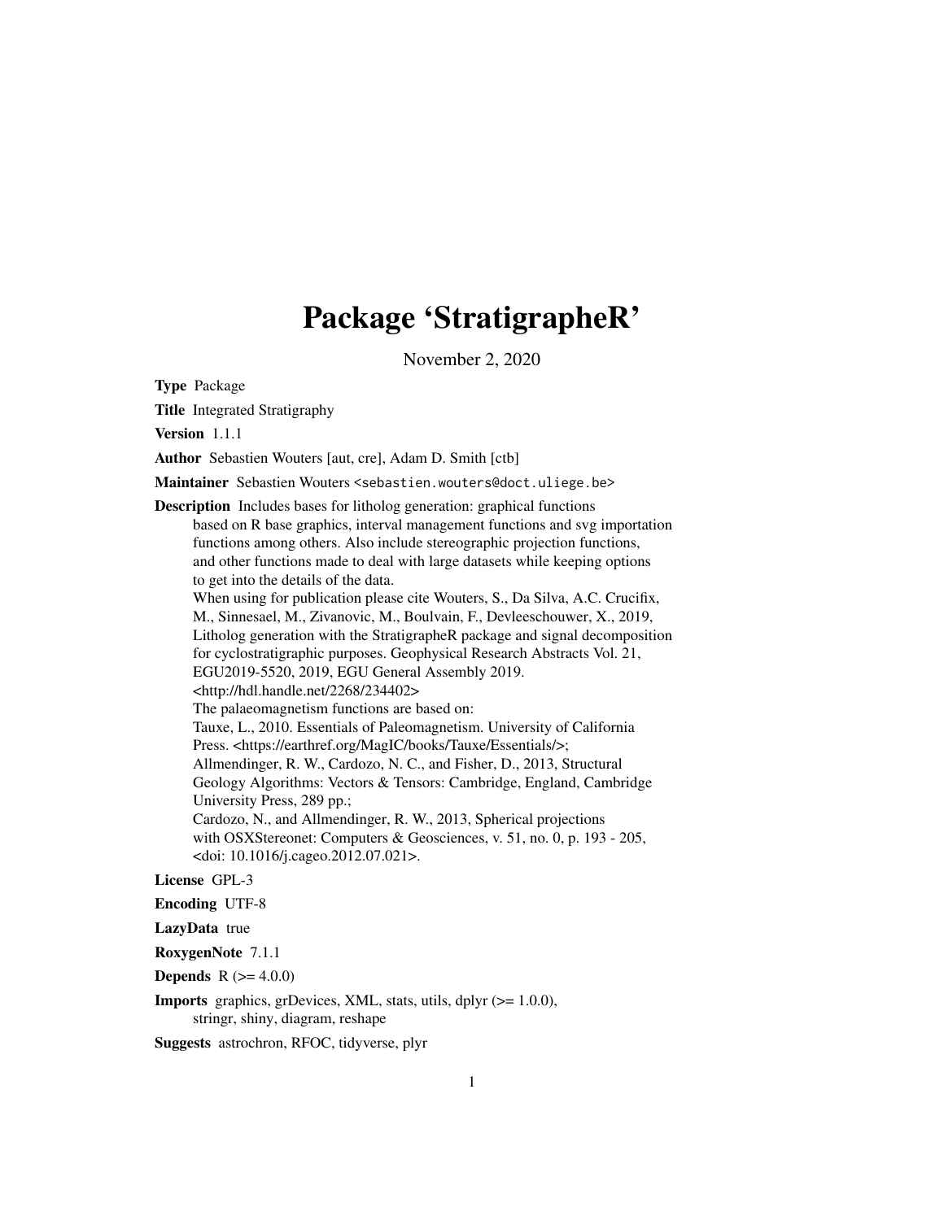# Package 'StratigrapheR'

November 2, 2020

**Type** Package

**Title** Integrated Stratigraphy

**Version** 1.1.1

**Author** Sebastien Wouters [aut, cre], Adam D. Smith [ctb]

**Maintainer** Sebastien Wouters <sebastien.wouters@doct.uliege.be>

**Description** Includes bases for litholog generation: graphical functions based on R base graphics, interval management functions and svg importation functions among others. Also include stereographic projection functions, and other functions made to deal with large datasets while keeping options to get into the details of the data.
When using for publication please cite Wouters, S., Da Silva, A.C. Crucifix, M., Sinnesael, M., Zivanovic, M., Boulvain, F., Devleeschouwer, X., 2019, Litholog generation with the StratigrapheR package and signal decomposition for cyclostratigraphic purposes. Geophysical Research Abstracts Vol. 21, EGU2019-5520, 2019, EGU General Assembly 2019.
<http://hdl.handle.net/2268/234402>
The palaeomagnetism functions are based on:
Tauxe, L., 2010. Essentials of Paleomagnetism. University of California Press. <https://earthref.org/MagIC/books/Tauxe/Essentials/>;
Allmendinger, R. W., Cardozo, N. C., and Fisher, D., 2013, Structural Geology Algorithms: Vectors & Tensors: Cambridge, England, Cambridge University Press, 289 pp.;
Cardozo, N., and Allmendinger, R. W., 2013, Spherical projections with OSXStereonet: Computers & Geosciences, v. 51, no. 0, p. 193 - 205, <doi: 10.1016/j.cageo.2012.07.021>.

**License** GPL-3

**Encoding** UTF-8

**LazyData** true

**RoxygenNote** 7.1.1

**Depends** R (>= 4.0.0)

**Imports** graphics, grDevices, XML, stats, utils, dplyr (>= 1.0.0), stringr, shiny, diagram, reshape

**Suggests** astrochron, RFOC, tidyverse, plyr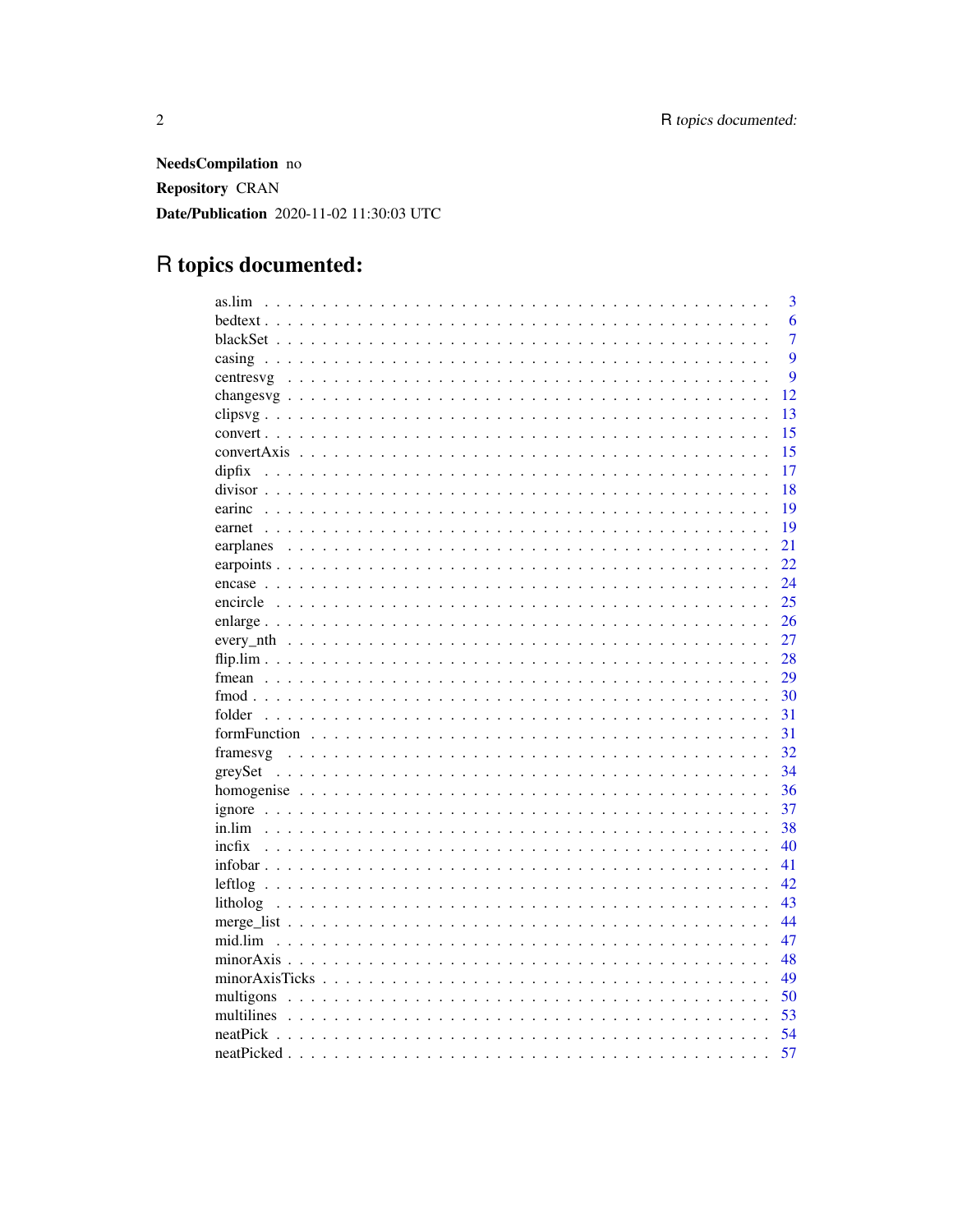**NeedsCompilation** no

**Repository** CRAN

**Date/Publication** 2020-11-02 11:30:03 UTC

# R topics documented:

| | |
|---|---|
| as.lim | 3 |
| bedtext | 6 |
| blackSet | 7 |
| casing | 9 |
| centresvg | 9 |
| changesvg | 12 |
| clipsvg | 13 |
| convert | 15 |
| convertAxis | 15 |
| dipfix | 17 |
| divisor | 18 |
| earinc | 19 |
| earnet | 19 |
| earplanes | 21 |
| earpoints | 22 |
| encase | 24 |
| encircle | 25 |
| enlarge | 26 |
| every_nth | 27 |
| flip.lim | 28 |
| fmean | 29 |
| fmod | 30 |
| folder | 31 |
| formFunction | 31 |
| framesvg | 32 |
| greySet | 34 |
| homogenise | 36 |
| ignore | 37 |
| in.lim | 38 |
| incfix | 40 |
| infobar | 41 |
| leftlog | 42 |
| litholog | 43 |
| merge_list | 44 |
| mid.lim | 47 |
| minorAxis | 48 |
| minorAxisTicks | 49 |
| multigons | 50 |
| multilines | 53 |
| neatPick | 54 |
| neatPicked | 57 |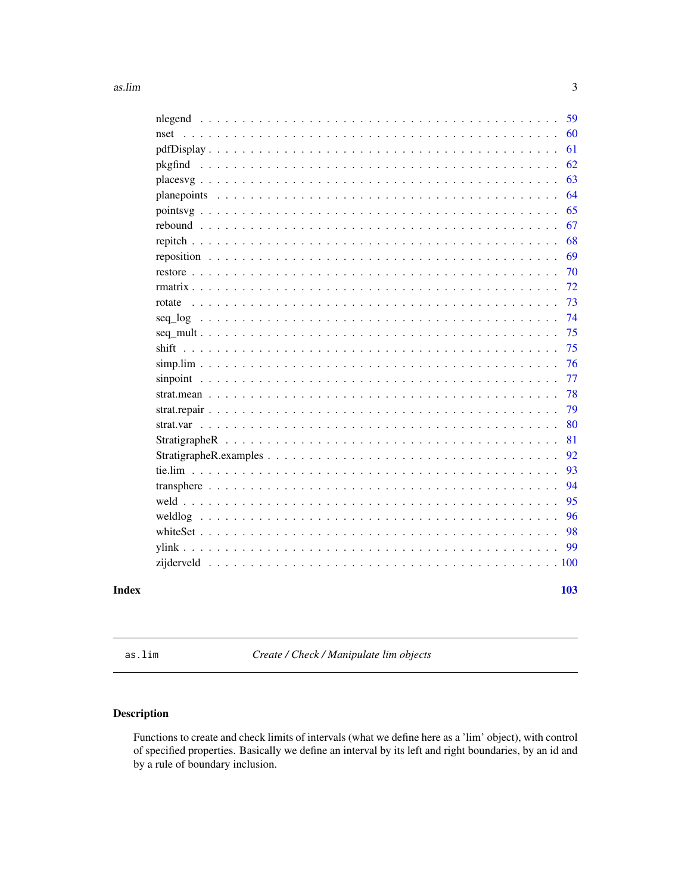nlegend . . . . . . . . . . . . . . . . . . . . . . . . . . . . . . . . . . . . . . . . 59
nset . . . . . . . . . . . . . . . . . . . . . . . . . . . . . . . . . . . . . . . . . . 60
pdfDisplay . . . . . . . . . . . . . . . . . . . . . . . . . . . . . . . . . . . . . . . 61
pkgfind . . . . . . . . . . . . . . . . . . . . . . . . . . . . . . . . . . . . . . . . 62
placesvg . . . . . . . . . . . . . . . . . . . . . . . . . . . . . . . . . . . . . . . . 63
planepoints . . . . . . . . . . . . . . . . . . . . . . . . . . . . . . . . . . . . . . 64
pointsvg . . . . . . . . . . . . . . . . . . . . . . . . . . . . . . . . . . . . . . . . 65
rebound . . . . . . . . . . . . . . . . . . . . . . . . . . . . . . . . . . . . . . . . 67
repitch . . . . . . . . . . . . . . . . . . . . . . . . . . . . . . . . . . . . . . . . . 68
reposition . . . . . . . . . . . . . . . . . . . . . . . . . . . . . . . . . . . . . . . 69
restore . . . . . . . . . . . . . . . . . . . . . . . . . . . . . . . . . . . . . . . . . 70
rmatrix . . . . . . . . . . . . . . . . . . . . . . . . . . . . . . . . . . . . . . . . . 72
rotate . . . . . . . . . . . . . . . . . . . . . . . . . . . . . . . . . . . . . . . . . 73
seq_log . . . . . . . . . . . . . . . . . . . . . . . . . . . . . . . . . . . . . . . . 74
seq_mult . . . . . . . . . . . . . . . . . . . . . . . . . . . . . . . . . . . . . . . . 75
shift . . . . . . . . . . . . . . . . . . . . . . . . . . . . . . . . . . . . . . . . . . 75
simp.lim . . . . . . . . . . . . . . . . . . . . . . . . . . . . . . . . . . . . . . . . 76
sinpoint . . . . . . . . . . . . . . . . . . . . . . . . . . . . . . . . . . . . . . . . 77
strat.mean . . . . . . . . . . . . . . . . . . . . . . . . . . . . . . . . . . . . . . . 78
strat.repair . . . . . . . . . . . . . . . . . . . . . . . . . . . . . . . . . . . . . . . 79
strat.var . . . . . . . . . . . . . . . . . . . . . . . . . . . . . . . . . . . . . . . . 80
StratigrapheR . . . . . . . . . . . . . . . . . . . . . . . . . . . . . . . . . . . . . 81
StratigrapheR.examples . . . . . . . . . . . . . . . . . . . . . . . . . . . . . . . . 92
tie.lim . . . . . . . . . . . . . . . . . . . . . . . . . . . . . . . . . . . . . . . . . 93
transphere . . . . . . . . . . . . . . . . . . . . . . . . . . . . . . . . . . . . . . . 94
weld . . . . . . . . . . . . . . . . . . . . . . . . . . . . . . . . . . . . . . . . . . 95
weldlog . . . . . . . . . . . . . . . . . . . . . . . . . . . . . . . . . . . . . . . . 96
whiteSet . . . . . . . . . . . . . . . . . . . . . . . . . . . . . . . . . . . . . . . . 98
ylink . . . . . . . . . . . . . . . . . . . . . . . . . . . . . . . . . . . . . . . . . . 99
zijderveld . . . . . . . . . . . . . . . . . . . . . . . . . . . . . . . . . . . . . . . 100

**Index** **103**

---

as.lim *Create / Check / Manipulate lim objects*

---

## Description

Functions to create and check limits of intervals (what we define here as a 'lim' object), with control of specified properties. Basically we define an interval by its left and right boundaries, by an id and by a rule of boundary inclusion.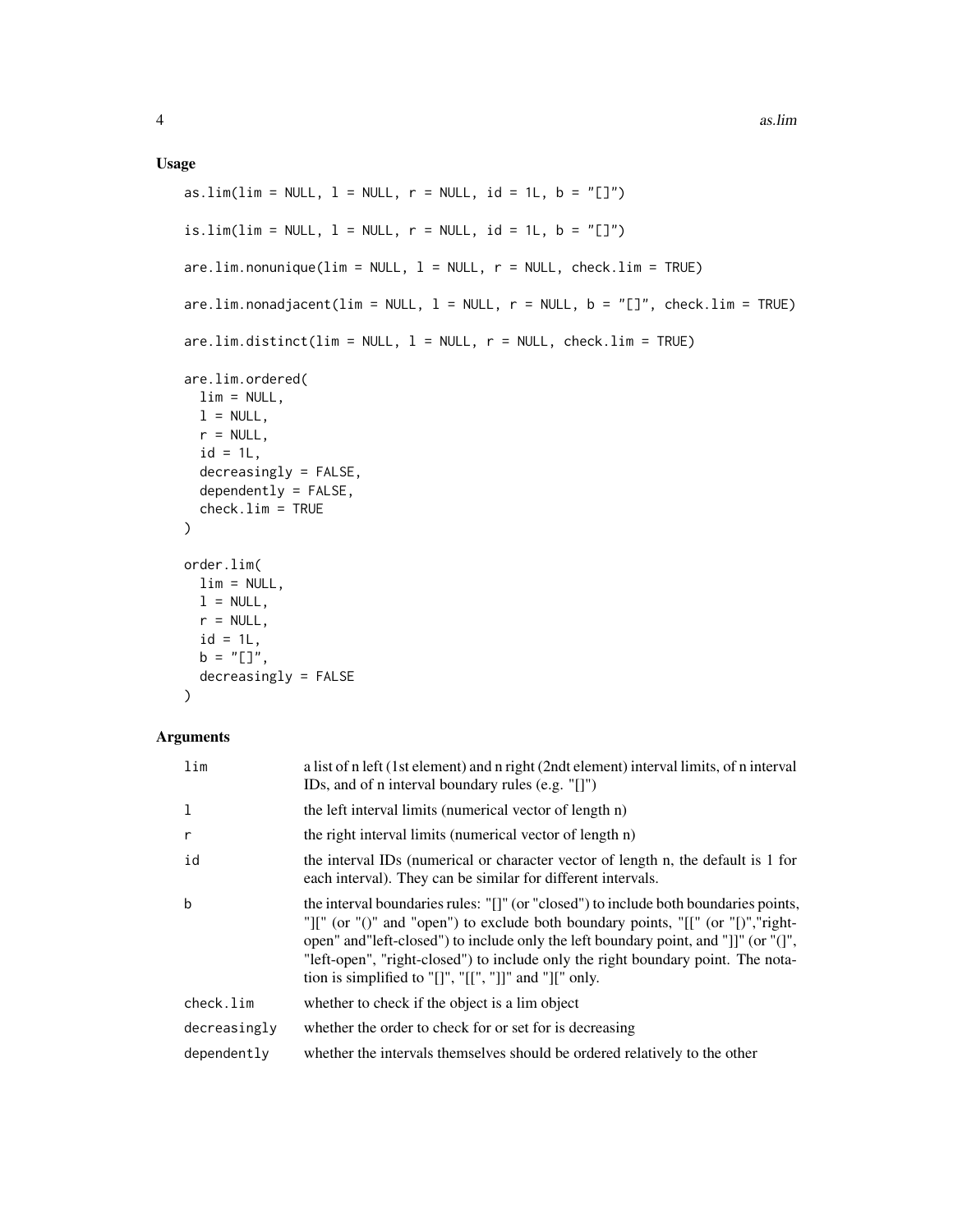## Usage

```
as.lim(lim = NULL, l = NULL, r = NULL, id = 1L, b = "[]")

is.lim(lim = NULL, l = NULL, r = NULL, id = 1L, b = "[]")

are.lim.nonunique(lim = NULL, l = NULL, r = NULL, check.lim = TRUE)

are.lim.nonadjacent(lim = NULL, l = NULL, r = NULL, b = "[]", check.lim = TRUE)

are.lim.distinct(lim = NULL, l = NULL, r = NULL, check.lim = TRUE)

are.lim.ordered(
  lim = NULL,
  l = NULL,
  r = NULL,
  id = 1L,
  decreasingly = FALSE,
  dependently = FALSE,
  check.lim = TRUE
)

order.lim(
  lim = NULL,
  l = NULL,
  r = NULL,
  id = 1L,
  b = "[]",
  decreasingly = FALSE
)
```

## Arguments

| | |
|---|---|
| lim | a list of n left (1st element) and n right (2ndt element) interval limits, of n interval IDs, and of n interval boundary rules (e.g. "[]") |
| l | the left interval limits (numerical vector of length n) |
| r | the right interval limits (numerical vector of length n) |
| id | the interval IDs (numerical or character vector of length n, the default is 1 for each interval). They can be similar for different intervals. |
| b | the interval boundaries rules: "[]" (or "closed") to include both boundaries points, "][" (or "()" and "open") to exclude both boundary points, "[[" (or "[)","right-open" and"left-closed") to include only the left boundary point, and "]]" (or "(]", "left-open", "right-closed") to include only the right boundary point. The notation is simplified to "[]", "[[", "]]" and "][" only. |
| check.lim | whether to check if the object is a lim object |
| decreasingly | whether the order to check for or set for is decreasing |
| dependently | whether the intervals themselves should be ordered relatively to the other |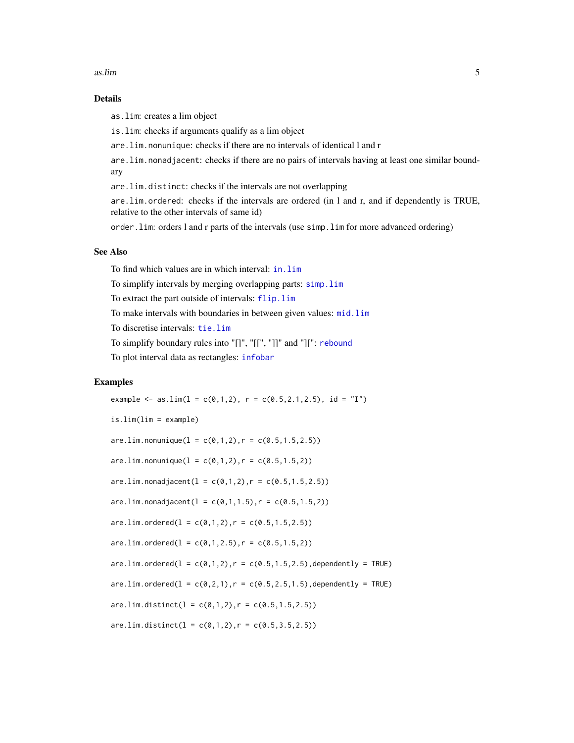### Details

`as.lim`: creates a lim object

`is.lim`: checks if arguments qualify as a lim object

`are.lim.nonunique`: checks if there are no intervals of identical l and r

`are.lim.nonadjacent`: checks if there are no pairs of intervals having at least one similar boundary

`are.lim.distinct`: checks if the intervals are not overlapping

`are.lim.ordered`: checks if the intervals are ordered (in l and r, and if dependently is TRUE, relative to the other intervals of same id)

`order.lim`: orders l and r parts of the intervals (use `simp.lim` for more advanced ordering)

### See Also

To find which values are in which interval: `in.lim`

To simplify intervals by merging overlapping parts: `simp.lim`

To extract the part outside of intervals: `flip.lim`

To make intervals with boundaries in between given values: `mid.lim`

To discretise intervals: `tie.lim`

To simplify boundary rules into "[]", "[[", "]]" and "][": `rebound`

To plot interval data as rectangles: `infobar`

### Examples

```
example <- as.lim(l = c(0,1,2), r = c(0.5,2.1,2.5), id = "I")

is.lim(lim = example)

are.lim.nonunique(l = c(0,1,2),r = c(0.5,1.5,2.5))

are.lim.nonunique(l = c(0,1,2),r = c(0.5,1.5,2))

are.lim.nonadjacent(l = c(0,1,2),r = c(0.5,1.5,2.5))

are.lim.nonadjacent(l = c(0,1,1.5),r = c(0.5,1.5,2))

are.lim.ordered(l = c(0,1,2),r = c(0.5,1.5,2.5))

are.lim.ordered(l = c(0,1,2.5),r = c(0.5,1.5,2))

are.lim.ordered(l = c(0,1,2),r = c(0.5,1.5,2.5),dependently = TRUE)

are.lim.ordered(l = c(0,2,1),r = c(0.5,2.5,1.5),dependently = TRUE)

are.lim.distinct(l = c(0,1,2),r = c(0.5,1.5,2.5))

are.lim.distinct(l = c(0,1,2),r = c(0.5,3.5,2.5))
```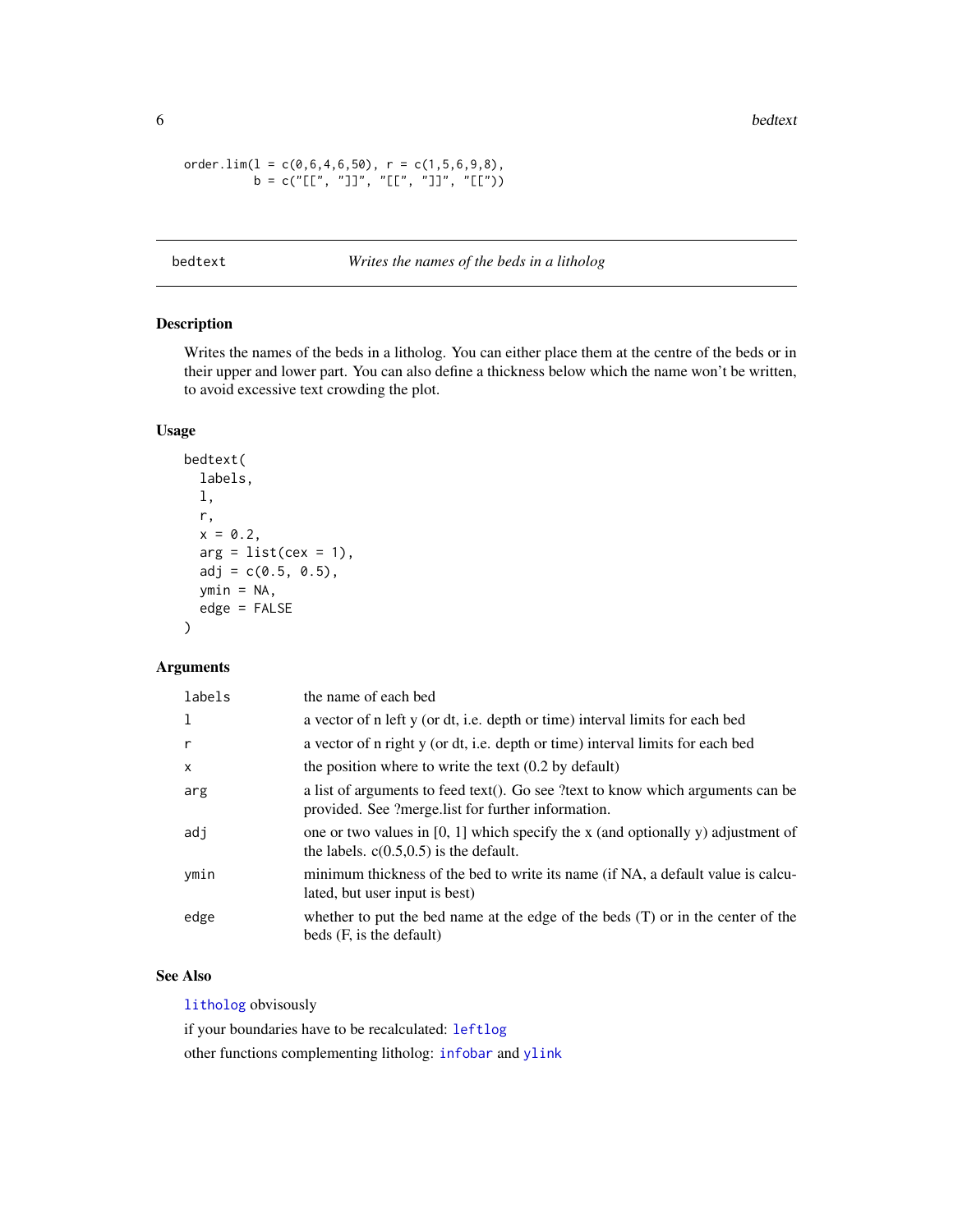```
order.lim(l = c(0,6,4,6,50), r = c(1,5,6,9,8),
          b = c("[[", "]]", "[[", "]]", "[["))
```

## bedtext — *Writes the names of the beds in a litholog*

### Description

Writes the names of the beds in a litholog. You can either place them at the centre of the beds or in their upper and lower part. You can also define a thickness below which the name won't be written, to avoid excessive text crowding the plot.

### Usage

```
bedtext(
  labels,
  l,
  r,
  x = 0.2,
  arg = list(cex = 1),
  adj = c(0.5, 0.5),
  ymin = NA,
  edge = FALSE
)
```

### Arguments

| | |
|---|---|
| `labels` | the name of each bed |
| `l` | a vector of n left y (or dt, i.e. depth or time) interval limits for each bed |
| `r` | a vector of n right y (or dt, i.e. depth or time) interval limits for each bed |
| `x` | the position where to write the text (0.2 by default) |
| `arg` | a list of arguments to feed text(). Go see ?text to know which arguments can be provided. See ?merge.list for further information. |
| `adj` | one or two values in [0, 1] which specify the x (and optionally y) adjustment of the labels. c(0.5,0.5) is the default. |
| `ymin` | minimum thickness of the bed to write its name (if NA, a default value is calculated, but user input is best) |
| `edge` | whether to put the bed name at the edge of the beds (T) or in the center of the beds (F, is the default) |

### See Also

`litholog` obvisously

if your boundaries have to be recalculated: `leftlog`

other functions complementing litholog: `infobar` and `ylink`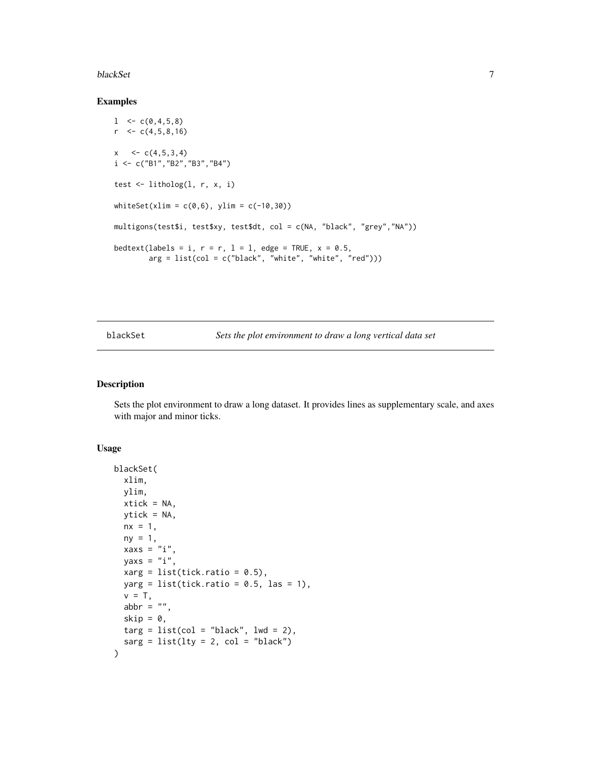## Examples

```
l  <- c(0,4,5,8)
r  <- c(4,5,8,16)

x   <- c(4,5,3,4)
i <- c("B1","B2","B3","B4")

test <- litholog(l, r, x, i)

whiteSet(xlim = c(0,6), ylim = c(-10,30))

multigons(test$i, test$xy, test$dt, col = c(NA, "black", "grey","NA"))

bedtext(labels = i, r = r, l = l, edge = TRUE, x = 0.5,
        arg = list(col = c("black", "white", "white", "red")))
```

---

blackSet    *Sets the plot environment to draw a long vertical data set*

---

## Description

Sets the plot environment to draw a long dataset. It provides lines as supplementary scale, and axes with major and minor ticks.

## Usage

```
blackSet(
  xlim,
  ylim,
  xtick = NA,
  ytick = NA,
  nx = 1,
  ny = 1,
  xaxs = "i",
  yaxs = "i",
  xarg = list(tick.ratio = 0.5),
  yarg = list(tick.ratio = 0.5, las = 1),
  v = T,
  abbr = "",
  skip = 0,
  targ = list(col = "black", lwd = 2),
  sarg = list(lty = 2, col = "black")
)
```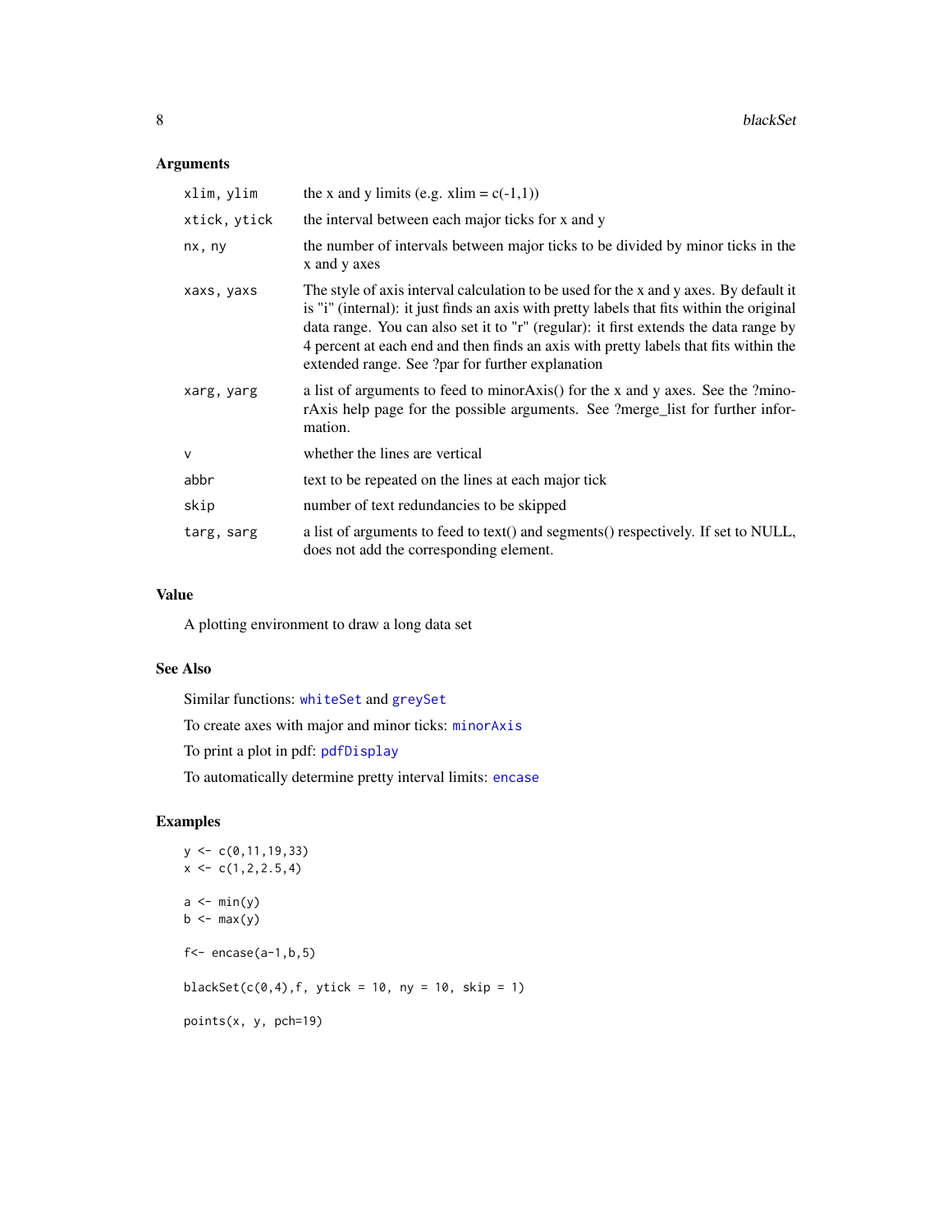## Arguments

| | |
|---|---|
| `xlim, ylim` | the x and y limits (e.g. xlim = c(-1,1)) |
| `xtick, ytick` | the interval between each major ticks for x and y |
| `nx, ny` | the number of intervals between major ticks to be divided by minor ticks in the x and y axes |
| `xaxs, yaxs` | The style of axis interval calculation to be used for the x and y axes. By default it is "i" (internal): it just finds an axis with pretty labels that fits within the original data range. You can also set it to "r" (regular): it first extends the data range by 4 percent at each end and then finds an axis with pretty labels that fits within the extended range. See ?par for further explanation |
| `xarg, yarg` | a list of arguments to feed to minorAxis() for the x and y axes. See the ?minorAxis help page for the possible arguments. See ?merge_list for further information. |
| `v` | whether the lines are vertical |
| `abbr` | text to be repeated on the lines at each major tick |
| `skip` | number of text redundancies to be skipped |
| `targ, sarg` | a list of arguments to feed to text() and segments() respectively. If set to NULL, does not add the corresponding element. |

## Value

A plotting environment to draw a long data set

## See Also

Similar functions: `whiteSet` and `greySet`

To create axes with major and minor ticks: `minorAxis`

To print a plot in pdf: `pdfDisplay`

To automatically determine pretty interval limits: `encase`

## Examples

```
y <- c(0,11,19,33)
x <- c(1,2,2.5,4)

a <- min(y)
b <- max(y)

f<- encase(a-1,b,5)

blackSet(c(0,4),f, ytick = 10, ny = 10, skip = 1)

points(x, y, pch=19)
```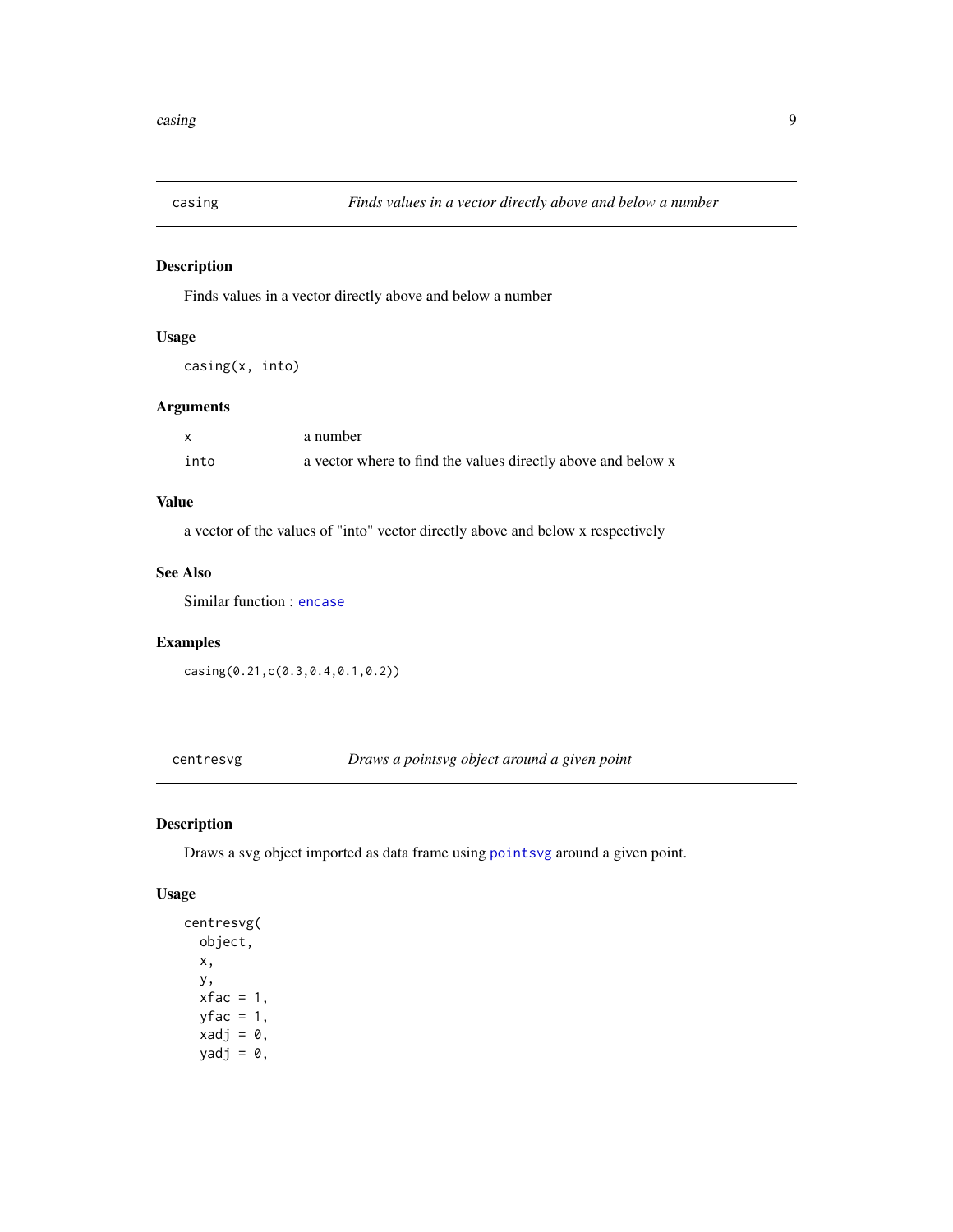## casing — *Finds values in a vector directly above and below a number*

### Description

Finds values in a vector directly above and below a number

### Usage

```
casing(x, into)
```

### Arguments

| | |
|---|---|
| x | a number |
| into | a vector where to find the values directly above and below x |

### Value

a vector of the values of "into" vector directly above and below x respectively

### See Also

Similar function : encase

### Examples

```
casing(0.21,c(0.3,0.4,0.1,0.2))
```

## centresvg — *Draws a pointsvg object around a given point*

### Description

Draws a svg object imported as data frame using pointsvg around a given point.

### Usage

```
centresvg(
  object,
  x,
  y,
  xfac = 1,
  yfac = 1,
  xadj = 0,
  yadj = 0,
```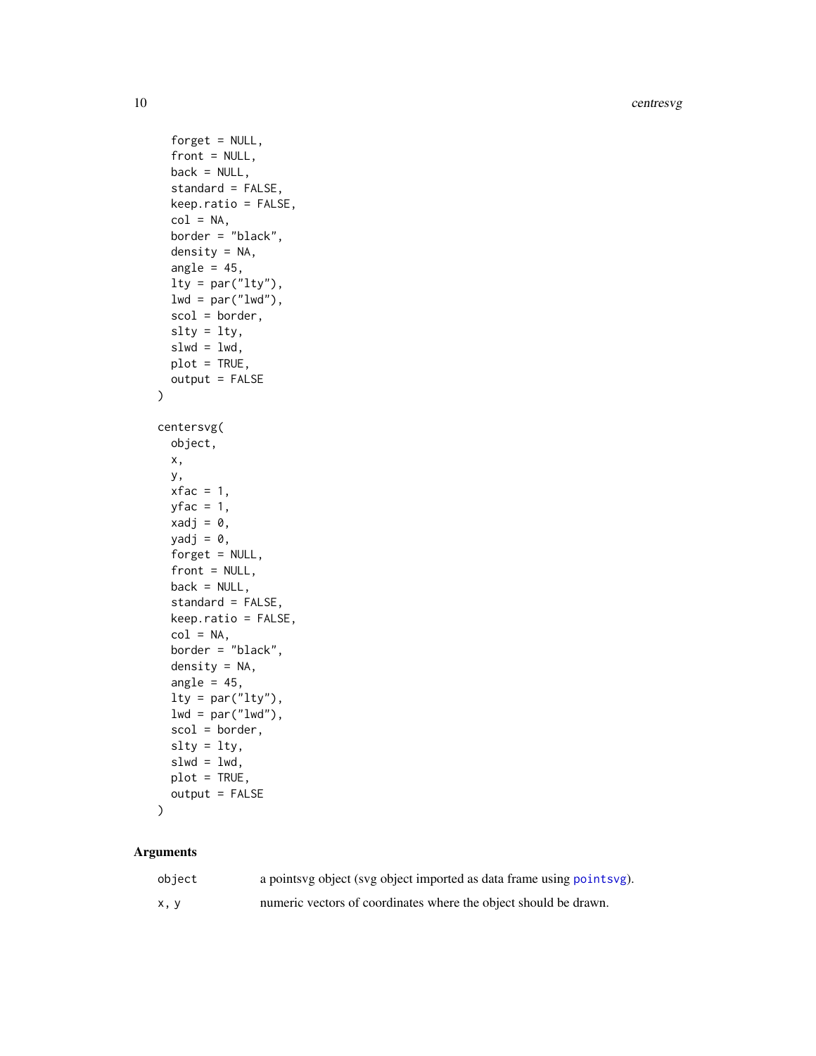```
  forget = NULL,
  front = NULL,
  back = NULL,
  standard = FALSE,
  keep.ratio = FALSE,
  col = NA,
  border = "black",
  density = NA,
  angle = 45,
  lty = par("lty"),
  lwd = par("lwd"),
  scol = border,
  slty = lty,
  slwd = lwd,
  plot = TRUE,
  output = FALSE
)

centersvg(
  object,
  x,
  y,
  xfac = 1,
  yfac = 1,
  xadj = 0,
  yadj = 0,
  forget = NULL,
  front = NULL,
  back = NULL,
  standard = FALSE,
  keep.ratio = FALSE,
  col = NA,
  border = "black",
  density = NA,
  angle = 45,
  lty = par("lty"),
  lwd = par("lwd"),
  scol = border,
  slty = lty,
  slwd = lwd,
  plot = TRUE,
  output = FALSE
)
```

## Arguments

| | |
|---|---|
| `object` | a pointsvg object (svg object imported as data frame using `pointsvg`). |
| `x, y` | numeric vectors of coordinates where the object should be drawn. |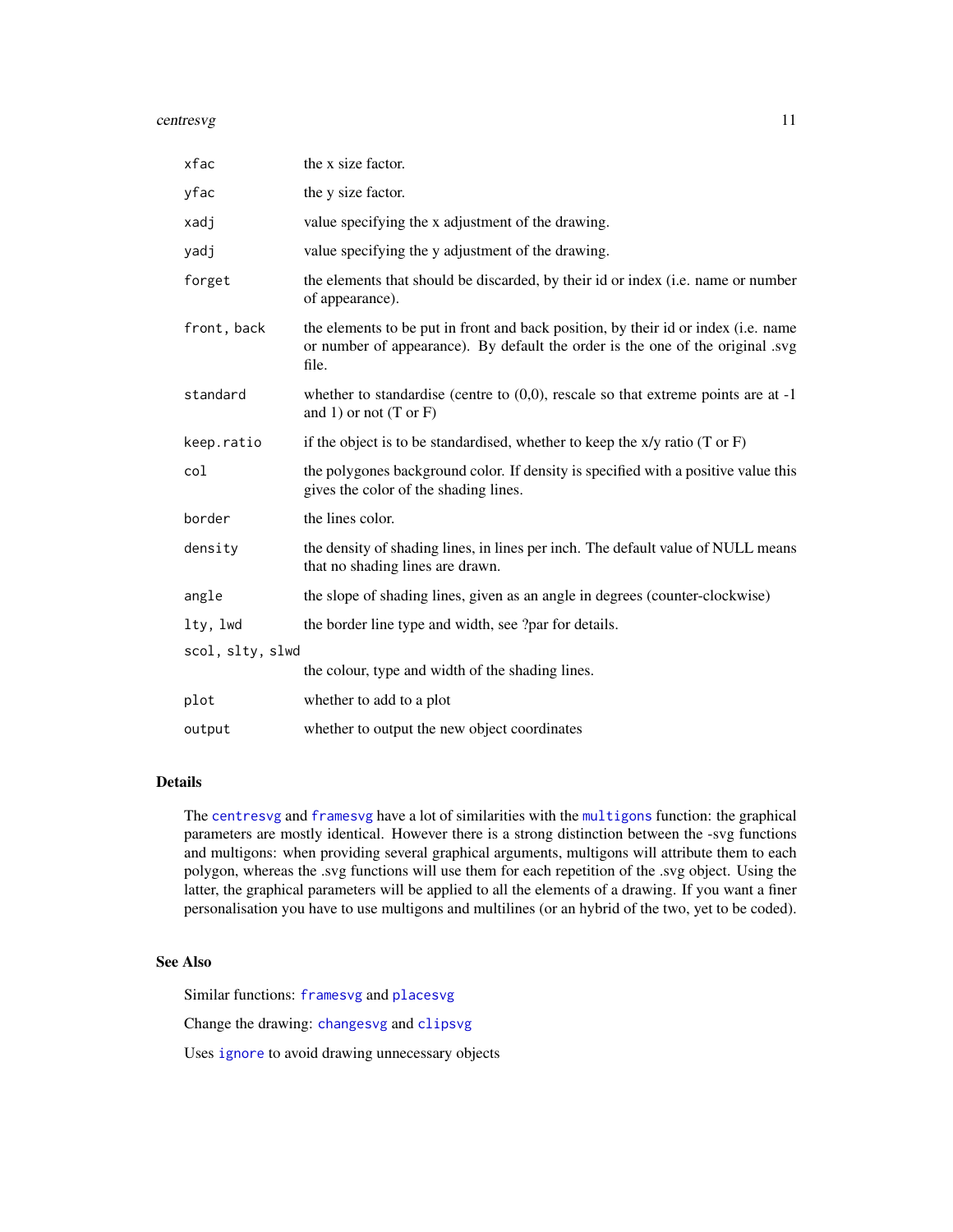| | |
|---|---|
| `xfac` | the x size factor. |
| `yfac` | the y size factor. |
| `xadj` | value specifying the x adjustment of the drawing. |
| `yadj` | value specifying the y adjustment of the drawing. |
| `forget` | the elements that should be discarded, by their id or index (i.e. name or number of appearance). |
| `front, back` | the elements to be put in front and back position, by their id or index (i.e. name or number of appearance). By default the order is the one of the original .svg file. |
| `standard` | whether to standardise (centre to (0,0), rescale so that extreme points are at -1 and 1) or not (T or F) |
| `keep.ratio` | if the object is to be standardised, whether to keep the x/y ratio (T or F) |
| `col` | the polygones background color. If density is specified with a positive value this gives the color of the shading lines. |
| `border` | the lines color. |
| `density` | the density of shading lines, in lines per inch. The default value of NULL means that no shading lines are drawn. |
| `angle` | the slope of shading lines, given as an angle in degrees (counter-clockwise) |
| `lty, lwd` | the border line type and width, see ?par for details. |
| `scol, slty, slwd` | the colour, type and width of the shading lines. |
| `plot` | whether to add to a plot |
| `output` | whether to output the new object coordinates |

## Details

The `centresvg` and `framesvg` have a lot of similarities with the `multigons` function: the graphical parameters are mostly identical. However there is a strong distinction between the -svg functions and multigons: when providing several graphical arguments, multigons will attribute them to each polygon, whereas the .svg functions will use them for each repetition of the .svg object. Using the latter, the graphical parameters will be applied to all the elements of a drawing. If you want a finer personalisation you have to use multigons and multilines (or an hybrid of the two, yet to be coded).

## See Also

Similar functions: `framesvg` and `placesvg`

Change the drawing: `changesvg` and `clipsvg`

Uses `ignore` to avoid drawing unnecessary objects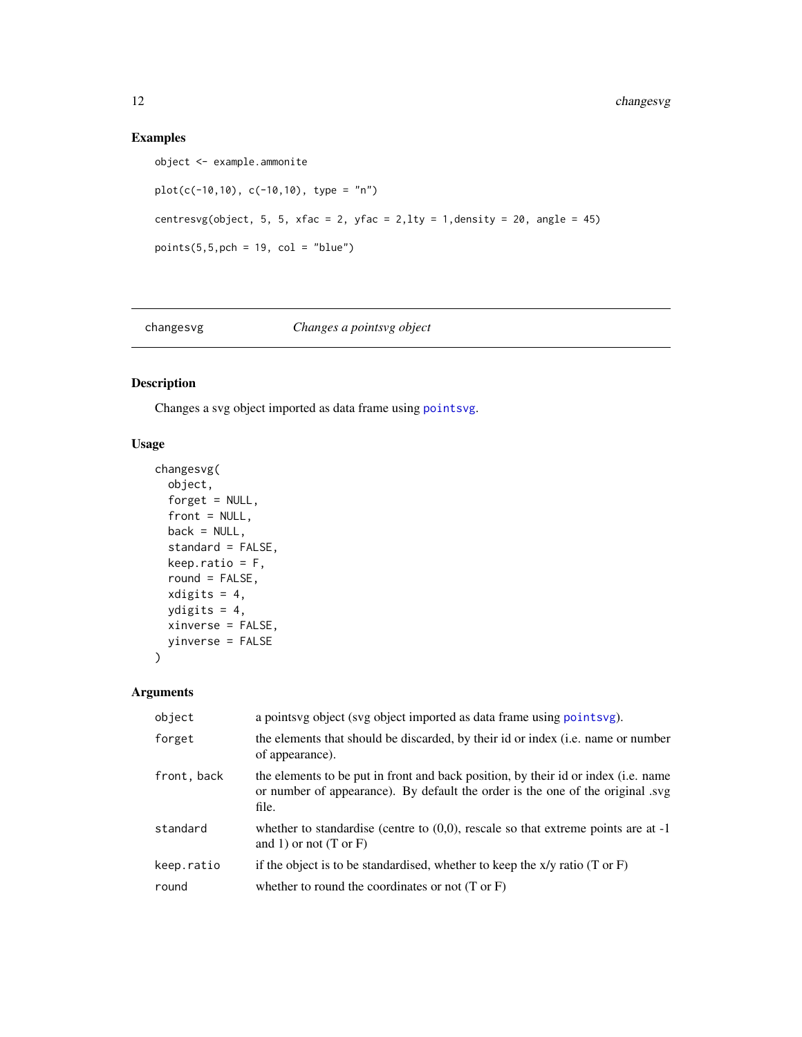## Examples

```
object <- example.ammonite

plot(c(-10,10), c(-10,10), type = "n")

centresvg(object, 5, 5, xfac = 2, yfac = 2,lty = 1,density = 20, angle = 45)

points(5,5,pch = 19, col = "blue")
```

---

# changesvg — *Changes a pointsvg object*

## Description

Changes a svg object imported as data frame using pointsvg.

## Usage

```
changesvg(
  object,
  forget = NULL,
  front = NULL,
  back = NULL,
  standard = FALSE,
  keep.ratio = F,
  round = FALSE,
  xdigits = 4,
  ydigits = 4,
  xinverse = FALSE,
  yinverse = FALSE
)
```

## Arguments

| | |
|---|---|
| object | a pointsvg object (svg object imported as data frame using pointsvg). |
| forget | the elements that should be discarded, by their id or index (i.e. name or number of appearance). |
| front, back | the elements to be put in front and back position, by their id or index (i.e. name or number of appearance). By default the order is the one of the original .svg file. |
| standard | whether to standardise (centre to (0,0), rescale so that extreme points are at -1 and 1) or not (T or F) |
| keep.ratio | if the object is to be standardised, whether to keep the x/y ratio (T or F) |
| round | whether to round the coordinates or not (T or F) |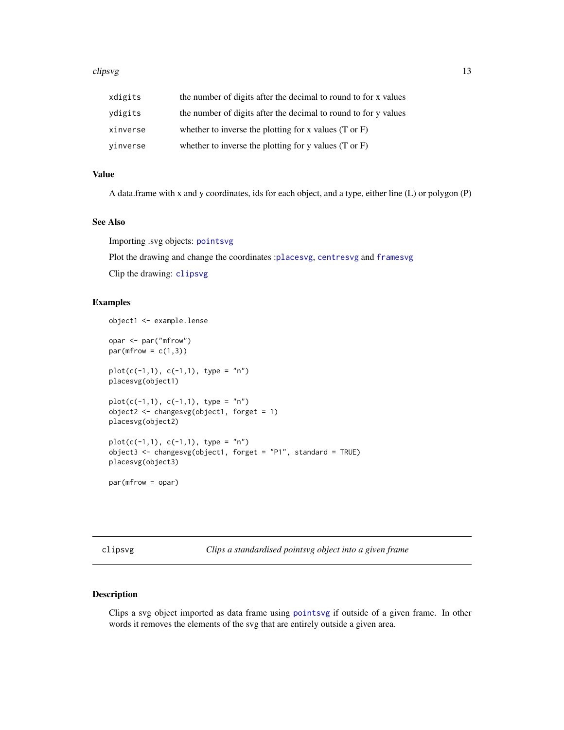| | |
|---|---|
| xdigits | the number of digits after the decimal to round to for x values |
| ydigits | the number of digits after the decimal to round to for y values |
| xinverse | whether to inverse the plotting for x values (T or F) |
| yinverse | whether to inverse the plotting for y values (T or F) |

### Value

A data.frame with x and y coordinates, ids for each object, and a type, either line (L) or polygon (P)

### See Also

Importing .svg objects: pointsvg

Plot the drawing and change the coordinates :placesvg, centresvg and framesvg

Clip the drawing: clipsvg

### Examples

```
object1 <- example.lense

opar <- par("mfrow")
par(mfrow = c(1,3))

plot(c(-1,1), c(-1,1), type = "n")
placesvg(object1)

plot(c(-1,1), c(-1,1), type = "n")
object2 <- changesvg(object1, forget = 1)
placesvg(object2)

plot(c(-1,1), c(-1,1), type = "n")
object3 <- changesvg(object1, forget = "P1", standard = TRUE)
placesvg(object3)

par(mfrow = opar)
```

---

## clipsvg    *Clips a standardised pointsvg object into a given frame*

### Description

Clips a svg object imported as data frame using pointsvg if outside of a given frame. In other words it removes the elements of the svg that are entirely outside a given area.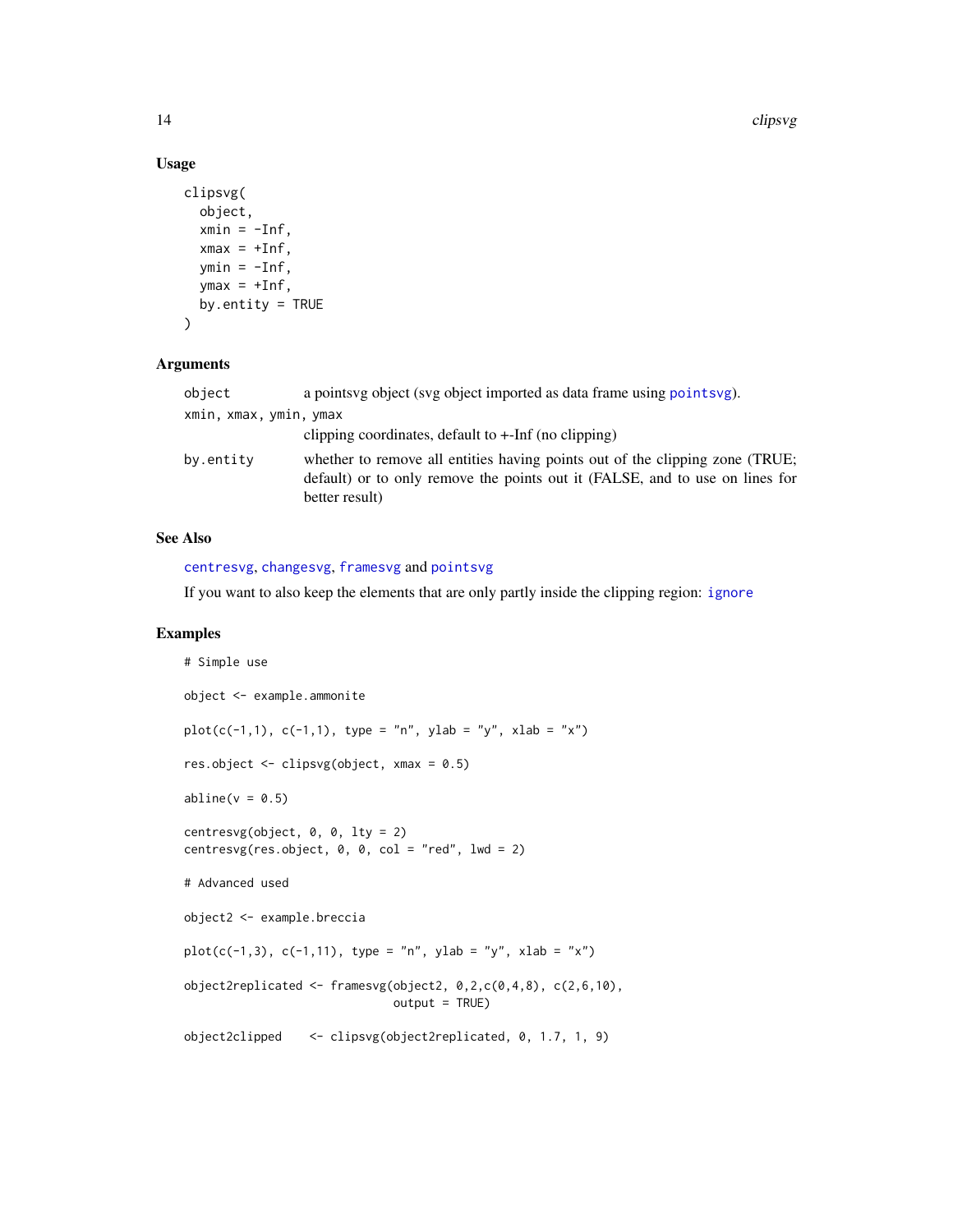## Usage

```
clipsvg(
  object,
  xmin = -Inf,
  xmax = +Inf,
  ymin = -Inf,
  ymax = +Inf,
  by.entity = TRUE
)
```

## Arguments

`object` a pointsvg object (svg object imported as data frame using `pointsvg`).

`xmin, xmax, ymin, ymax` clipping coordinates, default to +-Inf (no clipping)

`by.entity` whether to remove all entities having points out of the clipping zone (TRUE; default) or to only remove the points out it (FALSE, and to use on lines for better result)

## See Also

`centresvg`, `changesvg`, `framesvg` and `pointsvg`

If you want to also keep the elements that are only partly inside the clipping region: `ignore`

## Examples

```
# Simple use

object <- example.ammonite

plot(c(-1,1), c(-1,1), type = "n", ylab = "y", xlab = "x")

res.object <- clipsvg(object, xmax = 0.5)

abline(v = 0.5)

centresvg(object, 0, 0, lty = 2)
centresvg(res.object, 0, 0, col = "red", lwd = 2)

# Advanced used

object2 <- example.breccia

plot(c(-1,3), c(-1,11), type = "n", ylab = "y", xlab = "x")

object2replicated <- framesvg(object2, 0,2,c(0,4,8), c(2,6,10),
                              output = TRUE)

object2clipped    <- clipsvg(object2replicated, 0, 1.7, 1, 9)
```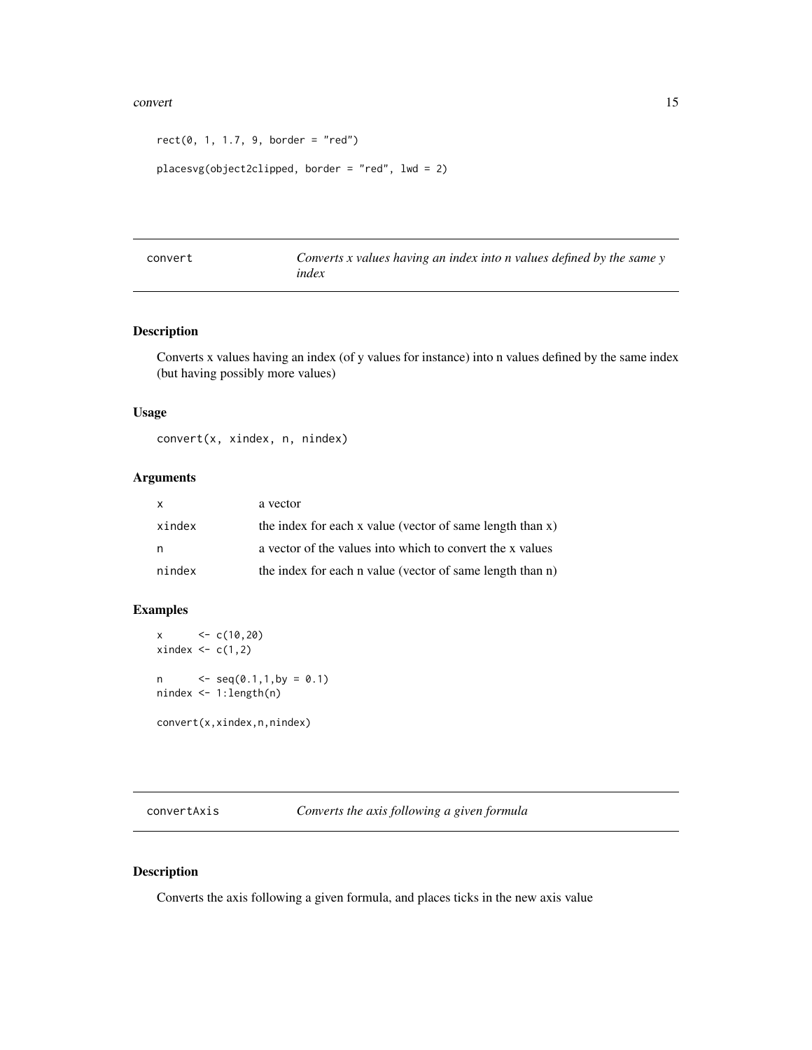```
rect(0, 1, 1.7, 9, border = "red")

placesvg(object2clipped, border = "red", lwd = 2)
```

## convert

*Converts x values having an index into n values defined by the same y index*

### Description

Converts x values having an index (of y values for instance) into n values defined by the same index (but having possibly more values)

### Usage

```
convert(x, xindex, n, nindex)
```

### Arguments

| | |
|---|---|
| x | a vector |
| xindex | the index for each x value (vector of same length than x) |
| n | a vector of the values into which to convert the x values |
| nindex | the index for each n value (vector of same length than n) |

### Examples

```
x      <- c(10,20)
xindex <- c(1,2)

n      <- seq(0.1,1,by = 0.1)
nindex <- 1:length(n)

convert(x,xindex,n,nindex)
```

## convertAxis

*Converts the axis following a given formula*

### Description

Converts the axis following a given formula, and places ticks in the new axis value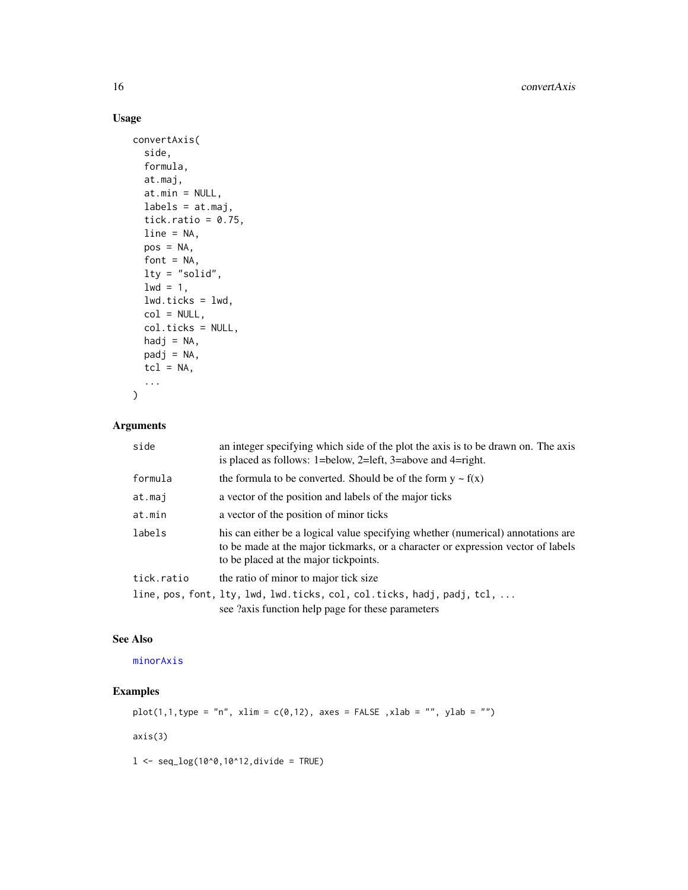## Usage

```
convertAxis(
  side,
  formula,
  at.maj,
  at.min = NULL,
  labels = at.maj,
  tick.ratio = 0.75,
  line = NA,
  pos = NA,
  font = NA,
  lty = "solid",
  lwd = 1,
  lwd.ticks = lwd,
  col = NULL,
  col.ticks = NULL,
  hadj = NA,
  padj = NA,
  tcl = NA,
  ...
)
```

## Arguments

| Argument | Description |
|---|---|
| `side` | an integer specifying which side of the plot the axis is to be drawn on. The axis is placed as follows: 1=below, 2=left, 3=above and 4=right. |
| `formula` | the formula to be converted. Should be of the form y ~ f(x) |
| `at.maj` | a vector of the position and labels of the major ticks |
| `at.min` | a vector of the position of minor ticks |
| `labels` | his can either be a logical value specifying whether (numerical) annotations are to be made at the major tickmarks, or a character or expression vector of labels to be placed at the major tickpoints. |
| `tick.ratio` | the ratio of minor to major tick size |
| `line, pos, font, lty, lwd, lwd.ticks, col, col.ticks, hadj, padj, tcl, ...` | see ?axis function help page for these parameters |

## See Also

`minorAxis`

## Examples

```
plot(1,1,type = "n", xlim = c(0,12), axes = FALSE ,xlab = "", ylab = "")

axis(3)

l <- seq_log(10^0,10^12,divide = TRUE)
```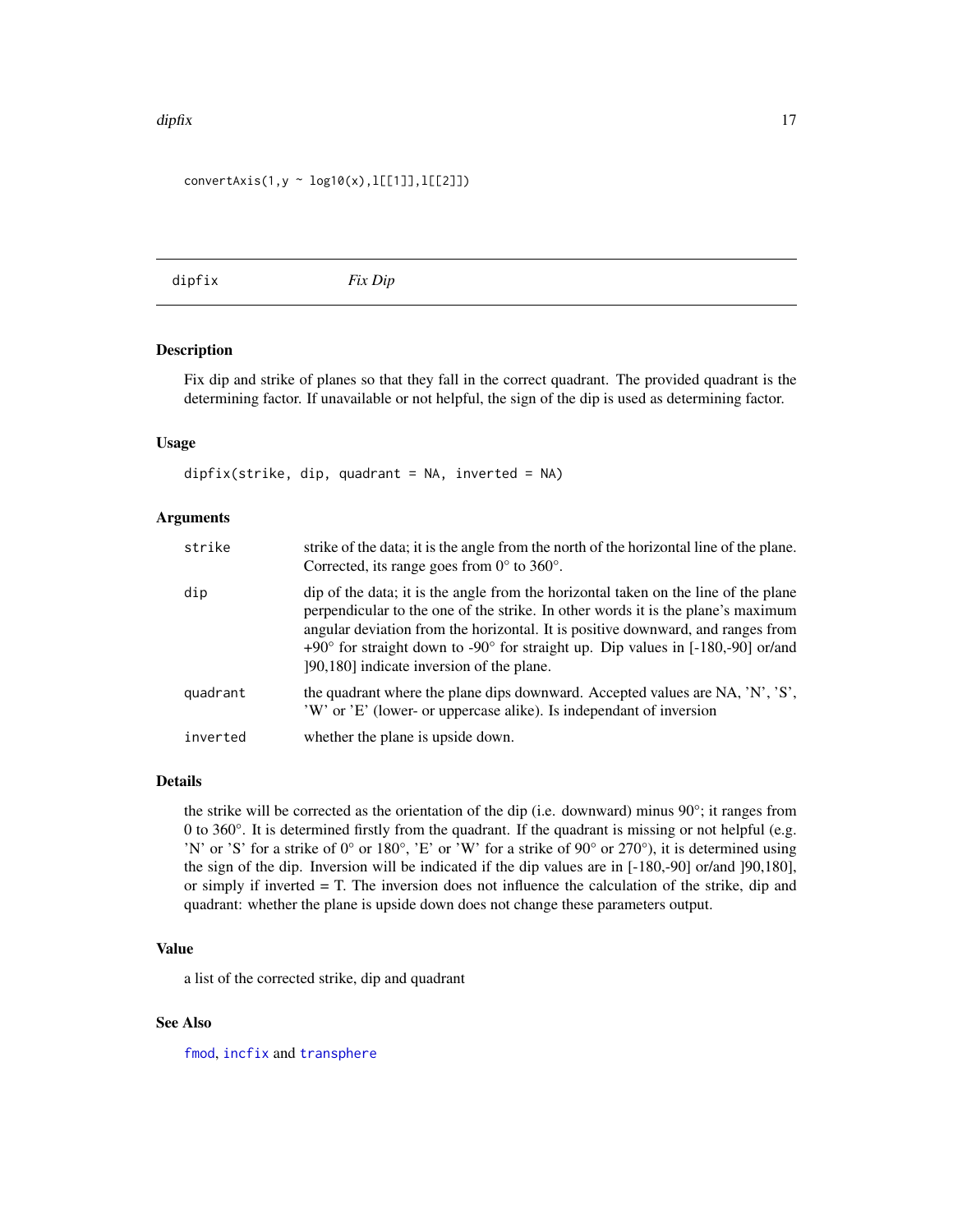```
convertAxis(1,y ~ log10(x),l[[1]],l[[2]])
```

## dipfix — *Fix Dip*

### Description

Fix dip and strike of planes so that they fall in the correct quadrant. The provided quadrant is the determining factor. If unavailable or not helpful, the sign of the dip is used as determining factor.

### Usage

```
dipfix(strike, dip, quadrant = NA, inverted = NA)
```

### Arguments

| | |
|---|---|
| `strike` | strike of the data; it is the angle from the north of the horizontal line of the plane. Corrected, its range goes from 0° to 360°. |
| `dip` | dip of the data; it is the angle from the horizontal taken on the line of the plane perpendicular to the one of the strike. In other words it is the plane's maximum angular deviation from the horizontal. It is positive downward, and ranges from +90° for straight down to -90° for straight up. Dip values in [-180,-90] or/and ]90,180] indicate inversion of the plane. |
| `quadrant` | the quadrant where the plane dips downward. Accepted values are NA, 'N', 'S', 'W' or 'E' (lower- or uppercase alike). Is independant of inversion |
| `inverted` | whether the plane is upside down. |

### Details

the strike will be corrected as the orientation of the dip (i.e. downward) minus 90°; it ranges from 0 to 360°. It is determined firstly from the quadrant. If the quadrant is missing or not helpful (e.g. 'N' or 'S' for a strike of 0° or 180°, 'E' or 'W' for a strike of 90° or 270°), it is determined using the sign of the dip. Inversion will be indicated if the dip values are in [-180,-90] or/and ]90,180], or simply if inverted = T. The inversion does not influence the calculation of the strike, dip and quadrant: whether the plane is upside down does not change these parameters output.

### Value

a list of the corrected strike, dip and quadrant

### See Also

`fmod`, `incfix` and `transphere`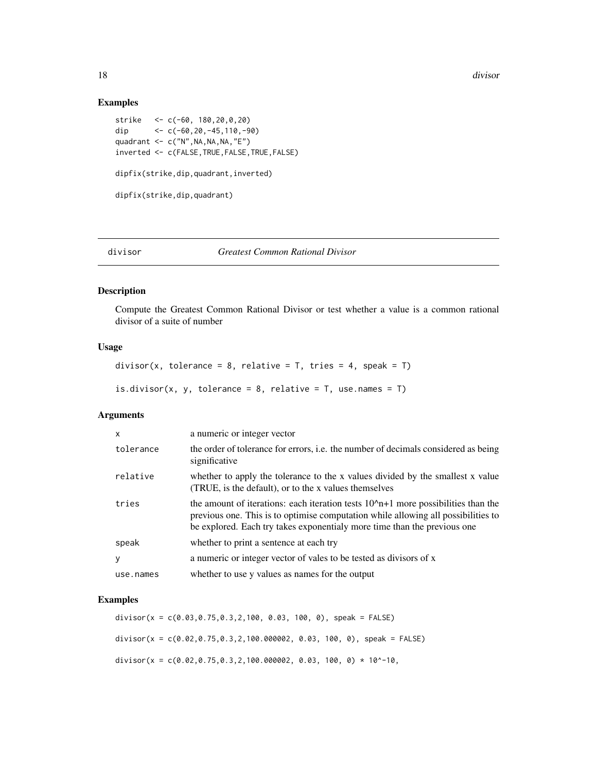## Examples

```
strike   <- c(-60, 180,20,0,20)
dip      <- c(-60,20,-45,110,-90)
quadrant <- c("N",NA,NA,NA,"E")
inverted <- c(FALSE,TRUE,FALSE,TRUE,FALSE)

dipfix(strike,dip,quadrant,inverted)

dipfix(strike,dip,quadrant)
```

---

# divisor — *Greatest Common Rational Divisor*

---

## Description

Compute the Greatest Common Rational Divisor or test whether a value is a common rational divisor of a suite of number

## Usage

```
divisor(x, tolerance = 8, relative = T, tries = 4, speak = T)

is.divisor(x, y, tolerance = 8, relative = T, use.names = T)
```

## Arguments

| | |
|---|---|
| x | a numeric or integer vector |
| tolerance | the order of tolerance for errors, i.e. the number of decimals considered as being significative |
| relative | whether to apply the tolerance to the x values divided by the smallest x value (TRUE, is the default), or to the x values themselves |
| tries | the amount of iterations: each iteration tests 10^n+1 more possibilities than the previous one. This is to optimise computation while allowing all possibilities to be explored. Each try takes exponentialy more time than the previous one |
| speak | whether to print a sentence at each try |
| y | a numeric or integer vector of vales to be tested as divisors of x |
| use.names | whether to use y values as names for the output |

## Examples

```
divisor(x = c(0.03,0.75,0.3,2,100, 0.03, 100, 0), speak = FALSE)

divisor(x = c(0.02,0.75,0.3,2,100.000002, 0.03, 100, 0), speak = FALSE)

divisor(x = c(0.02,0.75,0.3,2,100.000002, 0.03, 100, 0) * 10^-10,
```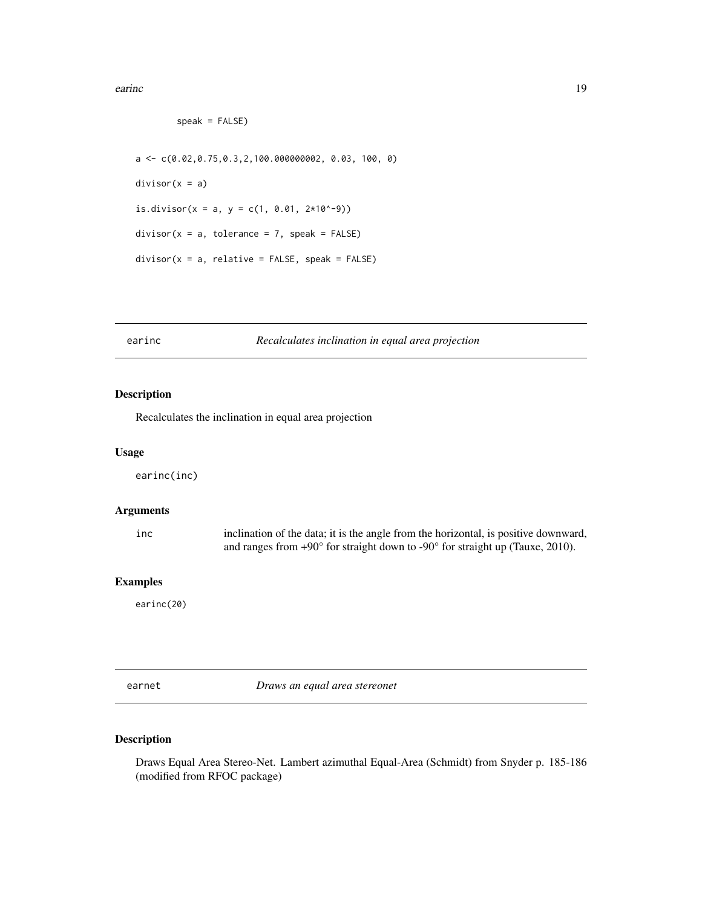```
        speak = FALSE)

a <- c(0.02,0.75,0.3,2,100.000000002, 0.03, 100, 0)

divisor(x = a)

is.divisor(x = a, y = c(1, 0.01, 2*10^-9))

divisor(x = a, tolerance = 7, speak = FALSE)

divisor(x = a, relative = FALSE, speak = FALSE)
```

## earinc — *Recalculates inclination in equal area projection*

### Description

Recalculates the inclination in equal area projection

### Usage

```
earinc(inc)
```

### Arguments

| | |
|---|---|
| inc | inclination of the data; it is the angle from the horizontal, is positive downward, and ranges from +90° for straight down to -90° for straight up (Tauxe, 2010). |

### Examples

```
earinc(20)
```

## earnet — *Draws an equal area stereonet*

### Description

Draws Equal Area Stereo-Net. Lambert azimuthal Equal-Area (Schmidt) from Snyder p. 185-186 (modified from RFOC package)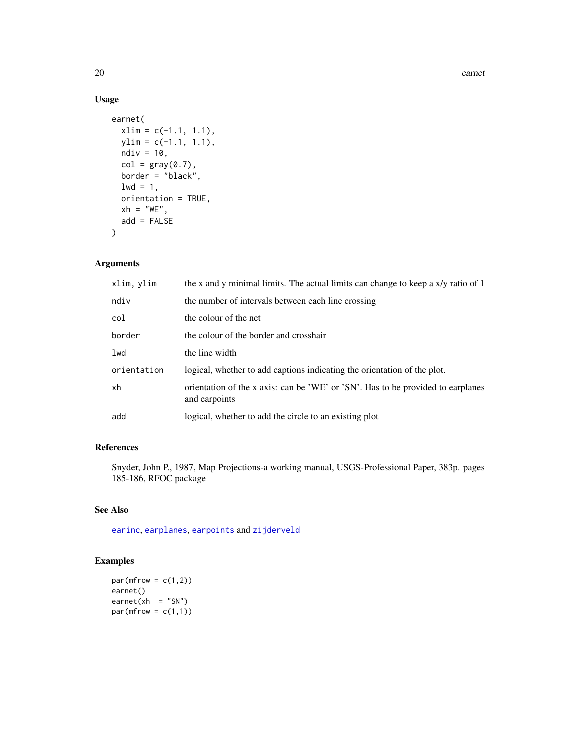## Usage

```
earnet(
  xlim = c(-1.1, 1.1),
  ylim = c(-1.1, 1.1),
  ndiv = 10,
  col = gray(0.7),
  border = "black",
  lwd = 1,
  orientation = TRUE,
  xh = "WE",
  add = FALSE
)
```

## Arguments

| | |
|---|---|
| xlim, ylim | the x and y minimal limits. The actual limits can change to keep a x/y ratio of 1 |
| ndiv | the number of intervals between each line crossing |
| col | the colour of the net |
| border | the colour of the border and crosshair |
| lwd | the line width |
| orientation | logical, whether to add captions indicating the orientation of the plot. |
| xh | orientation of the x axis: can be 'WE' or 'SN'. Has to be provided to earplanes and earpoints |
| add | logical, whether to add the circle to an existing plot |

## References

Snyder, John P., 1987, Map Projections-a working manual, USGS-Professional Paper, 383p. pages 185-186, RFOC package

## See Also

earinc, earplanes, earpoints and zijderveld

## Examples

```
par(mfrow = c(1,2))
earnet()
earnet(xh  = "SN")
par(mfrow = c(1,1))
```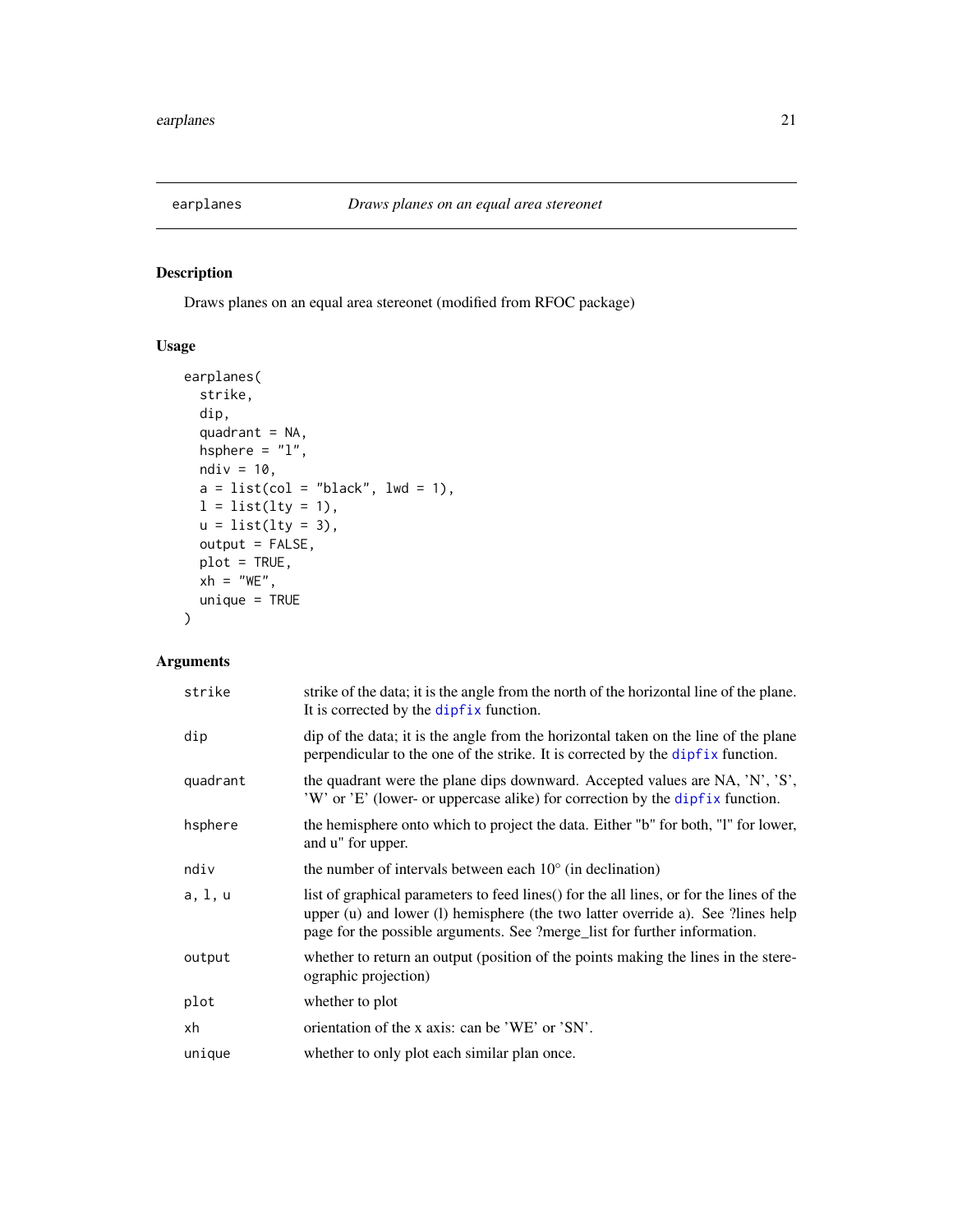# earplanes — *Draws planes on an equal area stereonet*

## Description

Draws planes on an equal area stereonet (modified from RFOC package)

## Usage

```
earplanes(
  strike,
  dip,
  quadrant = NA,
  hsphere = "l",
  ndiv = 10,
  a = list(col = "black", lwd = 1),
  l = list(lty = 1),
  u = list(lty = 3),
  output = FALSE,
  plot = TRUE,
  xh = "WE",
  unique = TRUE
)
```

## Arguments

| Argument | Description |
|---|---|
| `strike` | strike of the data; it is the angle from the north of the horizontal line of the plane. It is corrected by the `dipfix` function. |
| `dip` | dip of the data; it is the angle from the horizontal taken on the line of the plane perpendicular to the one of the strike. It is corrected by the `dipfix` function. |
| `quadrant` | the quadrant were the plane dips downward. Accepted values are NA, 'N', 'S', 'W' or 'E' (lower- or uppercase alike) for correction by the `dipfix` function. |
| `hsphere` | the hemisphere onto which to project the data. Either "b" for both, "l" for lower, and u" for upper. |
| `ndiv` | the number of intervals between each 10° (in declination) |
| `a, l, u` | list of graphical parameters to feed lines() for the all lines, or for the lines of the upper (u) and lower (l) hemisphere (the two latter override a). See ?lines help page for the possible arguments. See ?merge_list for further information. |
| `output` | whether to return an output (position of the points making the lines in the stereographic projection) |
| `plot` | whether to plot |
| `xh` | orientation of the x axis: can be 'WE' or 'SN'. |
| `unique` | whether to only plot each similar plan once. |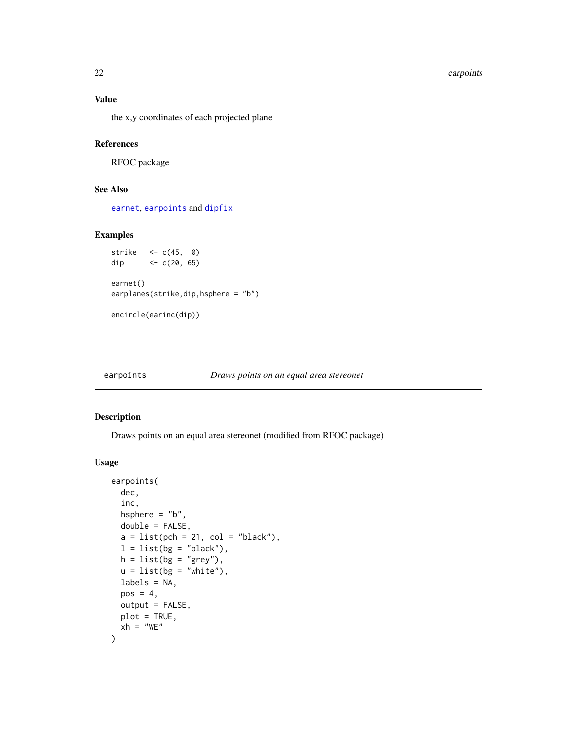### Value

the x,y coordinates of each projected plane

### References

RFOC package

### See Also

earnet, earpoints and dipfix

### Examples

```
strike   <- c(45,  0)
dip      <- c(20, 65)

earnet()
earplanes(strike,dip,hsphere = "b")

encircle(earinc(dip))
```

---

## earpoints — *Draws points on an equal area stereonet*

### Description

Draws points on an equal area stereonet (modified from RFOC package)

### Usage

```
earpoints(
  dec,
  inc,
  hsphere = "b",
  double = FALSE,
  a = list(pch = 21, col = "black"),
  l = list(bg = "black"),
  h = list(bg = "grey"),
  u = list(bg = "white"),
  labels = NA,
  pos = 4,
  output = FALSE,
  plot = TRUE,
  xh = "WE"
)
```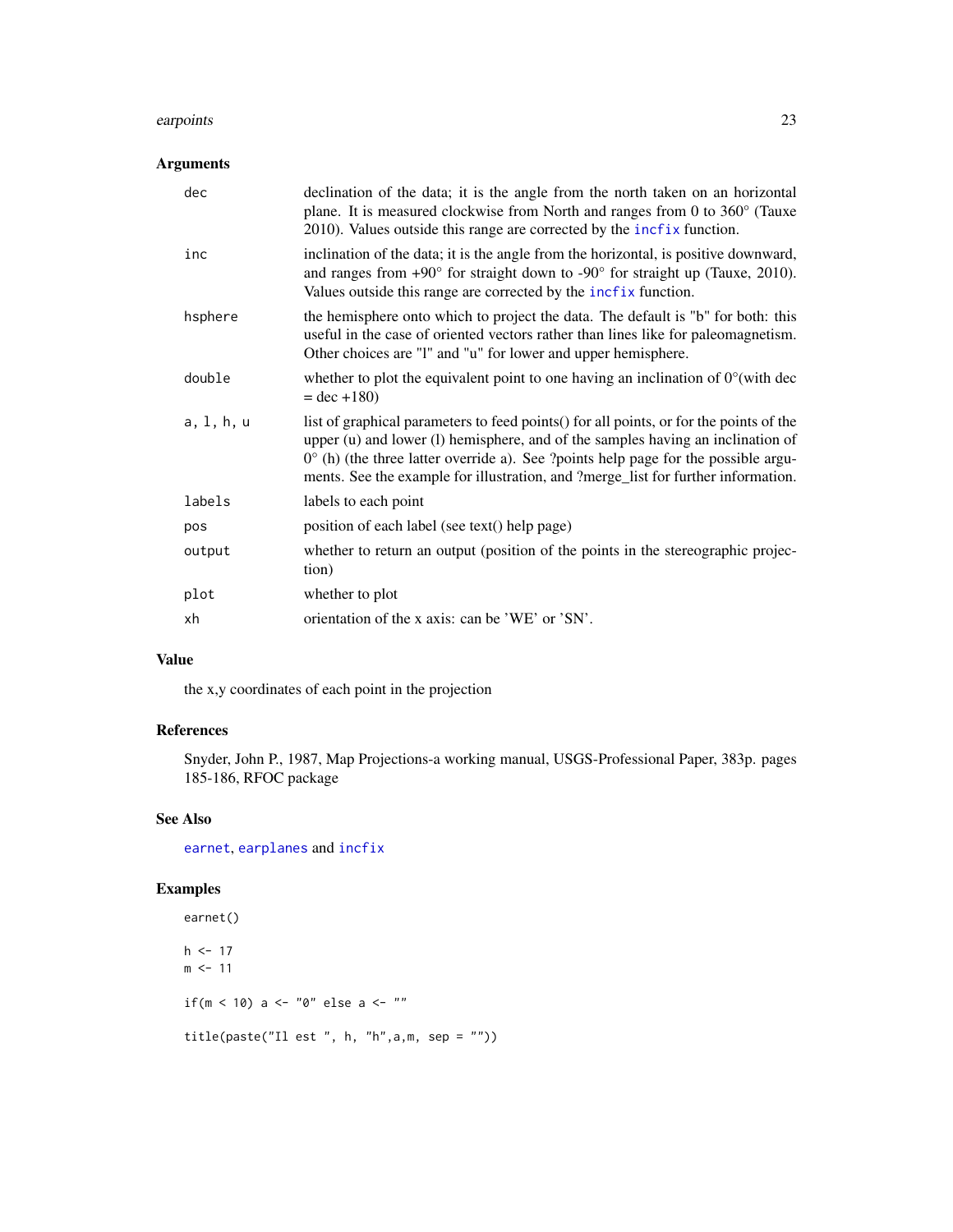## Arguments

| | |
|---|---|
| dec | declination of the data; it is the angle from the north taken on an horizontal plane. It is measured clockwise from North and ranges from 0 to 360° (Tauxe 2010). Values outside this range are corrected by the incfix function. |
| inc | inclination of the data; it is the angle from the horizontal, is positive downward, and ranges from +90° for straight down to -90° for straight up (Tauxe, 2010). Values outside this range are corrected by the incfix function. |
| hsphere | the hemisphere onto which to project the data. The default is "b" for both: this useful in the case of oriented vectors rather than lines like for paleomagnetism. Other choices are "l" and "u" for lower and upper hemisphere. |
| double | whether to plot the equivalent point to one having an inclination of 0°(with dec = dec +180) |
| a, l, h, u | list of graphical parameters to feed points() for all points, or for the points of the upper (u) and lower (l) hemisphere, and of the samples having an inclination of 0° (h) (the three latter override a). See ?points help page for the possible arguments. See the example for illustration, and ?merge_list for further information. |
| labels | labels to each point |
| pos | position of each label (see text() help page) |
| output | whether to return an output (position of the points in the stereographic projection) |
| plot | whether to plot |
| xh | orientation of the x axis: can be 'WE' or 'SN'. |

## Value

the x,y coordinates of each point in the projection

## References

Snyder, John P., 1987, Map Projections-a working manual, USGS-Professional Paper, 383p. pages 185-186, RFOC package

## See Also

earnet, earplanes and incfix

## Examples

```
earnet()

h <- 17
m <- 11

if(m < 10) a <- "0" else a <- ""

title(paste("Il est ", h, "h",a,m, sep = ""))
```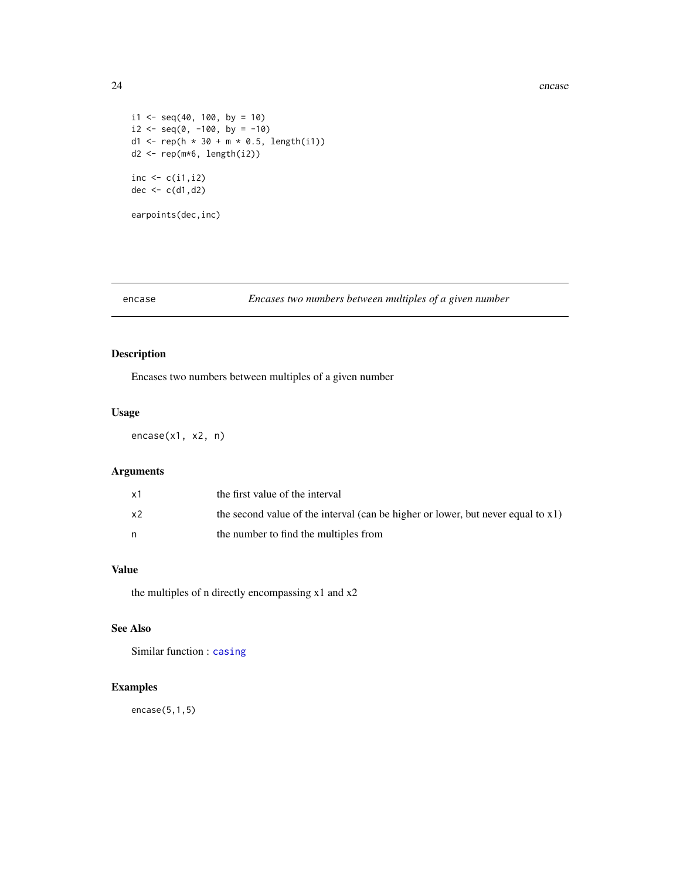```
i1 <- seq(40, 100, by = 10)
i2 <- seq(0, -100, by = -10)
d1 <- rep(h * 30 + m * 0.5, length(i1))
d2 <- rep(m*6, length(i2))

inc <- c(i1,i2)
dec <- c(d1,d2)

earpoints(dec,inc)
```

---

## encase — *Encases two numbers between multiples of a given number*

### Description

Encases two numbers between multiples of a given number

### Usage

```
encase(x1, x2, n)
```

### Arguments

| | |
|---|---|
| x1 | the first value of the interval |
| x2 | the second value of the interval (can be higher or lower, but never equal to x1) |
| n | the number to find the multiples from |

### Value

the multiples of n directly encompassing x1 and x2

### See Also

Similar function : `casing`

### Examples

```
encase(5,1,5)
```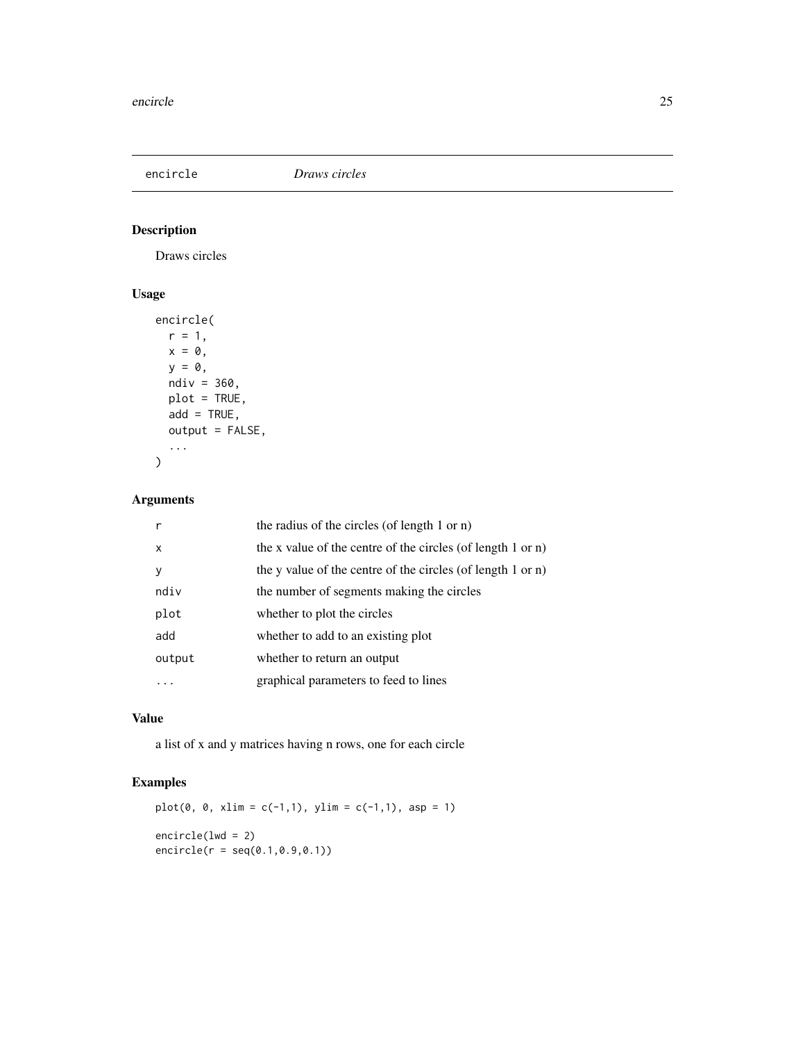# encircle *Draws circles*

## Description

Draws circles

## Usage

```
encircle(
  r = 1,
  x = 0,
  y = 0,
  ndiv = 360,
  plot = TRUE,
  add = TRUE,
  output = FALSE,
  ...
)
```

## Arguments

| | |
|---|---|
| r | the radius of the circles (of length 1 or n) |
| x | the x value of the centre of the circles (of length 1 or n) |
| y | the y value of the centre of the circles (of length 1 or n) |
| ndiv | the number of segments making the circles |
| plot | whether to plot the circles |
| add | whether to add to an existing plot |
| output | whether to return an output |
| ... | graphical parameters to feed to lines |

## Value

a list of x and y matrices having n rows, one for each circle

## Examples

```
plot(0, 0, xlim = c(-1,1), ylim = c(-1,1), asp = 1)

encircle(lwd = 2)
encircle(r = seq(0.1,0.9,0.1))
```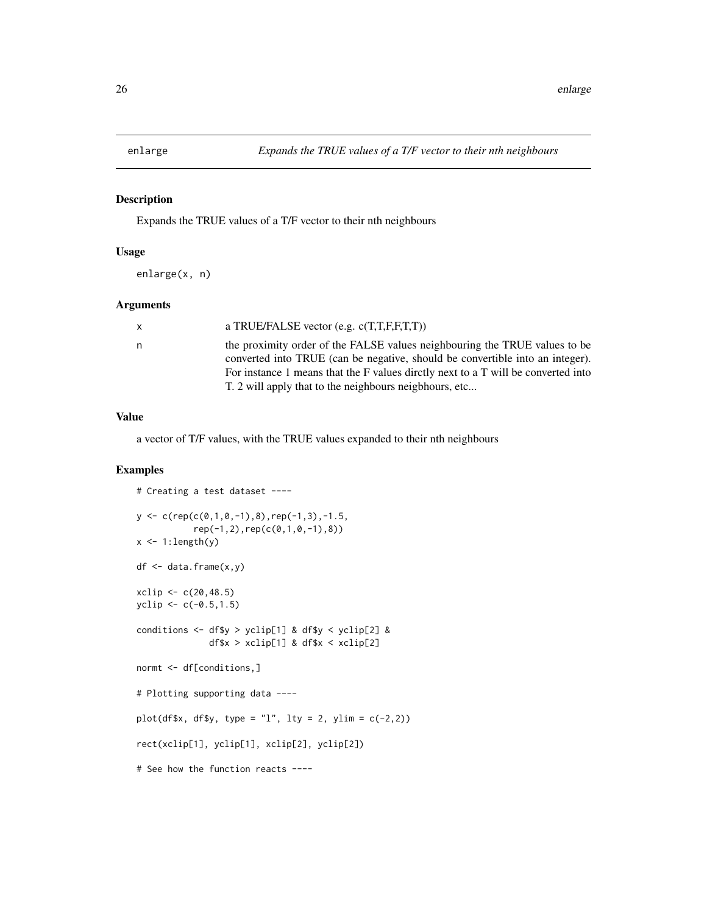# enlarge — *Expands the TRUE values of a T/F vector to their nth neighbours*

## Description

Expands the TRUE values of a T/F vector to their nth neighbours

## Usage

```
enlarge(x, n)
```

## Arguments

| | |
|---|---|
| x | a TRUE/FALSE vector (e.g. c(T,T,F,F,T,T)) |
| n | the proximity order of the FALSE values neighbouring the TRUE values to be converted into TRUE (can be negative, should be convertible into an integer). For instance 1 means that the F values dirctly next to a T will be converted into T. 2 will apply that to the neighbours neigbhours, etc... |

## Value

a vector of T/F values, with the TRUE values expanded to their nth neighbours

## Examples

```
# Creating a test dataset ----

y <- c(rep(c(0,1,0,-1),8),rep(-1,3),-1.5,
          rep(-1,2),rep(c(0,1,0,-1),8))
x <- 1:length(y)

df <- data.frame(x,y)

xclip <- c(20,48.5)
yclip <- c(-0.5,1.5)

conditions <- df$y > yclip[1] & df$y < yclip[2] &
              df$x > xclip[1] & df$x < xclip[2]

normt <- df[conditions,]

# Plotting supporting data ----

plot(df$x, df$y, type = "l", lty = 2, ylim = c(-2,2))

rect(xclip[1], yclip[1], xclip[2], yclip[2])

# See how the function reacts ----
```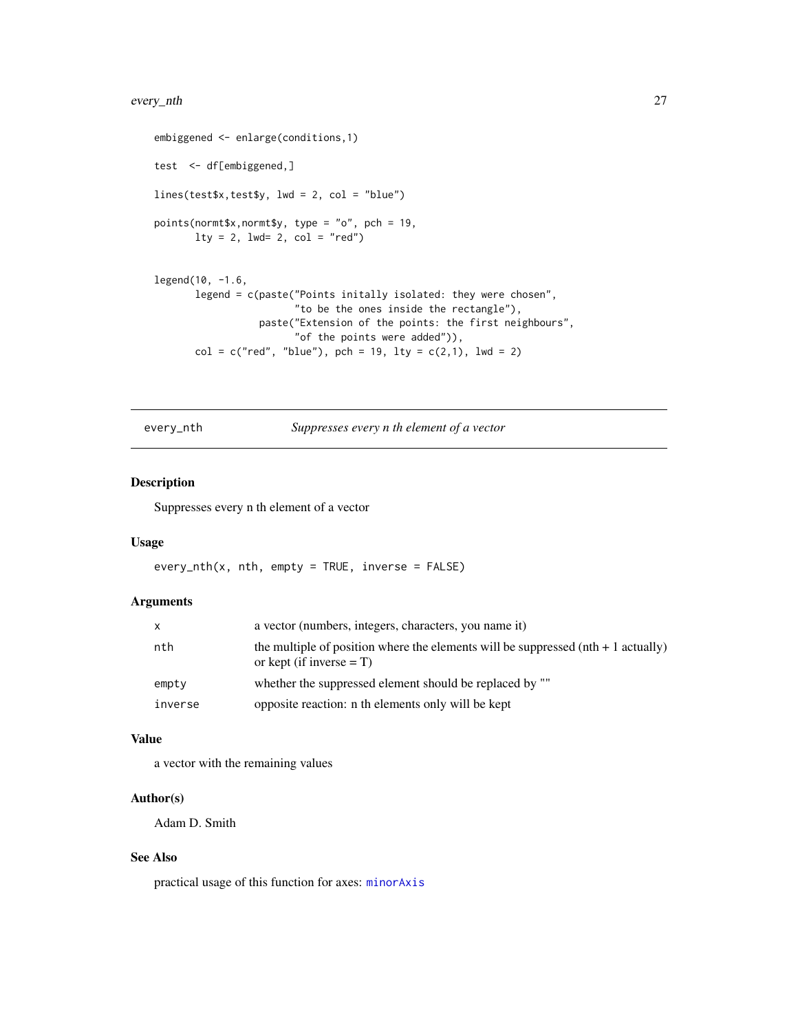```
embiggened <- enlarge(conditions,1)

test  <- df[embiggened,]

lines(test$x,test$y, lwd = 2, col = "blue")

points(normt$x,normt$y, type = "o", pch = 19,
       lty = 2, lwd= 2, col = "red")


legend(10, -1.6,
       legend = c(paste("Points initally isolated: they were chosen",
                        "to be the ones inside the rectangle"),
                  paste("Extension of the points: the first neighbours",
                        "of the points were added")),
       col = c("red", "blue"), pch = 19, lty = c(2,1), lwd = 2)
```

## every_nth *Suppresses every n th element of a vector*

### Description

Suppresses every n th element of a vector

### Usage

```
every_nth(x, nth, empty = TRUE, inverse = FALSE)
```

### Arguments

| | |
|---|---|
| `x` | a vector (numbers, integers, characters, you name it) |
| `nth` | the multiple of position where the elements will be suppressed (nth + 1 actually) or kept (if inverse = T) |
| `empty` | whether the suppressed element should be replaced by "" |
| `inverse` | opposite reaction: n th elements only will be kept |

### Value

a vector with the remaining values

### Author(s)

Adam D. Smith

### See Also

practical usage of this function for axes: `minorAxis`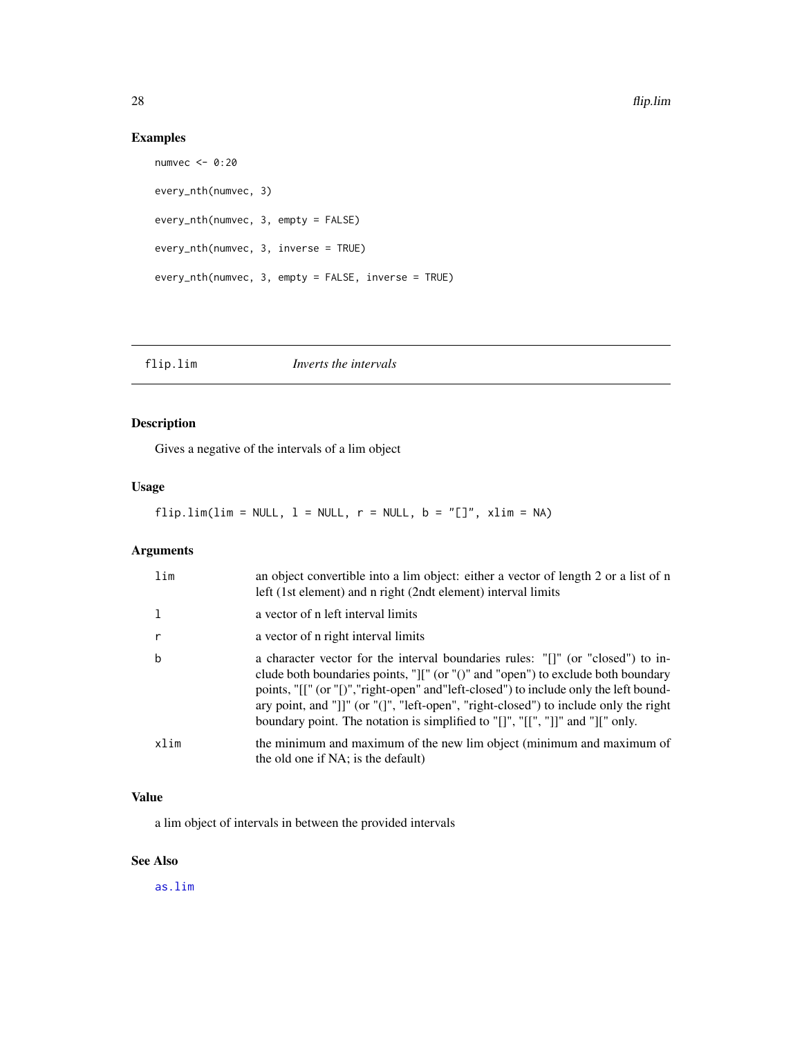## Examples

```
numvec <- 0:20

every_nth(numvec, 3)

every_nth(numvec, 3, empty = FALSE)

every_nth(numvec, 3, inverse = TRUE)

every_nth(numvec, 3, empty = FALSE, inverse = TRUE)
```

---

# flip.lim *Inverts the intervals*

---

## Description

Gives a negative of the intervals of a lim object

## Usage

```
flip.lim(lim = NULL, l = NULL, r = NULL, b = "[]", xlim = NA)
```

## Arguments

| | |
|---|---|
| lim | an object convertible into a lim object: either a vector of length 2 or a list of n left (1st element) and n right (2ndt element) interval limits |
| l | a vector of n left interval limits |
| r | a vector of n right interval limits |
| b | a character vector for the interval boundaries rules: "[]" (or "closed") to include both boundaries points, "][" (or "()" and "open") to exclude both boundary points, "[[" (or "[)","right-open" and"left-closed") to include only the left boundary point, and "]]" (or "(]", "left-open", "right-closed") to include only the right boundary point. The notation is simplified to "[]", "[[", "]]" and "][" only. |
| xlim | the minimum and maximum of the new lim object (minimum and maximum of the old one if NA; is the default) |

## Value

a lim object of intervals in between the provided intervals

## See Also

as.lim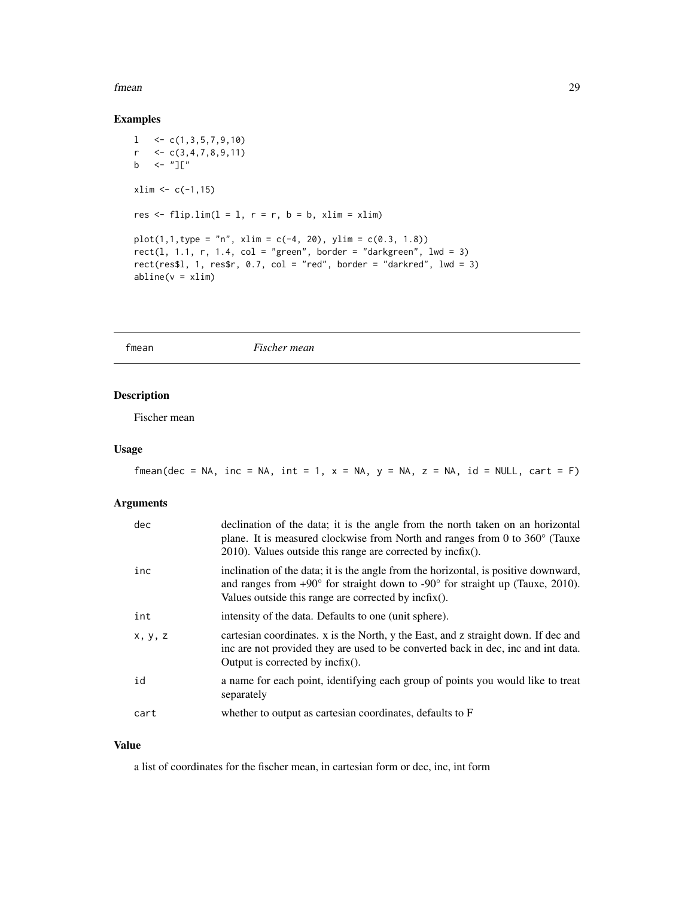## Examples

```
l   <- c(1,3,5,7,9,10)
r   <- c(3,4,7,8,9,11)
b   <- "]["

xlim <- c(-1,15)

res <- flip.lim(l = l, r = r, b = b, xlim = xlim)

plot(1,1,type = "n", xlim = c(-4, 20), ylim = c(0.3, 1.8))
rect(l, 1.1, r, 1.4, col = "green", border = "darkgreen", lwd = 3)
rect(res$l, 1, res$r, 0.7, col = "red", border = "darkred", lwd = 3)
abline(v = xlim)
```

---

# fmean *Fischer mean*

---

## Description

Fischer mean

## Usage

```
fmean(dec = NA, inc = NA, int = 1, x = NA, y = NA, z = NA, id = NULL, cart = F)
```

## Arguments

| | |
|---|---|
| dec | declination of the data; it is the angle from the north taken on an horizontal plane. It is measured clockwise from North and ranges from 0 to 360° (Tauxe 2010). Values outside this range are corrected by incfix(). |
| inc | inclination of the data; it is the angle from the horizontal, is positive downward, and ranges from +90° for straight down to -90° for straight up (Tauxe, 2010). Values outside this range are corrected by incfix(). |
| int | intensity of the data. Defaults to one (unit sphere). |
| x, y, z | cartesian coordinates. x is the North, y the East, and z straight down. If dec and inc are not provided they are used to be converted back in dec, inc and int data. Output is corrected by incfix(). |
| id | a name for each point, identifying each group of points you would like to treat separately |
| cart | whether to output as cartesian coordinates, defaults to F |

## Value

a list of coordinates for the fischer mean, in cartesian form or dec, inc, int form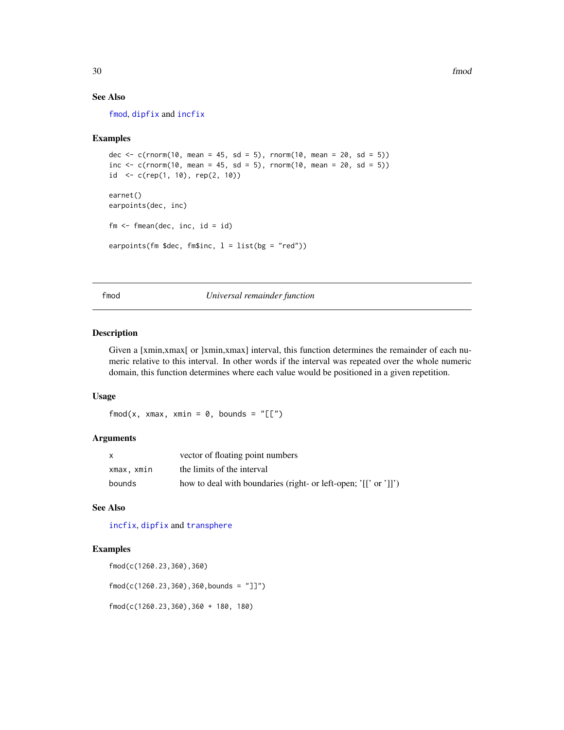## See Also

fmod, dipfix and incfix

## Examples

```
dec <- c(rnorm(10, mean = 45, sd = 5), rnorm(10, mean = 20, sd = 5))
inc <- c(rnorm(10, mean = 45, sd = 5), rnorm(10, mean = 20, sd = 5))
id  <- c(rep(1, 10), rep(2, 10))

earnet()
earpoints(dec, inc)

fm <- fmean(dec, inc, id = id)

earpoints(fm $dec, fm$inc, l = list(bg = "red"))
```

---

# fmod *Universal remainder function*

## Description

Given a [xmin,xmax[ or ]xmin,xmax] interval, this function determines the remainder of each numeric relative to this interval. In other words if the interval was repeated over the whole numeric domain, this function determines where each value would be positioned in a given repetition.

## Usage

```
fmod(x, xmax, xmin = 0, bounds = "[[")
```

## Arguments

| | |
|---|---|
| x | vector of floating point numbers |
| xmax, xmin | the limits of the interval |
| bounds | how to deal with boundaries (right- or left-open; '[[' or ']]') |

## See Also

incfix, dipfix and transphere

## Examples

```
fmod(c(1260.23,360),360)

fmod(c(1260.23,360),360,bounds = "]]")

fmod(c(1260.23,360),360 + 180, 180)
```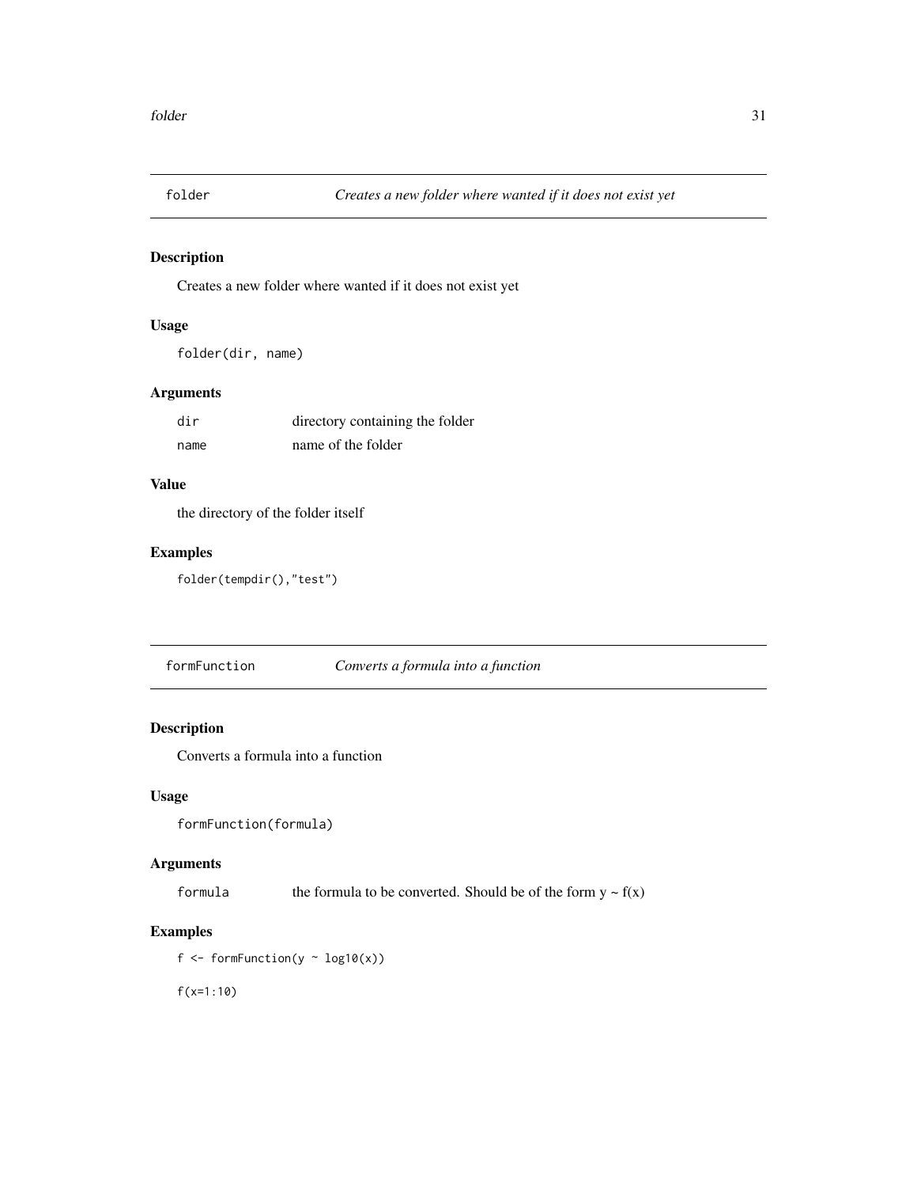## folder — *Creates a new folder where wanted if it does not exist yet*

### Description

Creates a new folder where wanted if it does not exist yet

### Usage

```
folder(dir, name)
```

### Arguments

| | |
|---|---|
| `dir` | directory containing the folder |
| `name` | name of the folder |

### Value

the directory of the folder itself

### Examples

```
folder(tempdir(),"test")
```

## formFunction — *Converts a formula into a function*

### Description

Converts a formula into a function

### Usage

```
formFunction(formula)
```

### Arguments

| | |
|---|---|
| `formula` | the formula to be converted. Should be of the form y ~ f(x) |

### Examples

```
f <- formFunction(y ~ log10(x))

f(x=1:10)
```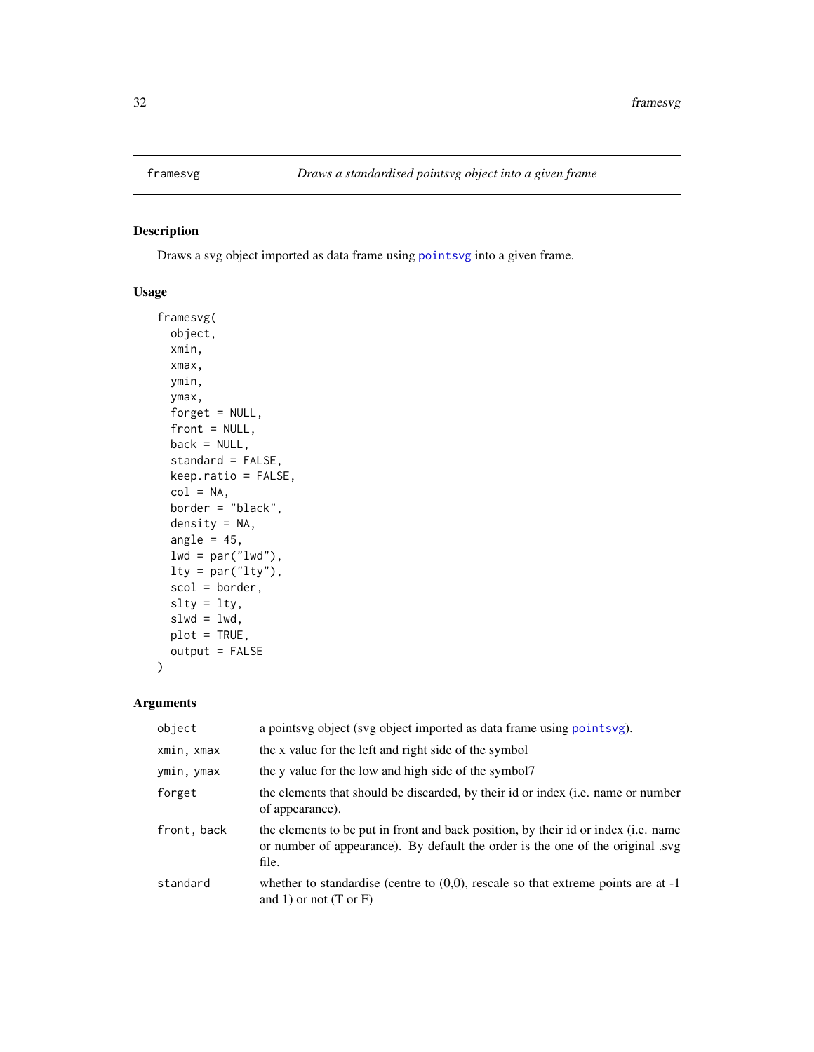# framesvg — *Draws a standardised pointsvg object into a given frame*

## Description

Draws a svg object imported as data frame using `pointsvg` into a given frame.

## Usage

```
framesvg(
  object,
  xmin,
  xmax,
  ymin,
  ymax,
  forget = NULL,
  front = NULL,
  back = NULL,
  standard = FALSE,
  keep.ratio = FALSE,
  col = NA,
  border = "black",
  density = NA,
  angle = 45,
  lwd = par("lwd"),
  lty = par("lty"),
  scol = border,
  slty = lty,
  slwd = lwd,
  plot = TRUE,
  output = FALSE
)
```

## Arguments

| Argument | Description |
|---|---|
| `object` | a pointsvg object (svg object imported as data frame using `pointsvg`). |
| `xmin, xmax` | the x value for the left and right side of the symbol |
| `ymin, ymax` | the y value for the low and high side of the symbol7 |
| `forget` | the elements that should be discarded, by their id or index (i.e. name or number of appearance). |
| `front, back` | the elements to be put in front and back position, by their id or index (i.e. name or number of appearance). By default the order is the one of the original .svg file. |
| `standard` | whether to standardise (centre to (0,0), rescale so that extreme points are at -1 and 1) or not (T or F) |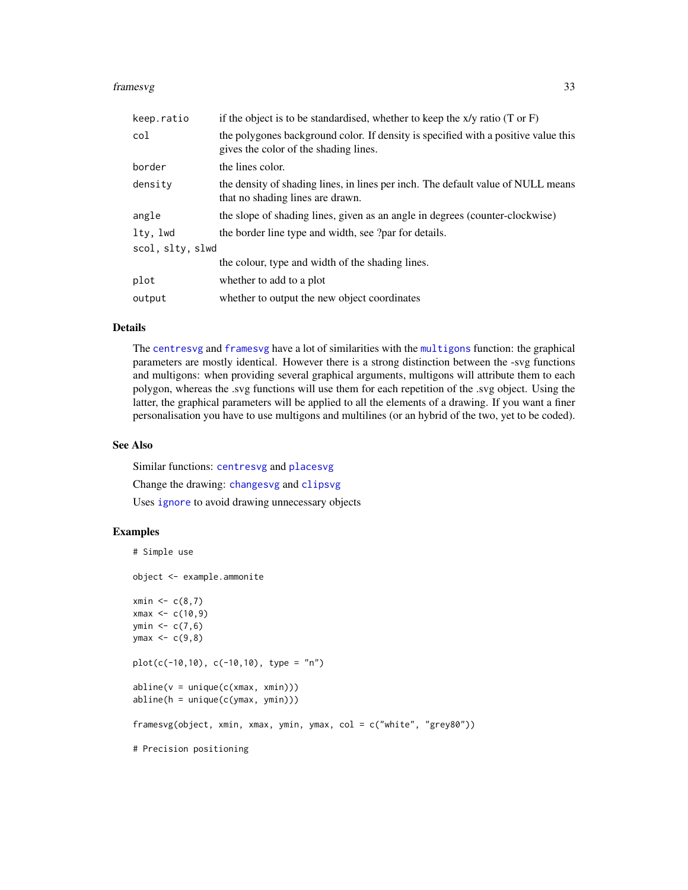| | |
|---|---|
| `keep.ratio` | if the object is to be standardised, whether to keep the x/y ratio (T or F) |
| `col` | the polygones background color. If density is specified with a positive value this gives the color of the shading lines. |
| `border` | the lines color. |
| `density` | the density of shading lines, in lines per inch. The default value of NULL means that no shading lines are drawn. |
| `angle` | the slope of shading lines, given as an angle in degrees (counter-clockwise) |
| `lty, lwd` | the border line type and width, see ?par for details. |
| `scol, slty, slwd` | the colour, type and width of the shading lines. |
| `plot` | whether to add to a plot |
| `output` | whether to output the new object coordinates |

## Details

The `centresvg` and `framesvg` have a lot of similarities with the `multigons` function: the graphical parameters are mostly identical. However there is a strong distinction between the -svg functions and multigons: when providing several graphical arguments, multigons will attribute them to each polygon, whereas the .svg functions will use them for each repetition of the .svg object. Using the latter, the graphical parameters will be applied to all the elements of a drawing. If you want a finer personalisation you have to use multigons and multilines (or an hybrid of the two, yet to be coded).

## See Also

Similar functions: `centresvg` and `placesvg`

Change the drawing: `changesvg` and `clipsvg`

Uses `ignore` to avoid drawing unnecessary objects

## Examples

```
# Simple use

object <- example.ammonite

xmin <- c(8,7)
xmax <- c(10,9)
ymin <- c(7,6)
ymax <- c(9,8)

plot(c(-10,10), c(-10,10), type = "n")

abline(v = unique(c(xmax, xmin)))
abline(h = unique(c(ymax, ymin)))

framesvg(object, xmin, xmax, ymin, ymax, col = c("white", "grey80"))

# Precision positioning
```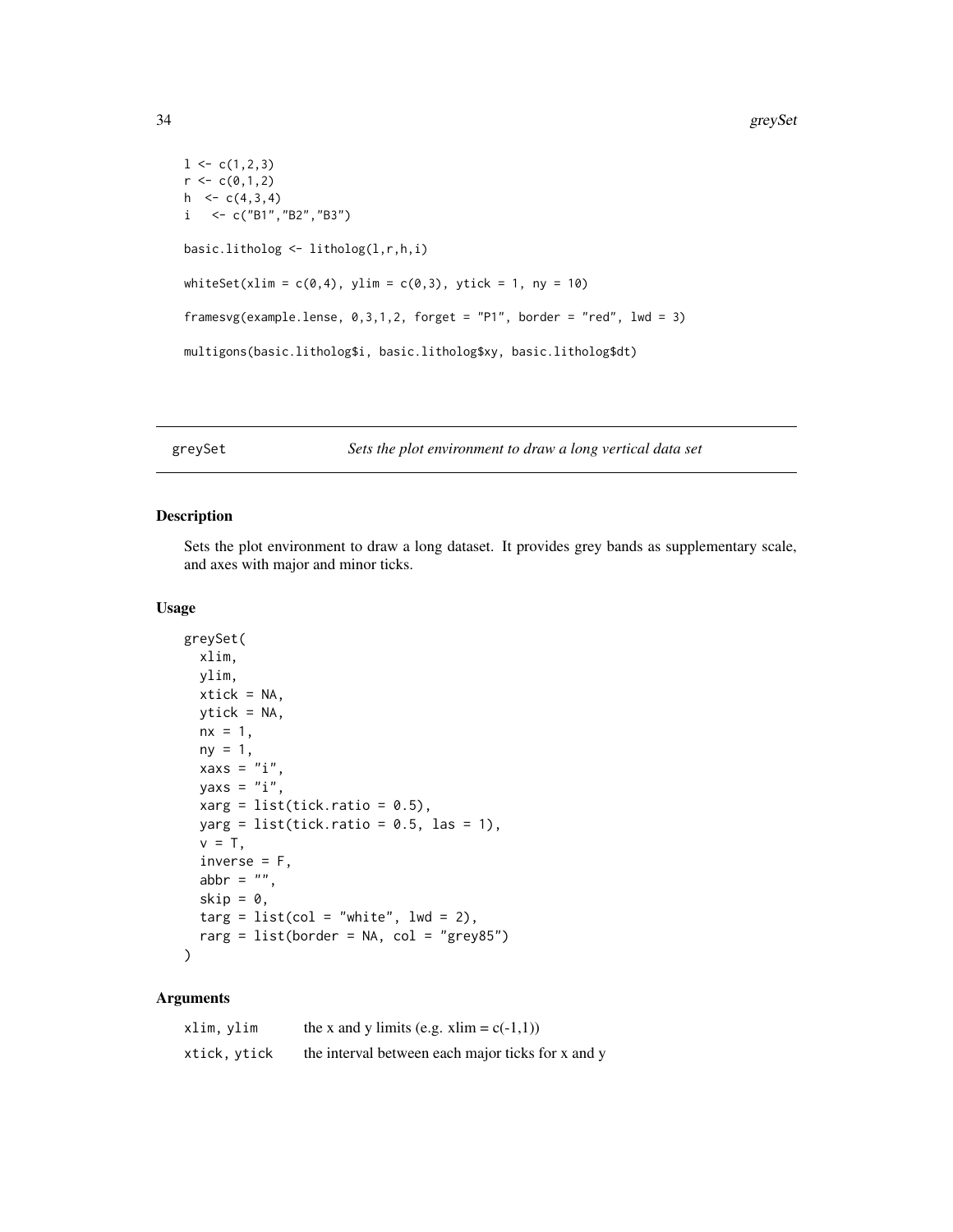```
l <- c(1,2,3)
r <- c(0,1,2)
h  <- c(4,3,4)
i   <- c("B1","B2","B3")

basic.litholog <- litholog(l,r,h,i)

whiteSet(xlim = c(0,4), ylim = c(0,3), ytick = 1, ny = 10)

framesvg(example.lense, 0,3,1,2, forget = "P1", border = "red", lwd = 3)

multigons(basic.litholog$i, basic.litholog$xy, basic.litholog$dt)
```

---

## greySet — *Sets the plot environment to draw a long vertical data set*

### Description

Sets the plot environment to draw a long dataset. It provides grey bands as supplementary scale, and axes with major and minor ticks.

### Usage

```
greySet(
  xlim,
  ylim,
  xtick = NA,
  ytick = NA,
  nx = 1,
  ny = 1,
  xaxs = "i",
  yaxs = "i",
  xarg = list(tick.ratio = 0.5),
  yarg = list(tick.ratio = 0.5, las = 1),
  v = T,
  inverse = F,
  abbr = "",
  skip = 0,
  targ = list(col = "white", lwd = 2),
  rarg = list(border = NA, col = "grey85")
)
```

### Arguments

| | |
|---|---|
| xlim, ylim | the x and y limits (e.g. xlim = c(-1,1)) |
| xtick, ytick | the interval between each major ticks for x and y |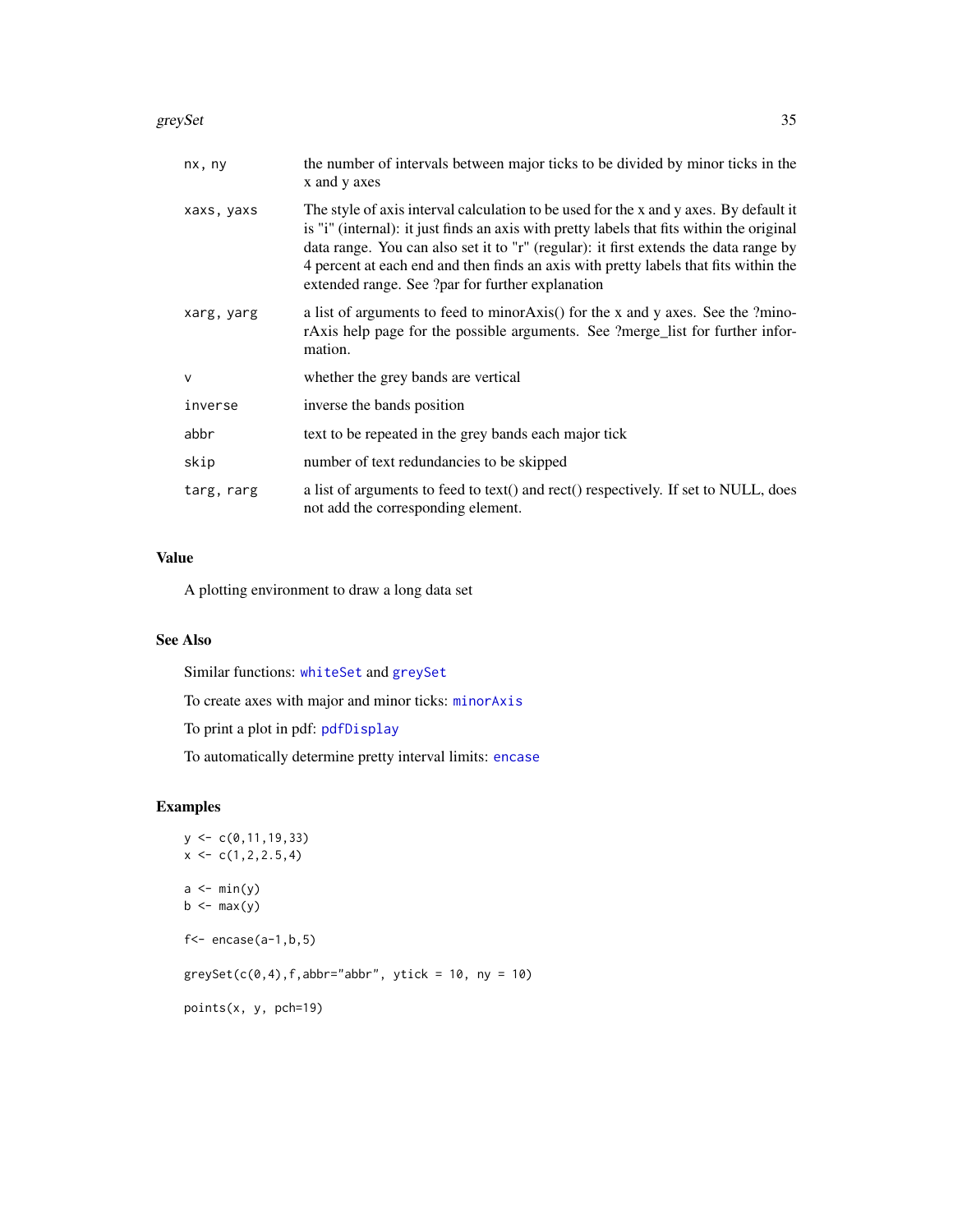| | |
|---|---|
| nx, ny | the number of intervals between major ticks to be divided by minor ticks in the x and y axes |
| xaxs, yaxs | The style of axis interval calculation to be used for the x and y axes. By default it is "i" (internal): it just finds an axis with pretty labels that fits within the original data range. You can also set it to "r" (regular): it first extends the data range by 4 percent at each end and then finds an axis with pretty labels that fits within the extended range. See ?par for further explanation |
| xarg, yarg | a list of arguments to feed to minorAxis() for the x and y axes. See the ?minorAxis help page for the possible arguments. See ?merge_list for further information. |
| v | whether the grey bands are vertical |
| inverse | inverse the bands position |
| abbr | text to be repeated in the grey bands each major tick |
| skip | number of text redundancies to be skipped |
| targ, rarg | a list of arguments to feed to text() and rect() respectively. If set to NULL, does not add the corresponding element. |

## Value

A plotting environment to draw a long data set

## See Also

Similar functions: `whiteSet` and `greySet`

To create axes with major and minor ticks: `minorAxis`

To print a plot in pdf: `pdfDisplay`

To automatically determine pretty interval limits: `encase`

## Examples

```
y <- c(0,11,19,33)
x <- c(1,2,2.5,4)

a <- min(y)
b <- max(y)

f<- encase(a-1,b,5)

greySet(c(0,4),f,abbr="abbr", ytick = 10, ny = 10)

points(x, y, pch=19)
```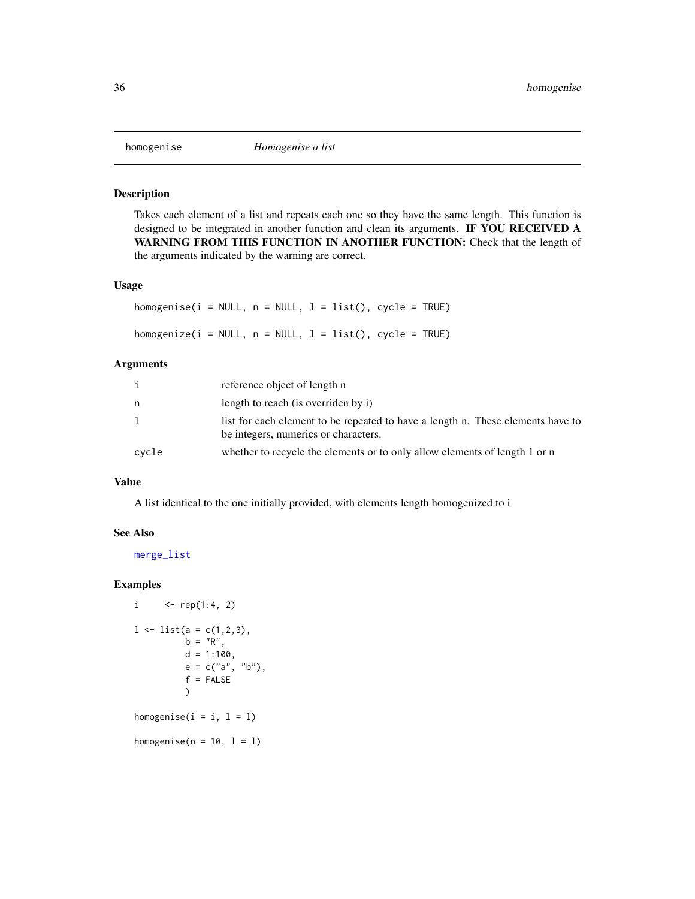homogenise *Homogenise a list*

## Description

Takes each element of a list and repeats each one so they have the same length. This function is designed to be integrated in another function and clean its arguments. **IF YOU RECEIVED A WARNING FROM THIS FUNCTION IN ANOTHER FUNCTION:** Check that the length of the arguments indicated by the warning are correct.

## Usage

```
homogenise(i = NULL, n = NULL, l = list(), cycle = TRUE)

homogenize(i = NULL, n = NULL, l = list(), cycle = TRUE)
```

## Arguments

| | |
|---|---|
| i | reference object of length n |
| n | length to reach (is overriden by i) |
| l | list for each element to be repeated to have a length n. These elements have to be integers, numerics or characters. |
| cycle | whether to recycle the elements or to only allow elements of length 1 or n |

## Value

A list identical to the one initially provided, with elements length homogenized to i

## See Also

merge_list

## Examples

```
i     <- rep(1:4, 2)

l <- list(a = c(1,2,3),
          b = "R",
          d = 1:100,
          e = c("a", "b"),
          f = FALSE
          )

homogenise(i = i, l = l)

homogenise(n = 10, l = l)
```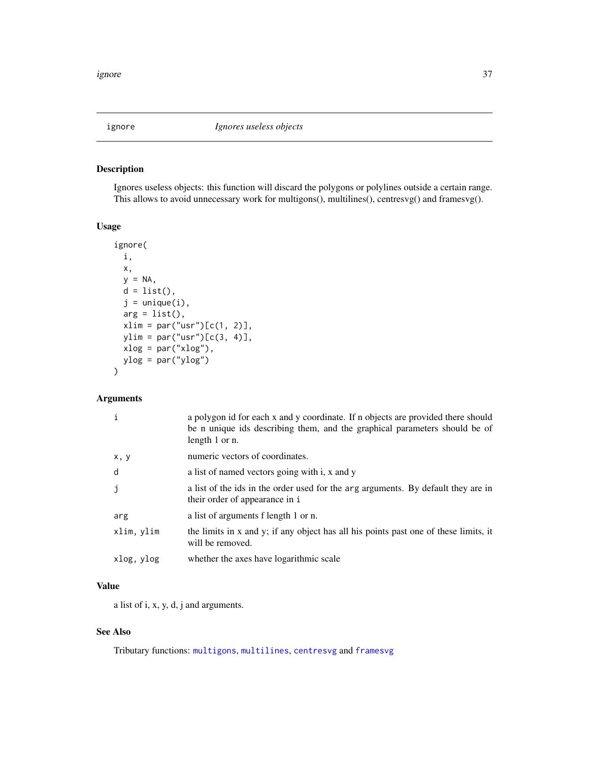# ignore — *Ignores useless objects*

## Description

Ignores useless objects: this function will discard the polygons or polylines outside a certain range. This allows to avoid unnecessary work for multigons(), multilines(), centresvg() and framesvg().

## Usage

```
ignore(
  i,
  x,
  y = NA,
  d = list(),
  j = unique(i),
  arg = list(),
  xlim = par("usr")[c(1, 2)],
  ylim = par("usr")[c(3, 4)],
  xlog = par("xlog"),
  ylog = par("ylog")
)
```

## Arguments

| | |
|---|---|
| `i` | a polygon id for each x and y coordinate. If n objects are provided there should be n unique ids describing them, and the graphical parameters should be of length 1 or n. |
| `x, y` | numeric vectors of coordinates. |
| `d` | a list of named vectors going with i, x and y |
| `j` | a list of the ids in the order used for the `arg` arguments. By default they are in their order of appearance in `i` |
| `arg` | a list of arguments f length 1 or n. |
| `xlim, ylim` | the limits in x and y; if any object has all his points past one of these limits, it will be removed. |
| `xlog, ylog` | whether the axes have logarithmic scale |

## Value

a list of i, x, y, d, j and arguments.

## See Also

Tributary functions: `multigons`, `multilines`, `centresvg` and `framesvg`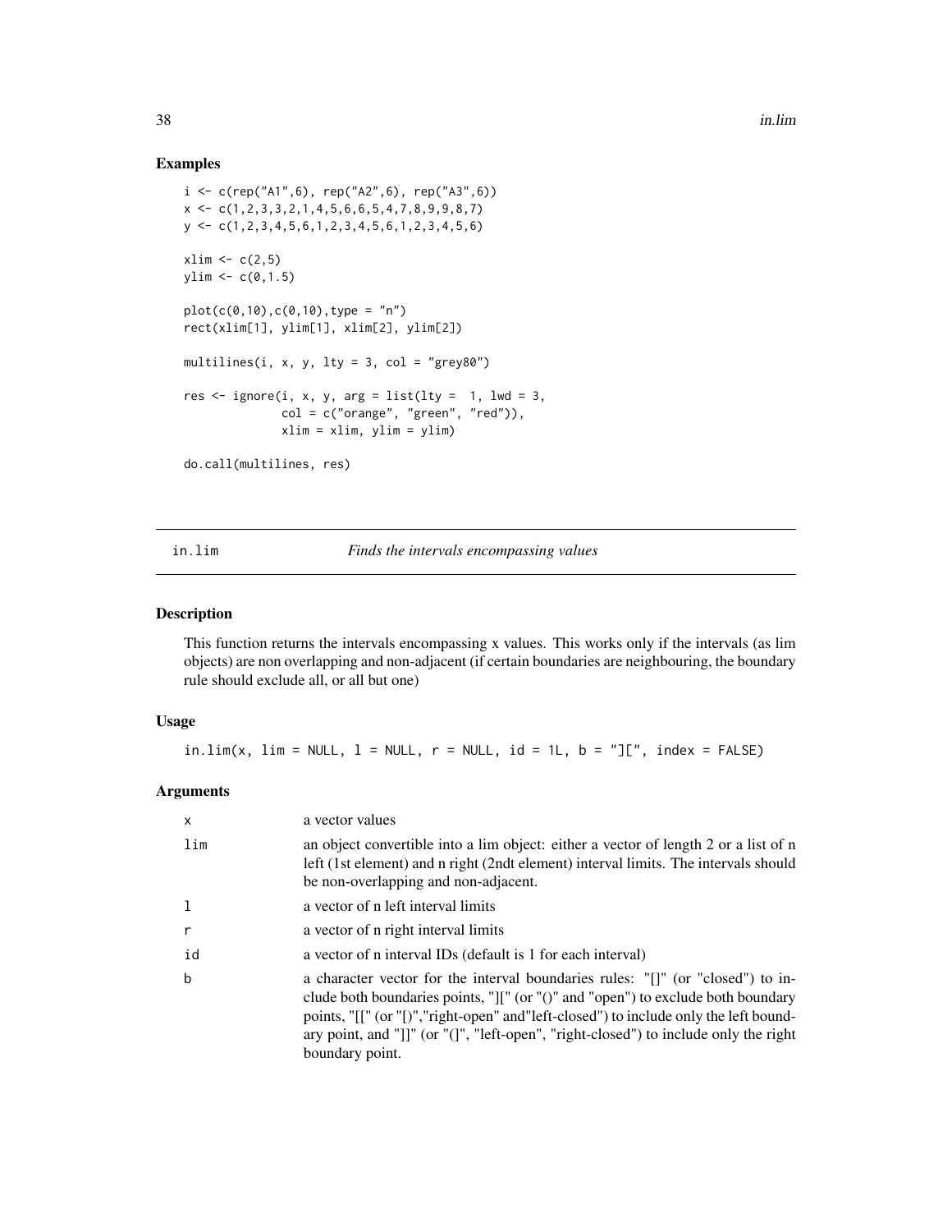## Examples

```
i <- c(rep("A1",6), rep("A2",6), rep("A3",6))
x <- c(1,2,3,3,2,1,4,5,6,6,5,4,7,8,9,9,8,7)
y <- c(1,2,3,4,5,6,1,2,3,4,5,6,1,2,3,4,5,6)

xlim <- c(2,5)
ylim <- c(0,1.5)

plot(c(0,10),c(0,10),type = "n")
rect(xlim[1], ylim[1], xlim[2], ylim[2])

multilines(i, x, y, lty = 3, col = "grey80")

res <- ignore(i, x, y, arg = list(lty =  1, lwd = 3,
              col = c("orange", "green", "red")),
              xlim = xlim, ylim = ylim)

do.call(multilines, res)
```

---

in.lim *Finds the intervals encompassing values*

---

## Description

This function returns the intervals encompassing x values. This works only if the intervals (as lim objects) are non overlapping and non-adjacent (if certain boundaries are neighbouring, the boundary rule should exclude all, or all but one)

## Usage

```
in.lim(x, lim = NULL, l = NULL, r = NULL, id = 1L, b = "][", index = FALSE)
```

## Arguments

| | |
|---|---|
| x | a vector values |
| lim | an object convertible into a lim object: either a vector of length 2 or a list of n left (1st element) and n right (2ndt element) interval limits. The intervals should be non-overlapping and non-adjacent. |
| l | a vector of n left interval limits |
| r | a vector of n right interval limits |
| id | a vector of n interval IDs (default is 1 for each interval) |
| b | a character vector for the interval boundaries rules: "[]" (or "closed") to include both boundaries points, "][" (or "()" and "open") to exclude both boundary points, "[[" (or "[)","right-open" and"left-closed") to include only the left boundary point, and "]]" (or "(]", "left-open", "right-closed") to include only the right boundary point. |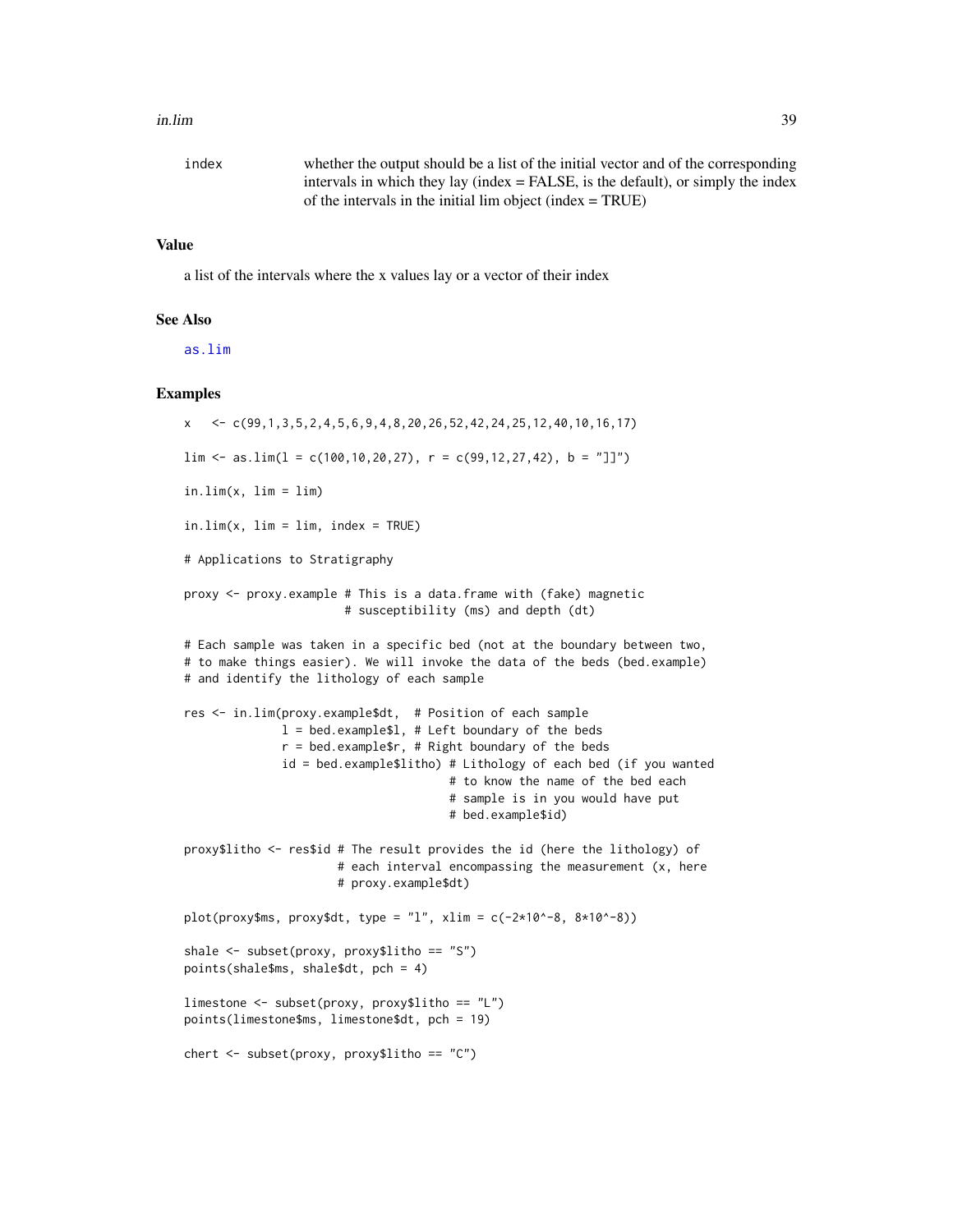index
: whether the output should be a list of the initial vector and of the corresponding intervals in which they lay (index = FALSE, is the default), or simply the index of the intervals in the initial lim object (index = TRUE)

## Value

a list of the intervals where the x values lay or a vector of their index

## See Also

as.lim

## Examples

```
x   <- c(99,1,3,5,2,4,5,6,9,4,8,20,26,52,42,24,25,12,40,10,16,17)

lim <- as.lim(l = c(100,10,20,27), r = c(99,12,27,42), b = "]]")

in.lim(x, lim = lim)

in.lim(x, lim = lim, index = TRUE)

# Applications to Stratigraphy

proxy <- proxy.example # This is a data.frame with (fake) magnetic
                       # susceptibility (ms) and depth (dt)

# Each sample was taken in a specific bed (not at the boundary between two,
# to make things easier). We will invoke the data of the beds (bed.example)
# and identify the lithology of each sample

res <- in.lim(proxy.example$dt,  # Position of each sample
              l = bed.example$l, # Left boundary of the beds
              r = bed.example$r, # Right boundary of the beds
              id = bed.example$litho) # Lithology of each bed (if you wanted
                                      # to know the name of the bed each
                                      # sample is in you would have put
                                      # bed.example$id)

proxy$litho <- res$id # The result provides the id (here the lithology) of
                      # each interval encompassing the measurement (x, here
                      # proxy.example$dt)

plot(proxy$ms, proxy$dt, type = "l", xlim = c(-2*10^-8, 8*10^-8))

shale <- subset(proxy, proxy$litho == "S")
points(shale$ms, shale$dt, pch = 4)

limestone <- subset(proxy, proxy$litho == "L")
points(limestone$ms, limestone$dt, pch = 19)

chert <- subset(proxy, proxy$litho == "C")
```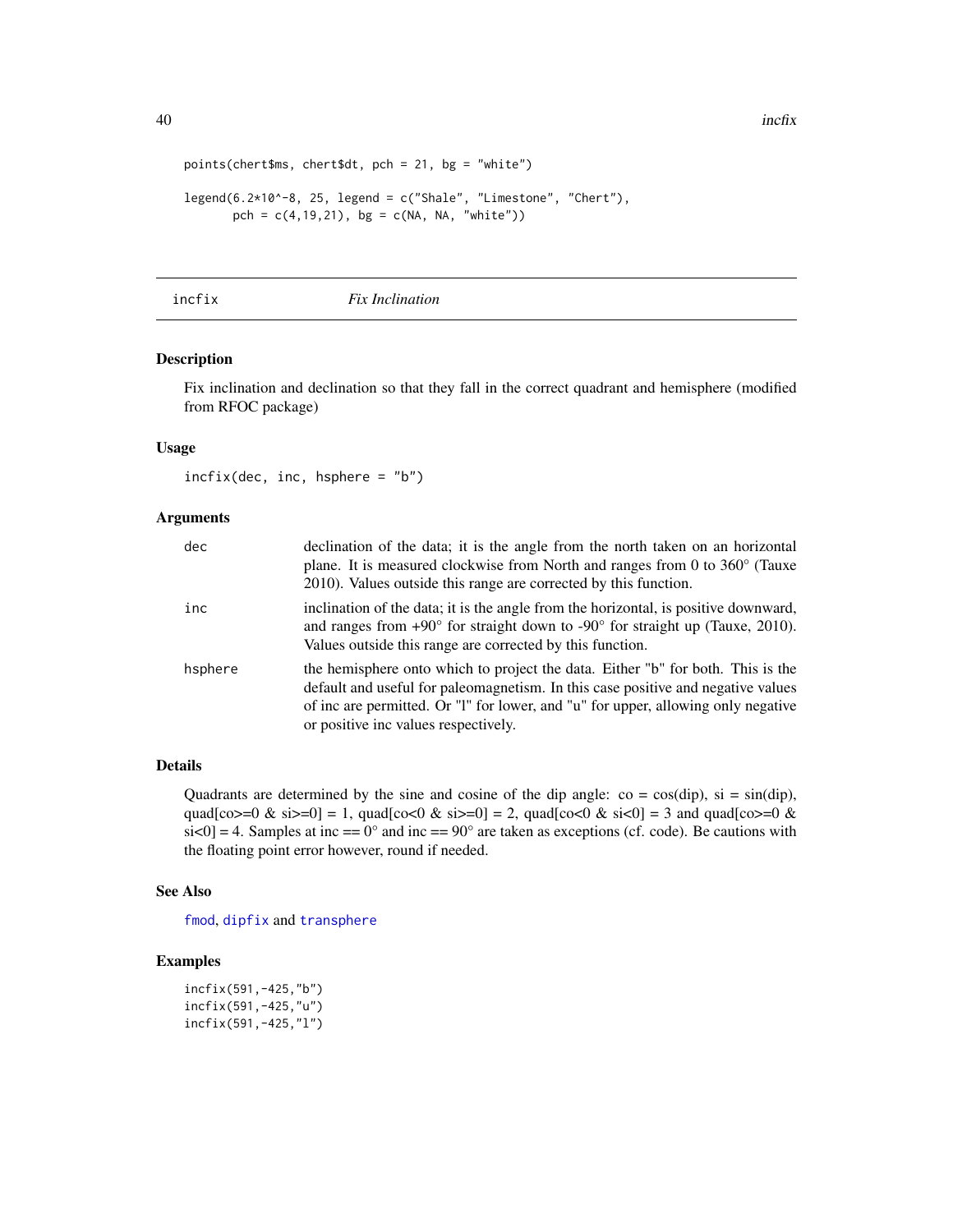```
points(chert$ms, chert$dt, pch = 21, bg = "white")

legend(6.2*10^-8, 25, legend = c("Shale", "Limestone", "Chert"),
       pch = c(4,19,21), bg = c(NA, NA, "white"))
```

## incfix — *Fix Inclination*

### Description

Fix inclination and declination so that they fall in the correct quadrant and hemisphere (modified from RFOC package)

### Usage

```
incfix(dec, inc, hsphere = "b")
```

### Arguments

| | |
|---|---|
| dec | declination of the data; it is the angle from the north taken on an horizontal plane. It is measured clockwise from North and ranges from 0 to 360° (Tauxe 2010). Values outside this range are corrected by this function. |
| inc | inclination of the data; it is the angle from the horizontal, is positive downward, and ranges from +90° for straight down to -90° for straight up (Tauxe, 2010). Values outside this range are corrected by this function. |
| hsphere | the hemisphere onto which to project the data. Either "b" for both. This is the default and useful for paleomagnetism. In this case positive and negative values of inc are permitted. Or "l" for lower, and "u" for upper, allowing only negative or positive inc values respectively. |

### Details

Quadrants are determined by the sine and cosine of the dip angle: co = cos(dip), si = sin(dip), quad[co>=0 & si>=0] = 1, quad[co<0 & si>=0] = 2, quad[co<0 & si<0] = 3 and quad[co>=0 & si<0] = 4. Samples at inc == 0° and inc == 90° are taken as exceptions (cf. code). Be cautions with the floating point error however, round if needed.

### See Also

fmod, dipfix and transphere

### Examples

```
incfix(591,-425,"b")
incfix(591,-425,"u")
incfix(591,-425,"l")
```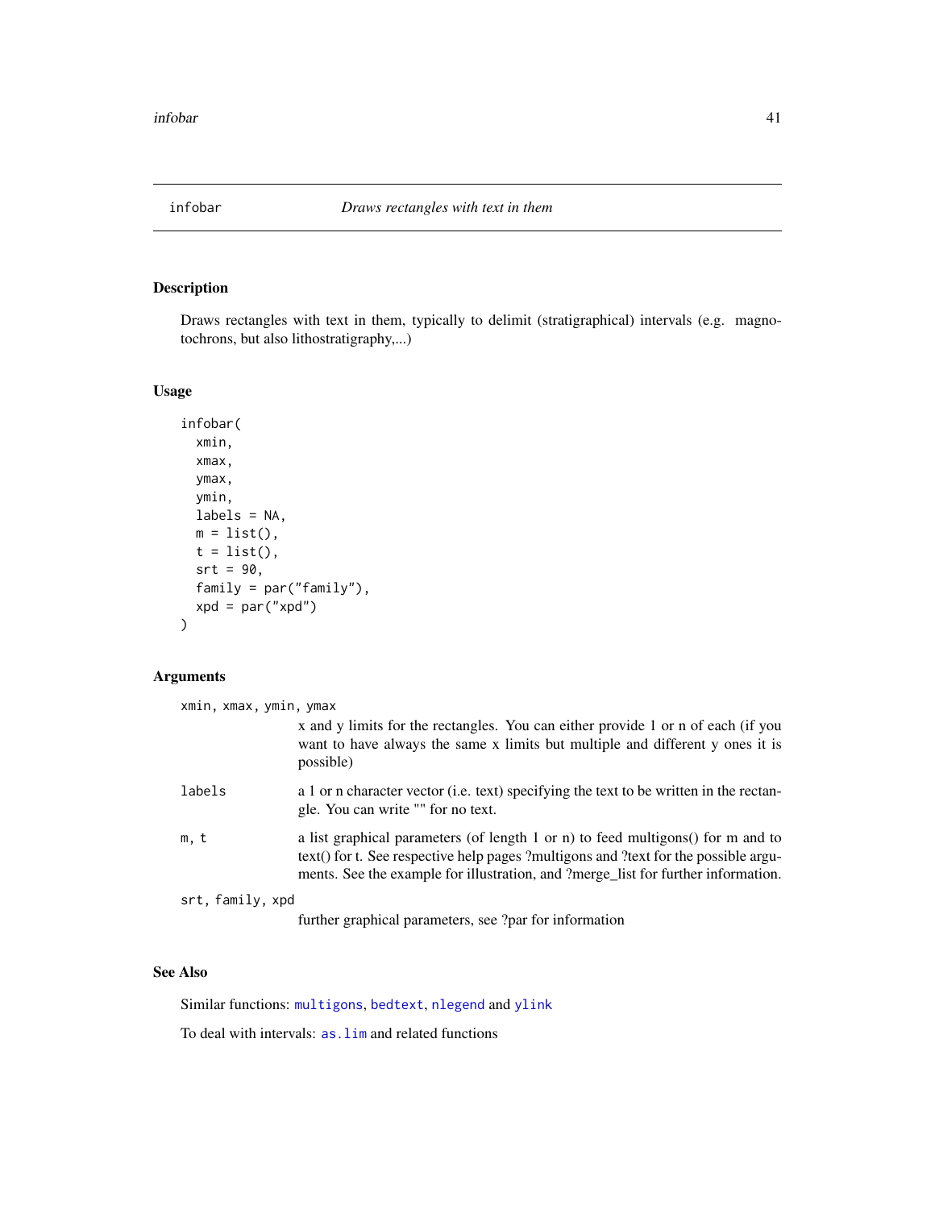## infobar — *Draws rectangles with text in them*

### Description

Draws rectangles with text in them, typically to delimit (stratigraphical) intervals (e.g. magnetochrons, but also lithostratigraphy,...)

### Usage

```
infobar(
  xmin,
  xmax,
  ymax,
  ymin,
  labels = NA,
  m = list(),
  t = list(),
  srt = 90,
  family = par("family"),
  xpd = par("xpd")
)
```

### Arguments

| | |
|---|---|
| `xmin, xmax, ymin, ymax` | x and y limits for the rectangles. You can either provide 1 or n of each (if you want to have always the same x limits but multiple and different y ones it is possible) |
| `labels` | a 1 or n character vector (i.e. text) specifying the text to be written in the rectangle. You can write "" for no text. |
| `m, t` | a list graphical parameters (of length 1 or n) to feed multigons() for m and to text() for t. See respective help pages ?multigons and ?text for the possible arguments. See the example for illustration, and ?merge_list for further information. |
| `srt, family, xpd` | further graphical parameters, see ?par for information |

### See Also

Similar functions: `multigons`, `bedtext`, `nlegend` and `ylink`

To deal with intervals: `as.lim` and related functions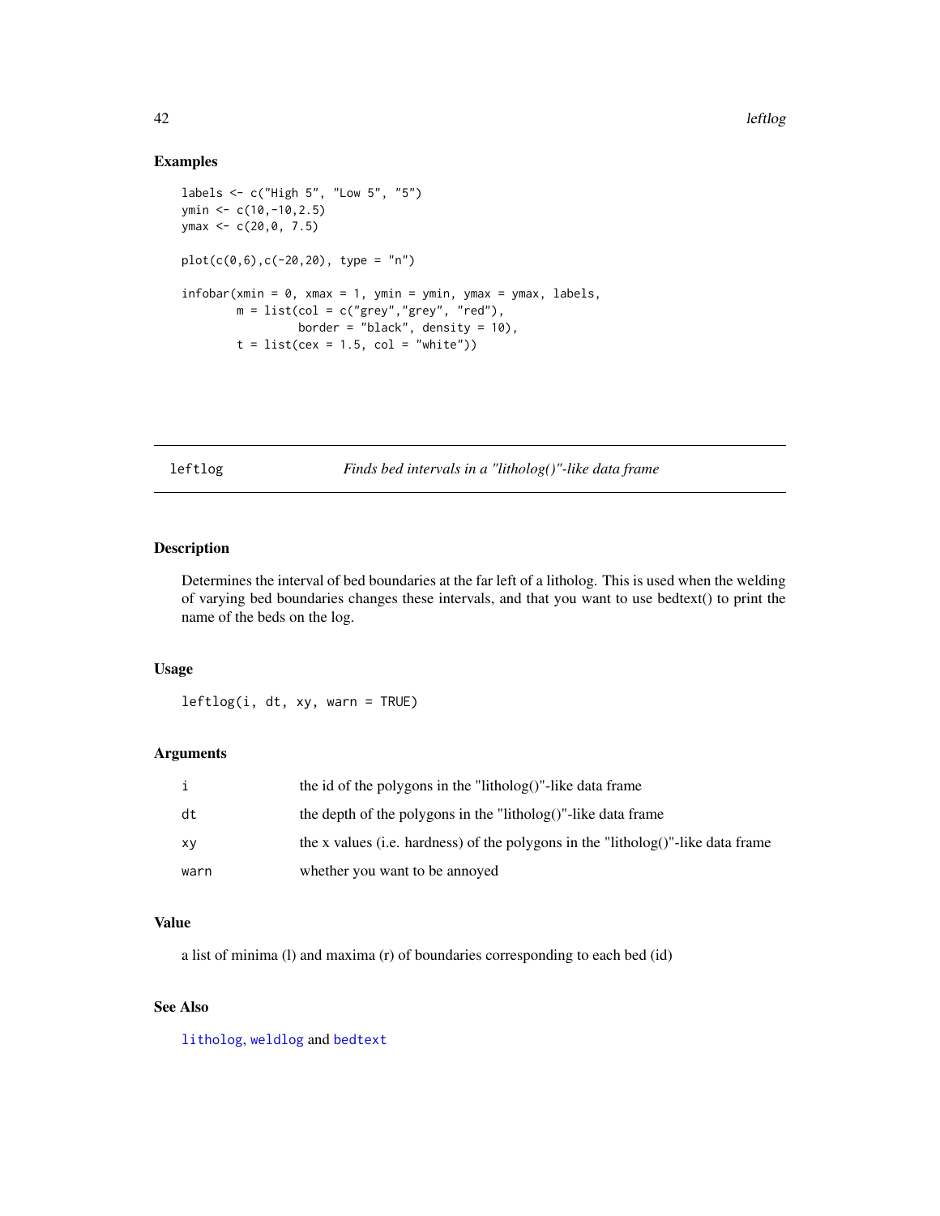## Examples

```
labels <- c("High 5", "Low 5", "5")
ymin <- c(10,-10,2.5)
ymax <- c(20,0, 7.5)

plot(c(0,6),c(-20,20), type = "n")

infobar(xmin = 0, xmax = 1, ymin = ymin, ymax = ymax, labels,
        m = list(col = c("grey","grey", "red"),
                 border = "black", density = 10),
        t = list(cex = 1.5, col = "white"))
```

---

# leftlog — *Finds bed intervals in a "litholog()"-like data frame*

## Description

Determines the interval of bed boundaries at the far left of a litholog. This is used when the welding of varying bed boundaries changes these intervals, and that you want to use bedtext() to print the name of the beds on the log.

## Usage

```
leftlog(i, dt, xy, warn = TRUE)
```

## Arguments

| | |
|---|---|
| `i` | the id of the polygons in the "litholog()"-like data frame |
| `dt` | the depth of the polygons in the "litholog()"-like data frame |
| `xy` | the x values (i.e. hardness) of the polygons in the "litholog()"-like data frame |
| `warn` | whether you want to be annoyed |

## Value

a list of minima (l) and maxima (r) of boundaries corresponding to each bed (id)

## See Also

`litholog`, `weldlog` and `bedtext`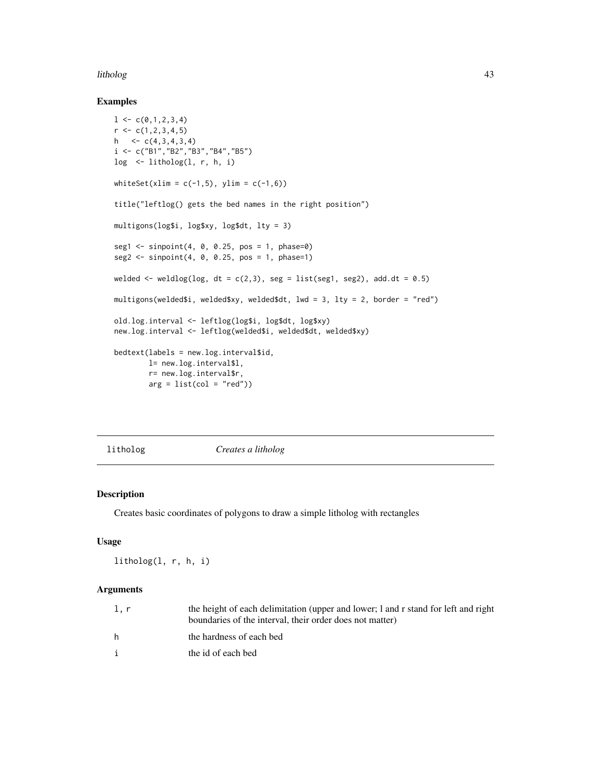## Examples

```
l <- c(0,1,2,3,4)
r <- c(1,2,3,4,5)
h   <- c(4,3,4,3,4)
i <- c("B1","B2","B3","B4","B5")
log  <- litholog(l, r, h, i)

whiteSet(xlim = c(-1,5), ylim = c(-1,6))

title("leftlog() gets the bed names in the right position")

multigons(log$i, log$xy, log$dt, lty = 3)

seg1 <- sinpoint(4, 0, 0.25, pos = 1, phase=0)
seg2 <- sinpoint(4, 0, 0.25, pos = 1, phase=1)

welded <- weldlog(log, dt = c(2,3), seg = list(seg1, seg2), add.dt = 0.5)

multigons(welded$i, welded$xy, welded$dt, lwd = 3, lty = 2, border = "red")

old.log.interval <- leftlog(log$i, log$dt, log$xy)
new.log.interval <- leftlog(welded$i, welded$dt, welded$xy)

bedtext(labels = new.log.interval$id,
        l= new.log.interval$l,
        r= new.log.interval$r,
        arg = list(col = "red"))
```

---

# litholog *Creates a litholog*

## Description

Creates basic coordinates of polygons to draw a simple litholog with rectangles

## Usage

```
litholog(l, r, h, i)
```

## Arguments

| | |
|---|---|
| l, r | the height of each delimitation (upper and lower; l and r stand for left and right boundaries of the interval, their order does not matter) |
| h | the hardness of each bed |
| i | the id of each bed |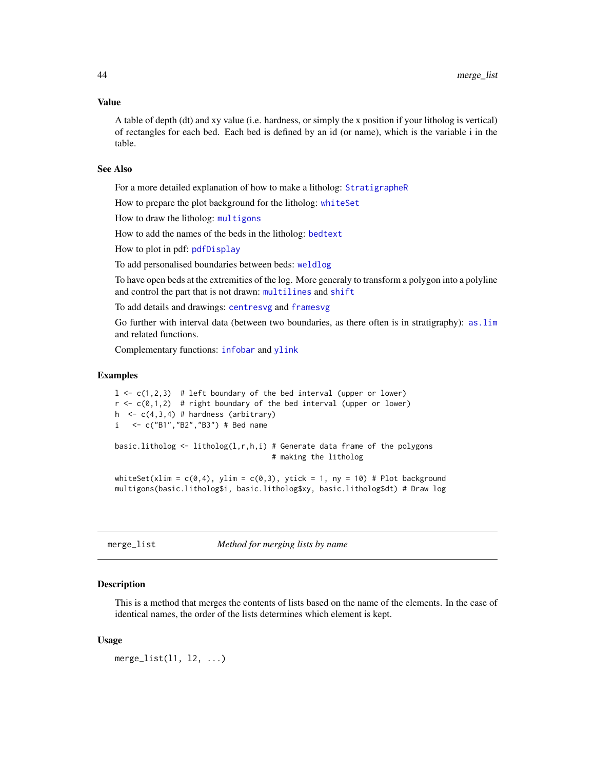### Value

A table of depth (dt) and xy value (i.e. hardness, or simply the x position if your litholog is vertical) of rectangles for each bed. Each bed is defined by an id (or name), which is the variable i in the table.

### See Also

For a more detailed explanation of how to make a litholog: StratigrapheR

How to prepare the plot background for the litholog: whiteSet

How to draw the litholog: multigons

How to add the names of the beds in the litholog: bedtext

How to plot in pdf: pdfDisplay

To add personalised boundaries between beds: weldlog

To have open beds at the extremities of the log. More generaly to transform a polygon into a polyline and control the part that is not drawn: multilines and shift

To add details and drawings: centresvg and framesvg

Go further with interval data (between two boundaries, as there often is in stratigraphy): as.lim and related functions.

Complementary functions: infobar and ylink

### Examples

```
l <- c(1,2,3)  # left boundary of the bed interval (upper or lower)
r <- c(0,1,2)  # right boundary of the bed interval (upper or lower)
h  <- c(4,3,4) # hardness (arbitrary)
i   <- c("B1","B2","B3") # Bed name

basic.litholog <- litholog(l,r,h,i) # Generate data frame of the polygons
                                    # making the litholog

whiteSet(xlim = c(0,4), ylim = c(0,3), ytick = 1, ny = 10) # Plot background
multigons(basic.litholog$i, basic.litholog$xy, basic.litholog$dt) # Draw log
```

---

## merge_list — *Method for merging lists by name*

### Description

This is a method that merges the contents of lists based on the name of the elements. In the case of identical names, the order of the lists determines which element is kept.

### Usage

```
merge_list(l1, l2, ...)
```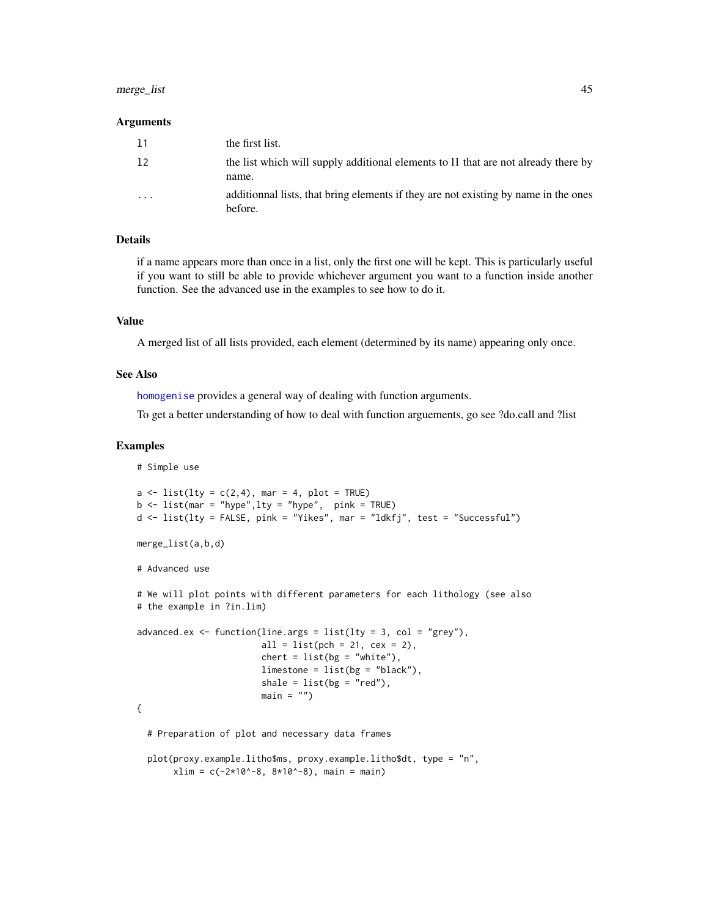### Arguments

| | |
|---|---|
| l1 | the first list. |
| l2 | the list which will supply additional elements to l1 that are not already there by name. |
| ... | additionnal lists, that bring elements if they are not existing by name in the ones before. |

### Details

if a name appears more than once in a list, only the first one will be kept. This is particularly useful if you want to still be able to provide whichever argument you want to a function inside another function. See the advanced use in the examples to see how to do it.

### Value

A merged list of all lists provided, each element (determined by its name) appearing only once.

### See Also

homogenise provides a general way of dealing with function arguments.

To get a better understanding of how to deal with function arguements, go see ?do.call and ?list

### Examples

```
# Simple use

a <- list(lty = c(2,4), mar = 4, plot = TRUE)
b <- list(mar = "hype",lty = "hype",  pink = TRUE)
d <- list(lty = FALSE, pink = "Yikes", mar = "ldkfj", test = "Successful")

merge_list(a,b,d)

# Advanced use

# We will plot points with different parameters for each lithology (see also
# the example in ?in.lim)

advanced.ex <- function(line.args = list(lty = 3, col = "grey"),
                        all = list(pch = 21, cex = 2),
                        chert = list(bg = "white"),
                        limestone = list(bg = "black"),
                        shale = list(bg = "red"),
                        main = "")
{

  # Preparation of plot and necessary data frames

  plot(proxy.example.litho$ms, proxy.example.litho$dt, type = "n",
       xlim = c(-2*10^-8, 8*10^-8), main = main)
```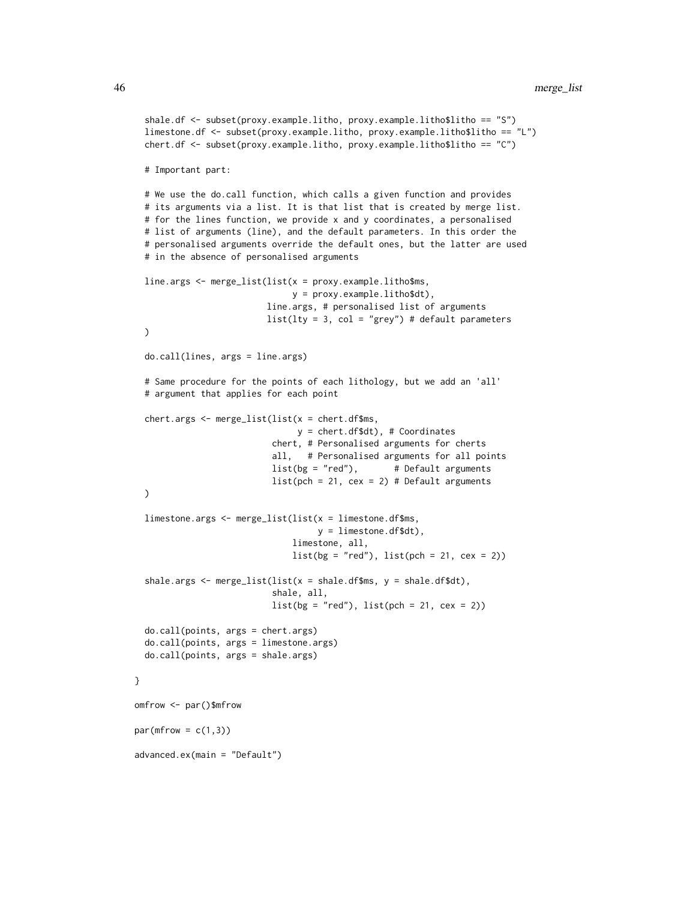```
  shale.df <- subset(proxy.example.litho, proxy.example.litho$litho == "S")
  limestone.df <- subset(proxy.example.litho, proxy.example.litho$litho == "L")
  chert.df <- subset(proxy.example.litho, proxy.example.litho$litho == "C")

  # Important part:

  # We use the do.call function, which calls a given function and provides
  # its arguments via a list. It is that list that is created by merge list.
  # for the lines function, we provide x and y coordinates, a personalised
  # list of arguments (line), and the default parameters. In this order the
  # personalised arguments override the default ones, but the latter are used
  # in the absence of personalised arguments

  line.args <- merge_list(list(x = proxy.example.litho$ms,
                               y = proxy.example.litho$dt),
                          line.args, # personalised list of arguments
                          list(lty = 3, col = "grey") # default parameters
  )

  do.call(lines, args = line.args)

  # Same procedure for the points of each lithology, but we add an 'all'
  # argument that applies for each point

  chert.args <- merge_list(list(x = chert.df$ms,
                                y = chert.df$dt), # Coordinates
                           chert, # Personalised arguments for cherts
                           all,   # Personalised arguments for all points
                           list(bg = "red"),       # Default arguments
                           list(pch = 21, cex = 2) # Default arguments
  )

  limestone.args <- merge_list(list(x = limestone.df$ms,
                                    y = limestone.df$dt),
                               limestone, all,
                               list(bg = "red"), list(pch = 21, cex = 2))

  shale.args <- merge_list(list(x = shale.df$ms, y = shale.df$dt),
                           shale, all,
                           list(bg = "red"), list(pch = 21, cex = 2))

  do.call(points, args = chert.args)
  do.call(points, args = limestone.args)
  do.call(points, args = shale.args)

}

omfrow <- par()$mfrow

par(mfrow = c(1,3))

advanced.ex(main = "Default")
```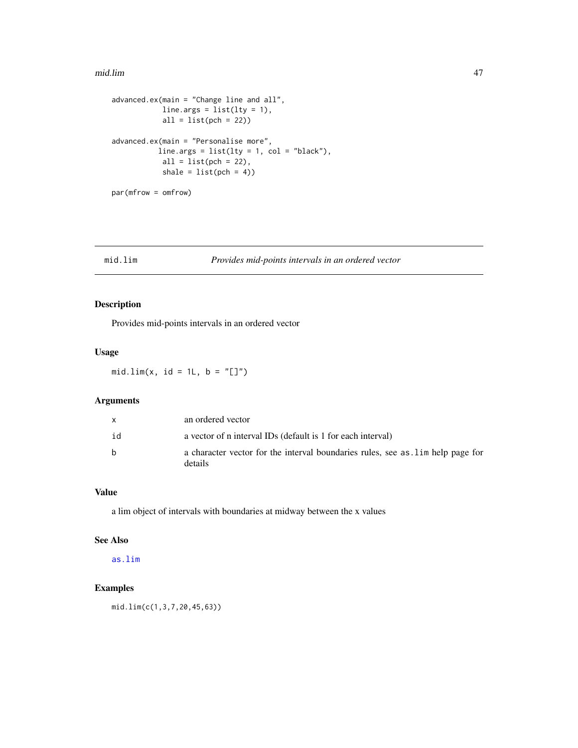```
advanced.ex(main = "Change line and all",
            line.args = list(lty = 1),
            all = list(pch = 22))

advanced.ex(main = "Personalise more",
           line.args = list(lty = 1, col = "black"),
            all = list(pch = 22),
            shale = list(pch = 4))

par(mfrow = omfrow)
```

---

## mid.lim — *Provides mid-points intervals in an ordered vector*

### Description

Provides mid-points intervals in an ordered vector

### Usage

```
mid.lim(x, id = 1L, b = "[]")
```

### Arguments

| | |
|---|---|
| `x` | an ordered vector |
| `id` | a vector of n interval IDs (default is 1 for each interval) |
| `b` | a character vector for the interval boundaries rules, see `as.lim` help page for details |

### Value

a lim object of intervals with boundaries at midway between the x values

### See Also

`as.lim`

### Examples

```
mid.lim(c(1,3,7,20,45,63))
```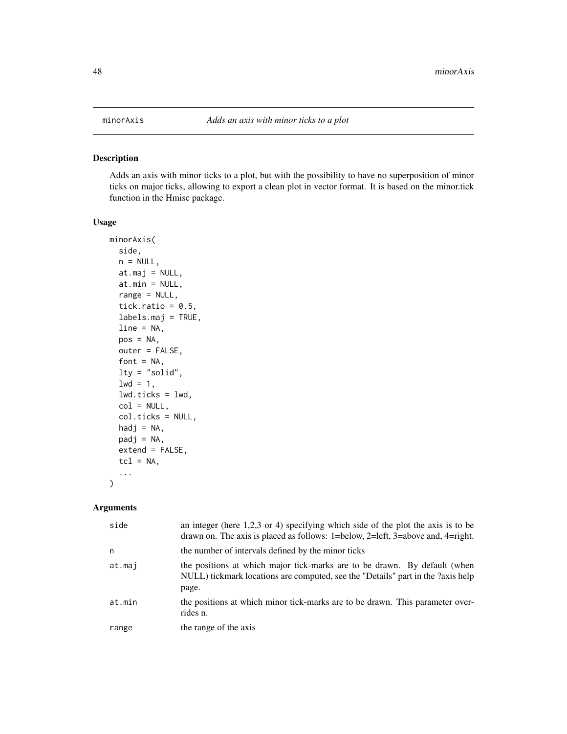# minorAxis — *Adds an axis with minor ticks to a plot*

## Description

Adds an axis with minor ticks to a plot, but with the possibility to have no superposition of minor ticks on major ticks, allowing to export a clean plot in vector format. It is based on the minor.tick function in the Hmisc package.

## Usage

```
minorAxis(
  side,
  n = NULL,
  at.maj = NULL,
  at.min = NULL,
  range = NULL,
  tick.ratio = 0.5,
  labels.maj = TRUE,
  line = NA,
  pos = NA,
  outer = FALSE,
  font = NA,
  lty = "solid",
  lwd = 1,
  lwd.ticks = lwd,
  col = NULL,
  col.ticks = NULL,
  hadj = NA,
  padj = NA,
  extend = FALSE,
  tcl = NA,
  ...
)
```

## Arguments

| | |
|---|---|
| side | an integer (here 1,2,3 or 4) specifying which side of the plot the axis is to be drawn on. The axis is placed as follows: 1=below, 2=left, 3=above and, 4=right. |
| n | the number of intervals defined by the minor ticks |
| at.maj | the positions at which major tick-marks are to be drawn. By default (when NULL) tickmark locations are computed, see the "Details" part in the ?axis help page. |
| at.min | the positions at which minor tick-marks are to be drawn. This parameter overrides n. |
| range | the range of the axis |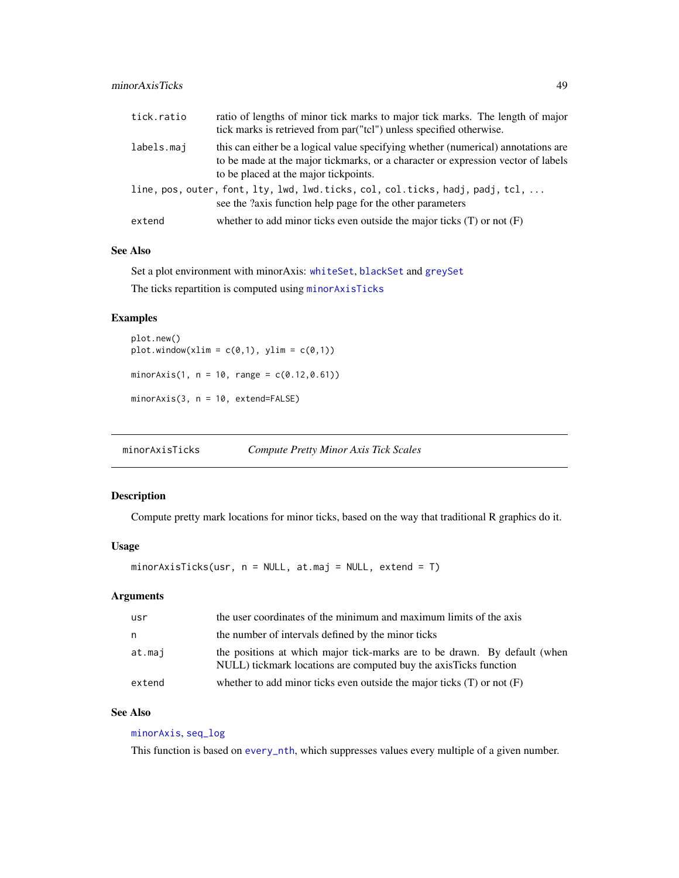| | |
|---|---|
| tick.ratio | ratio of lengths of minor tick marks to major tick marks. The length of major tick marks is retrieved from par("tcl") unless specified otherwise. |
| labels.maj | this can either be a logical value specifying whether (numerical) annotations are to be made at the major tickmarks, or a character or expression vector of labels to be placed at the major tickpoints. |
| line, pos, outer, font, lty, lwd, lwd.ticks, col, col.ticks, hadj, padj, tcl, ... | see the ?axis function help page for the other parameters |
| extend | whether to add minor ticks even outside the major ticks (T) or not (F) |

### See Also

Set a plot environment with minorAxis: whiteSet, blackSet and greySet

The ticks repartition is computed using minorAxisTicks

### Examples

```
plot.new()
plot.window(xlim = c(0,1), ylim = c(0,1))

minorAxis(1, n = 10, range = c(0.12,0.61))

minorAxis(3, n = 10, extend=FALSE)
```

---

## minorAxisTicks *Compute Pretty Minor Axis Tick Scales*

### Description

Compute pretty mark locations for minor ticks, based on the way that traditional R graphics do it.

### Usage

```
minorAxisTicks(usr, n = NULL, at.maj = NULL, extend = T)
```

### Arguments

| | |
|---|---|
| usr | the user coordinates of the minimum and maximum limits of the axis |
| n | the number of intervals defined by the minor ticks |
| at.maj | the positions at which major tick-marks are to be drawn. By default (when NULL) tickmark locations are computed buy the axisTicks function |
| extend | whether to add minor ticks even outside the major ticks (T) or not (F) |

### See Also

minorAxis, seq_log

This function is based on every_nth, which suppresses values every multiple of a given number.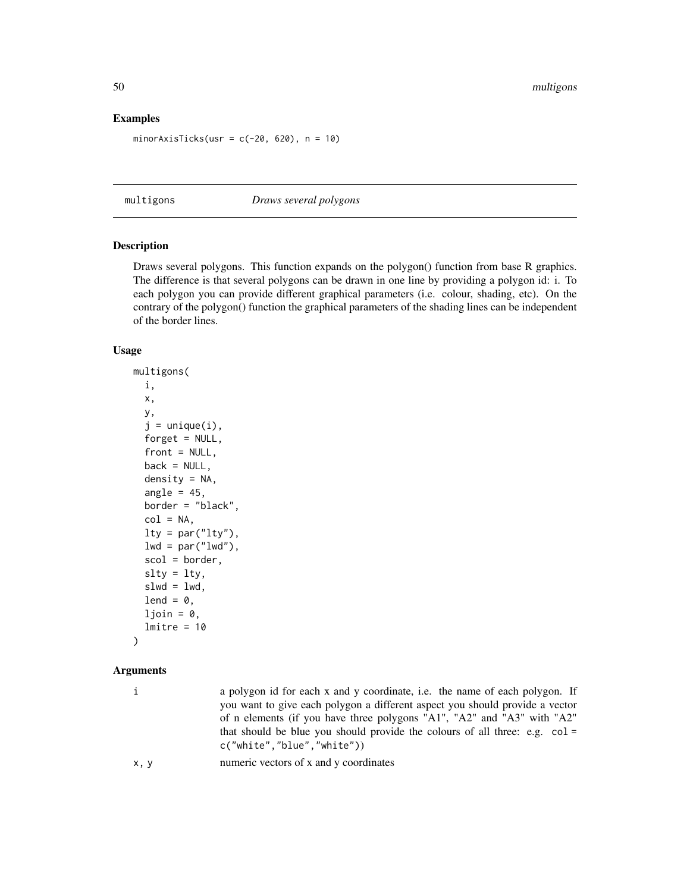## Examples

```
minorAxisTicks(usr = c(-20, 620), n = 10)
```

---

## multigons — *Draws several polygons*

---

### Description

Draws several polygons. This function expands on the polygon() function from base R graphics. The difference is that several polygons can be drawn in one line by providing a polygon id: i. To each polygon you can provide different graphical parameters (i.e. colour, shading, etc). On the contrary of the polygon() function the graphical parameters of the shading lines can be independent of the border lines.

### Usage

```
multigons(
  i,
  x,
  y,
  j = unique(i),
  forget = NULL,
  front = NULL,
  back = NULL,
  density = NA,
  angle = 45,
  border = "black",
  col = NA,
  lty = par("lty"),
  lwd = par("lwd"),
  scol = border,
  slty = lty,
  slwd = lwd,
  lend = 0,
  ljoin = 0,
  lmitre = 10
)
```

### Arguments

| | |
|---|---|
| `i` | a polygon id for each x and y coordinate, i.e. the name of each polygon. If you want to give each polygon a different aspect you should provide a vector of n elements (if you have three polygons "A1", "A2" and "A3" with "A2" that should be blue you should provide the colours of all three: e.g. `col = c("white","blue","white")`) |
| `x, y` | numeric vectors of x and y coordinates |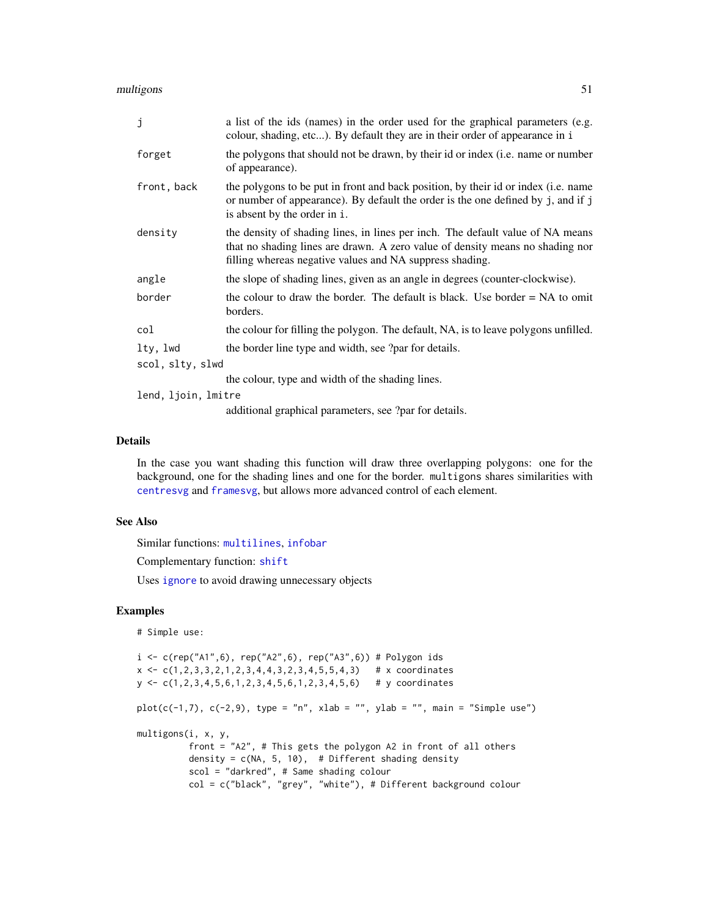| | |
|---|---|
| j | a list of the ids (names) in the order used for the graphical parameters (e.g. colour, shading, etc...). By default they are in their order of appearance in i |
| forget | the polygons that should not be drawn, by their id or index (i.e. name or number of appearance). |
| front, back | the polygons to be put in front and back position, by their id or index (i.e. name or number of appearance). By default the order is the one defined by j, and if j is absent by the order in i. |
| density | the density of shading lines, in lines per inch. The default value of NA means that no shading lines are drawn. A zero value of density means no shading nor filling whereas negative values and NA suppress shading. |
| angle | the slope of shading lines, given as an angle in degrees (counter-clockwise). |
| border | the colour to draw the border. The default is black. Use border = NA to omit borders. |
| col | the colour for filling the polygon. The default, NA, is to leave polygons unfilled. |
| lty, lwd | the border line type and width, see ?par for details. |
| scol, slty, slwd | the colour, type and width of the shading lines. |
| lend, ljoin, lmitre | additional graphical parameters, see ?par for details. |

## Details

In the case you want shading this function will draw three overlapping polygons: one for the background, one for the shading lines and one for the border. multigons shares similarities with centresvg and framesvg, but allows more advanced control of each element.

## See Also

Similar functions: multilines, infobar

Complementary function: shift

Uses ignore to avoid drawing unnecessary objects

## Examples

```
# Simple use:

i <- c(rep("A1",6), rep("A2",6), rep("A3",6)) # Polygon ids
x <- c(1,2,3,3,2,1,2,3,4,4,3,2,3,4,5,5,4,3)   # x coordinates
y <- c(1,2,3,4,5,6,1,2,3,4,5,6,1,2,3,4,5,6)   # y coordinates

plot(c(-1,7), c(-2,9), type = "n", xlab = "", ylab = "", main = "Simple use")

multigons(i, x, y,
          front = "A2", # This gets the polygon A2 in front of all others
          density = c(NA, 5, 10),  # Different shading density
          scol = "darkred", # Same shading colour
          col = c("black", "grey", "white"), # Different background colour
```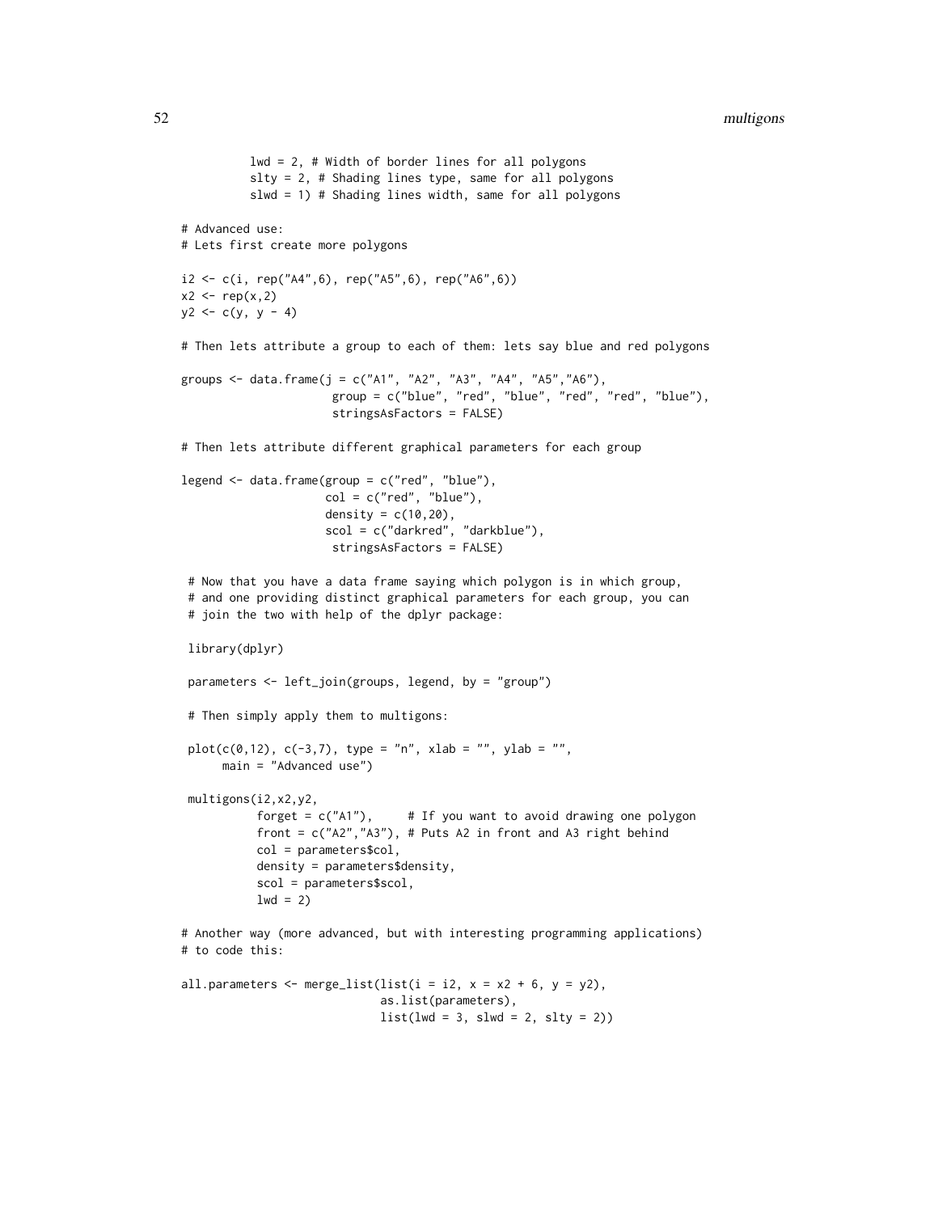```
          lwd = 2, # Width of border lines for all polygons
          slty = 2, # Shading lines type, same for all polygons
          slwd = 1) # Shading lines width, same for all polygons

# Advanced use:
# Lets first create more polygons

i2 <- c(i, rep("A4",6), rep("A5",6), rep("A6",6))
x2 <- rep(x,2)
y2 <- c(y, y - 4)

# Then lets attribute a group to each of them: lets say blue and red polygons

groups <- data.frame(j = c("A1", "A2", "A3", "A4", "A5","A6"),
                      group = c("blue", "red", "blue", "red", "red", "blue"),
                      stringsAsFactors = FALSE)

# Then lets attribute different graphical parameters for each group

legend <- data.frame(group = c("red", "blue"),
                     col = c("red", "blue"),
                     density = c(10,20),
                     scol = c("darkred", "darkblue"),
                      stringsAsFactors = FALSE)

 # Now that you have a data frame saying which polygon is in which group,
 # and one providing distinct graphical parameters for each group, you can
 # join the two with help of the dplyr package:

 library(dplyr)

 parameters <- left_join(groups, legend, by = "group")

 # Then simply apply them to multigons:

 plot(c(0,12), c(-3,7), type = "n", xlab = "", ylab = "",
      main = "Advanced use")

 multigons(i2,x2,y2,
           forget = c("A1"),     # If you want to avoid drawing one polygon
           front = c("A2","A3"), # Puts A2 in front and A3 right behind
           col = parameters$col,
           density = parameters$density,
           scol = parameters$scol,
           lwd = 2)

# Another way (more advanced, but with interesting programming applications)
# to code this:

all.parameters <- merge_list(list(i = i2, x = x2 + 6, y = y2),
                             as.list(parameters),
                             list(lwd = 3, slwd = 2, slty = 2))
```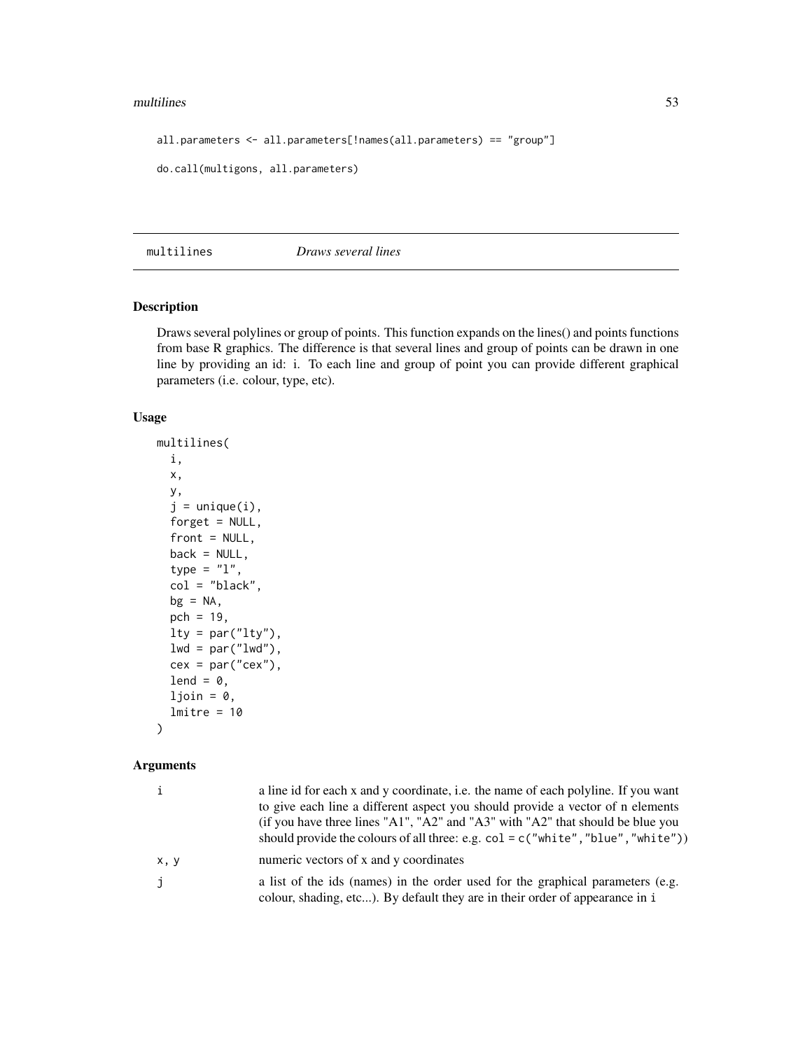```
all.parameters <- all.parameters[!names(all.parameters) == "group"]

do.call(multigons, all.parameters)
```

## multilines *Draws several lines*

### Description

Draws several polylines or group of points. This function expands on the lines() and points functions from base R graphics. The difference is that several lines and group of points can be drawn in one line by providing an id: i. To each line and group of point you can provide different graphical parameters (i.e. colour, type, etc).

### Usage

```
multilines(
  i,
  x,
  y,
  j = unique(i),
  forget = NULL,
  front = NULL,
  back = NULL,
  type = "l",
  col = "black",
  bg = NA,
  pch = 19,
  lty = par("lty"),
  lwd = par("lwd"),
  cex = par("cex"),
  lend = 0,
  ljoin = 0,
  lmitre = 10
)
```

### Arguments

| | |
|---|---|
| `i` | a line id for each x and y coordinate, i.e. the name of each polyline. If you want to give each line a different aspect you should provide a vector of n elements (if you have three lines "A1", "A2" and "A3" with "A2" that should be blue you should provide the colours of all three: e.g. `col = c("white","blue","white")`) |
| `x, y` | numeric vectors of x and y coordinates |
| `j` | a list of the ids (names) in the order used for the graphical parameters (e.g. colour, shading, etc...). By default they are in their order of appearance in `i` |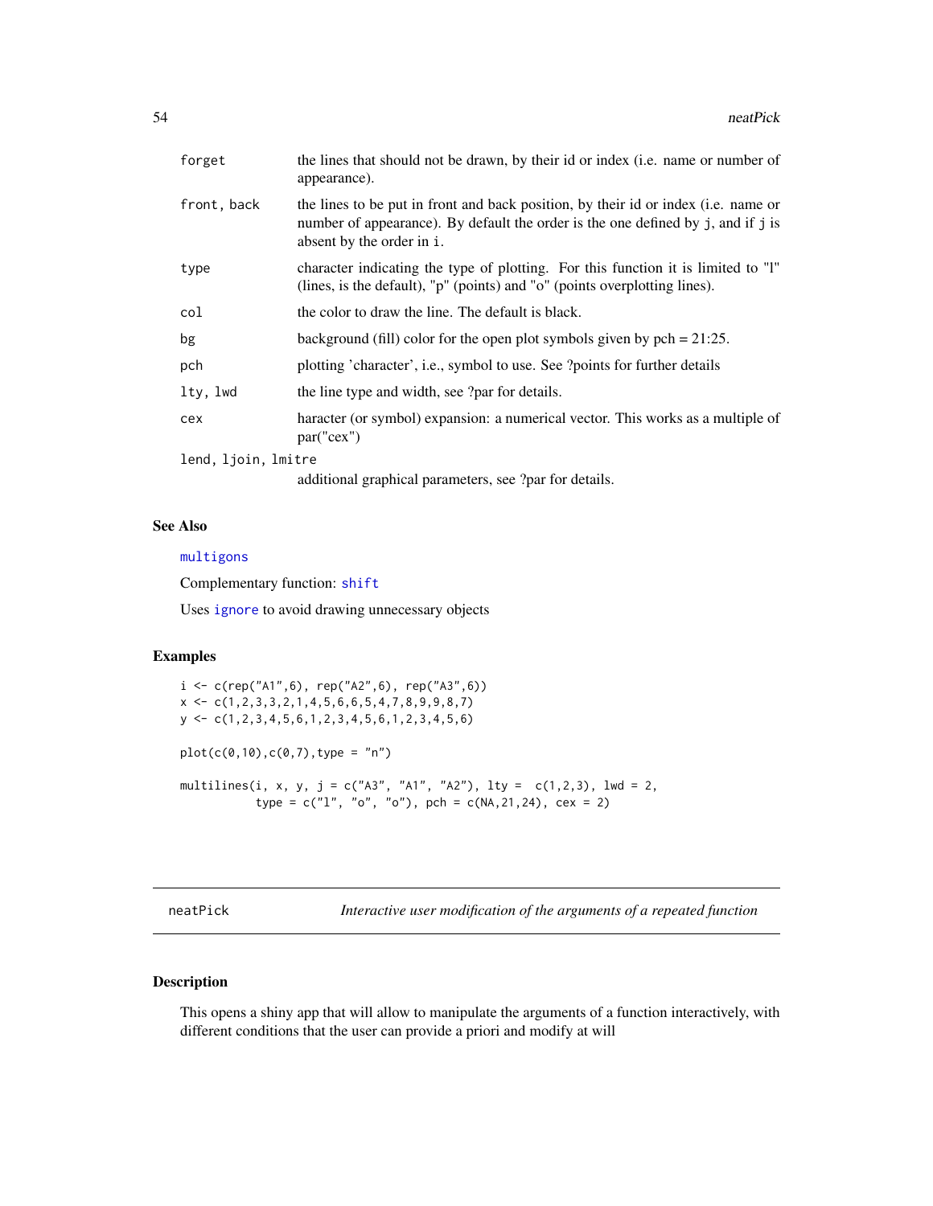| | |
|---|---|
| forget | the lines that should not be drawn, by their id or index (i.e. name or number of appearance). |
| front, back | the lines to be put in front and back position, by their id or index (i.e. name or number of appearance). By default the order is the one defined by j, and if j is absent by the order in i. |
| type | character indicating the type of plotting. For this function it is limited to "l" (lines, is the default), "p" (points) and "o" (points overplotting lines). |
| col | the color to draw the line. The default is black. |
| bg | background (fill) color for the open plot symbols given by pch = 21:25. |
| pch | plotting 'character', i.e., symbol to use. See ?points for further details |
| lty, lwd | the line type and width, see ?par for details. |
| cex | haracter (or symbol) expansion: a numerical vector. This works as a multiple of par("cex") |
| lend, ljoin, lmitre | additional graphical parameters, see ?par for details. |

## See Also

multigons

Complementary function: shift

Uses ignore to avoid drawing unnecessary objects

## Examples

```
i <- c(rep("A1",6), rep("A2",6), rep("A3",6))
x <- c(1,2,3,3,2,1,4,5,6,6,5,4,7,8,9,9,8,7)
y <- c(1,2,3,4,5,6,1,2,3,4,5,6,1,2,3,4,5,6)

plot(c(0,10),c(0,7),type = "n")

multilines(i, x, y, j = c("A3", "A1", "A2"), lty =  c(1,2,3), lwd = 2,
           type = c("l", "o", "o"), pch = c(NA,21,24), cex = 2)
```

---

# neatPick — *Interactive user modification of the arguments of a repeated function*

## Description

This opens a shiny app that will allow to manipulate the arguments of a function interactively, with different conditions that the user can provide a priori and modify at will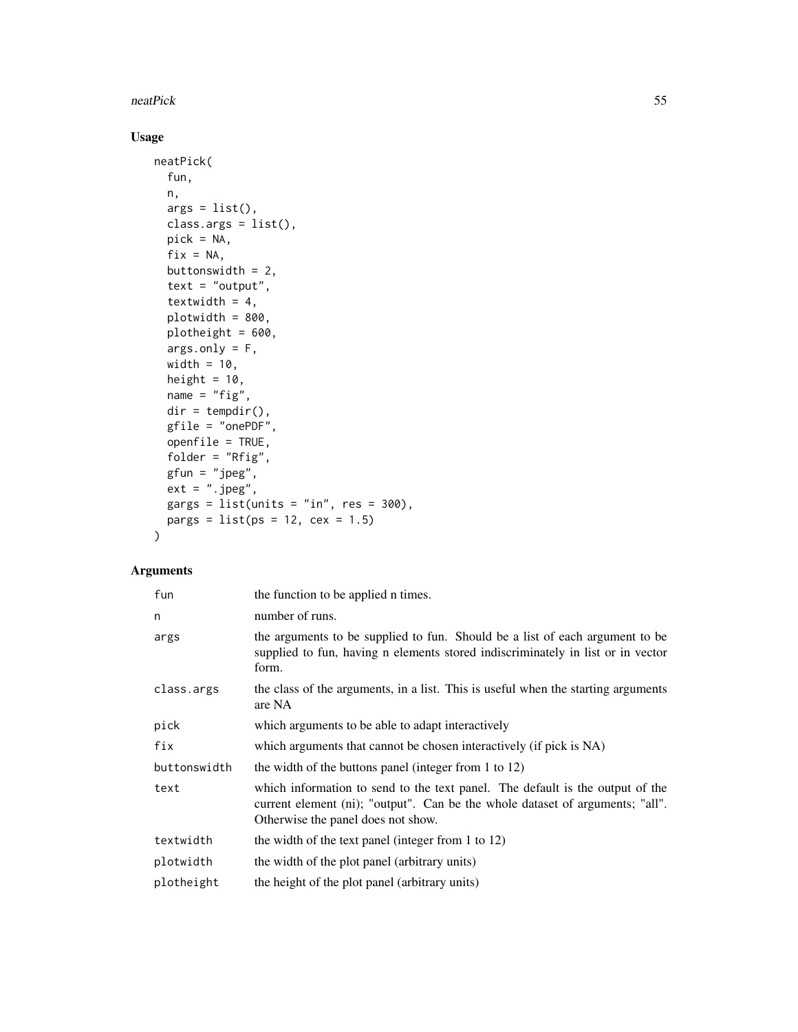## Usage

```
neatPick(
  fun,
  n,
  args = list(),
  class.args = list(),
  pick = NA,
  fix = NA,
  buttonswidth = 2,
  text = "output",
  textwidth = 4,
  plotwidth = 800,
  plotheight = 600,
  args.only = F,
  width = 10,
  height = 10,
  name = "fig",
  dir = tempdir(),
  gfile = "onePDF",
  openfile = TRUE,
  folder = "Rfig",
  gfun = "jpeg",
  ext = ".jpeg",
  gargs = list(units = "in", res = 300),
  pargs = list(ps = 12, cex = 1.5)
)
```

## Arguments

| | |
|---|---|
| `fun` | the function to be applied n times. |
| `n` | number of runs. |
| `args` | the arguments to be supplied to fun. Should be a list of each argument to be supplied to fun, having n elements stored indiscriminately in list or in vector form. |
| `class.args` | the class of the arguments, in a list. This is useful when the starting arguments are NA |
| `pick` | which arguments to be able to adapt interactively |
| `fix` | which arguments that cannot be chosen interactively (if pick is NA) |
| `buttonswidth` | the width of the buttons panel (integer from 1 to 12) |
| `text` | which information to send to the text panel. The default is the output of the current element (ni); "output". Can be the whole dataset of arguments; "all". Otherwise the panel does not show. |
| `textwidth` | the width of the text panel (integer from 1 to 12) |
| `plotwidth` | the width of the plot panel (arbitrary units) |
| `plotheight` | the height of the plot panel (arbitrary units) |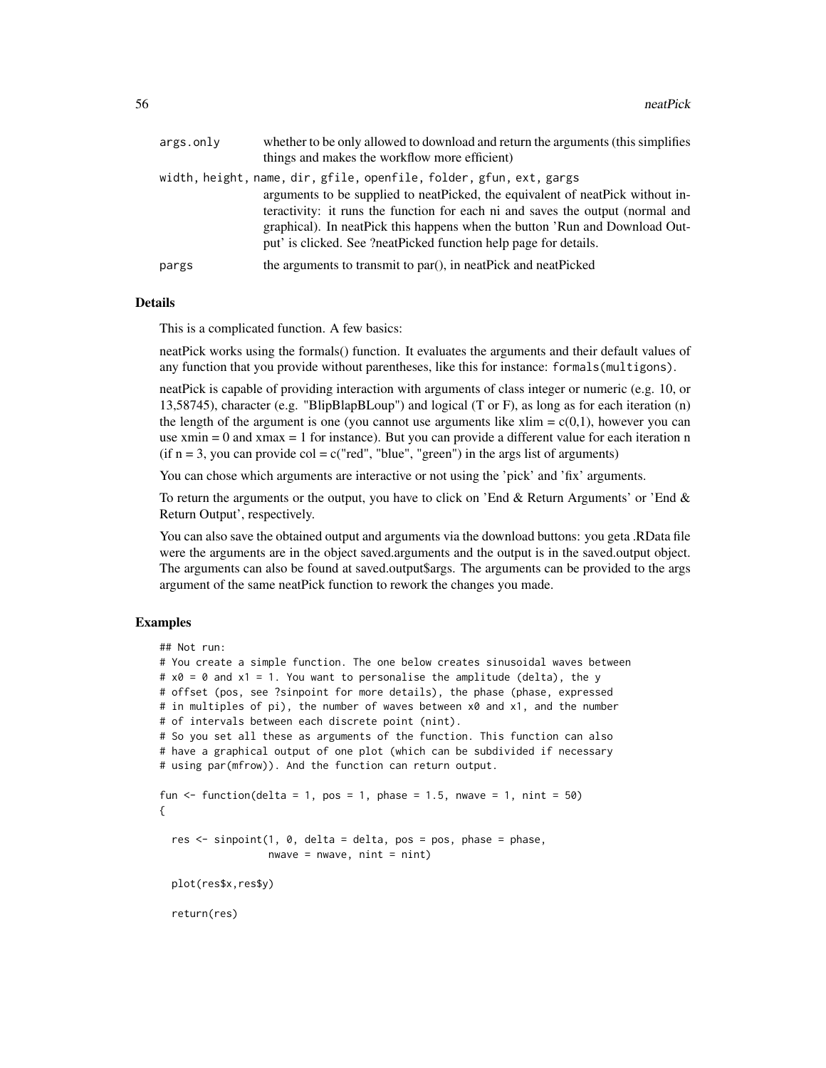| | |
|---|---|
| args.only | whether to be only allowed to download and return the arguments (this simplifies things and makes the workflow more efficient) |
| width, height, name, dir, gfile, openfile, folder, gfun, ext, gargs | arguments to be supplied to neatPicked, the equivalent of neatPick without interactivity: it runs the function for each ni and saves the output (normal and graphical). In neatPick this happens when the button 'Run and Download Output' is clicked. See ?neatPicked function help page for details. |
| pargs | the arguments to transmit to par(), in neatPick and neatPicked |

## Details

This is a complicated function. A few basics:

neatPick works using the formals() function. It evaluates the arguments and their default values of any function that you provide without parentheses, like this for instance: `formals(multigons)`.

neatPick is capable of providing interaction with arguments of class integer or numeric (e.g. 10, or 13,58745), character (e.g. "BlipBlapBLoup") and logical (T or F), as long as for each iteration (n) the length of the argument is one (you cannot use arguments like xlim = c(0,1), however you can use xmin = 0 and xmax = 1 for instance). But you can provide a different value for each iteration n (if n = 3, you can provide col = c("red", "blue", "green") in the args list of arguments)

You can chose which arguments are interactive or not using the 'pick' and 'fix' arguments.

To return the arguments or the output, you have to click on 'End & Return Arguments' or 'End & Return Output', respectively.

You can also save the obtained output and arguments via the download buttons: you geta .RData file were the arguments are in the object saved.arguments and the output is in the saved.output object. The arguments can also be found at saved.output$args. The arguments can be provided to the args argument of the same neatPick function to rework the changes you made.

## Examples

```
## Not run:
# You create a simple function. The one below creates sinusoidal waves between
# x0 = 0 and x1 = 1. You want to personalise the amplitude (delta), the y
# offset (pos, see ?sinpoint for more details), the phase (phase, expressed
# in multiples of pi), the number of waves between x0 and x1, and the number
# of intervals between each discrete point (nint).
# So you set all these as arguments of the function. This function can also
# have a graphical output of one plot (which can be subdivided if necessary
# using par(mfrow)). And the function can return output.

fun <- function(delta = 1, pos = 1, phase = 1.5, nwave = 1, nint = 50)
{

  res <- sinpoint(1, 0, delta = delta, pos = pos, phase = phase,
                  nwave = nwave, nint = nint)

  plot(res$x,res$y)

  return(res)
```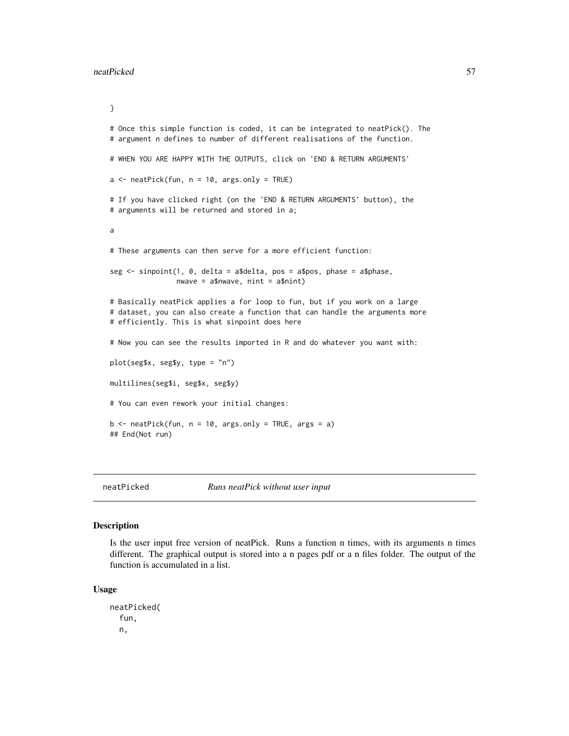```
}

# Once this simple function is coded, it can be integrated to neatPick(). The
# argument n defines to number of different realisations of the function.

# WHEN YOU ARE HAPPY WITH THE OUTPUTS, click on 'END & RETURN ARGUMENTS'

a <- neatPick(fun, n = 10, args.only = TRUE)

# If you have clicked right (on the 'END & RETURN ARGUMENTS' button), the
# arguments will be returned and stored in a;

a

# These arguments can then serve for a more efficient function:

seg <- sinpoint(1, 0, delta = a$delta, pos = a$pos, phase = a$phase,
                nwave = a$nwave, nint = a$nint)

# Basically neatPick applies a for loop to fun, but if you work on a large
# dataset, you can also create a function that can handle the arguments more
# efficiently. This is what sinpoint does here

# Now you can see the results imported in R and do whatever you want with:

plot(seg$x, seg$y, type = "n")

multilines(seg$i, seg$x, seg$y)

# You can even rework your initial changes:

b <- neatPick(fun, n = 10, args.only = TRUE, args = a)
## End(Not run)
```

## neatPicked *Runs neatPick without user input*

### Description

Is the user input free version of neatPick. Runs a function n times, with its arguments n times different. The graphical output is stored into a n pages pdf or a n files folder. The output of the function is accumulated in a list.

### Usage

```
neatPicked(
  fun,
  n,
```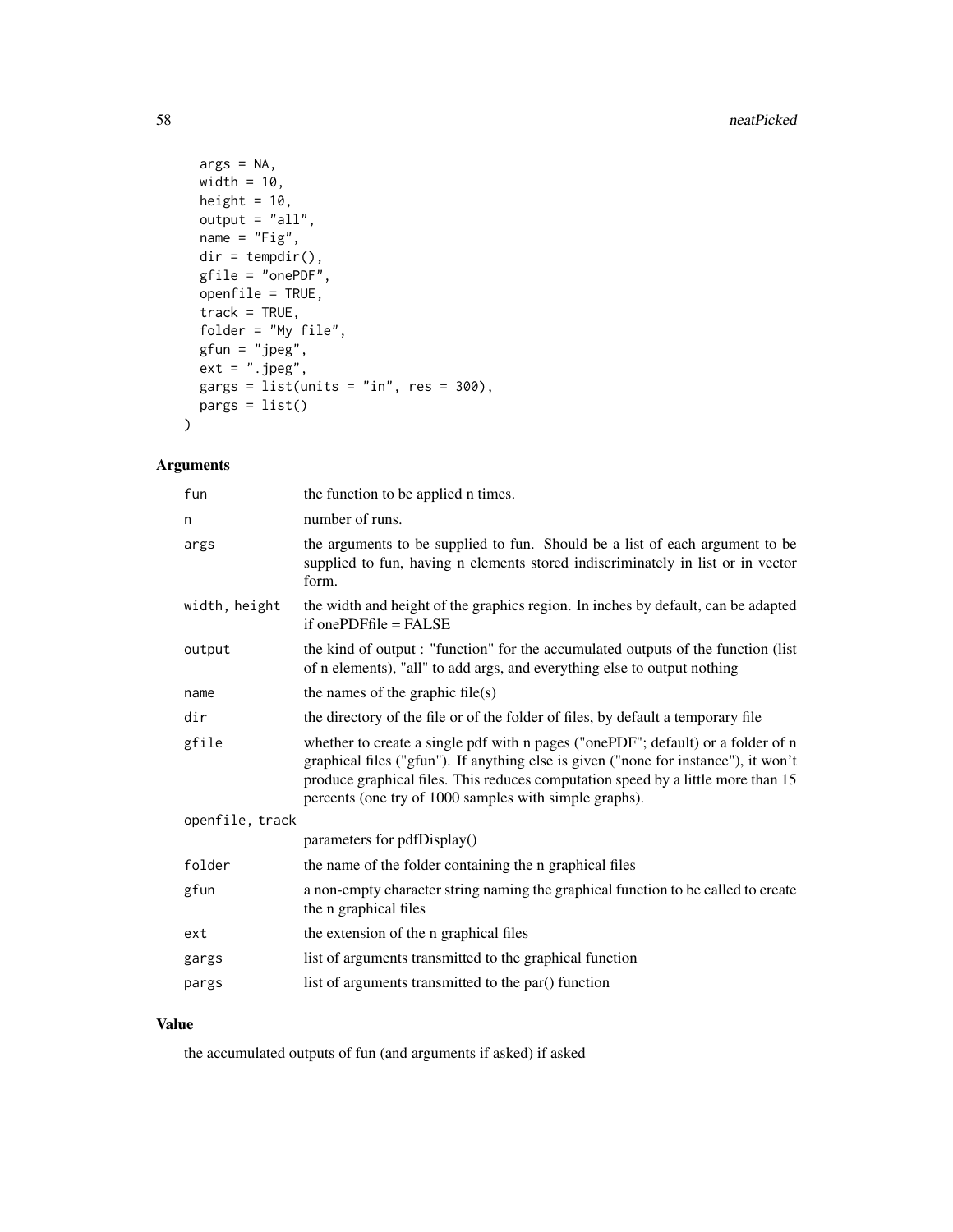```
  args = NA,
  width = 10,
  height = 10,
  output = "all",
  name = "Fig",
  dir = tempdir(),
  gfile = "onePDF",
  openfile = TRUE,
  track = TRUE,
  folder = "My file",
  gfun = "jpeg",
  ext = ".jpeg",
  gargs = list(units = "in", res = 300),
  pargs = list()
)
```

## Arguments

| | |
|---|---|
| fun | the function to be applied n times. |
| n | number of runs. |
| args | the arguments to be supplied to fun. Should be a list of each argument to be supplied to fun, having n elements stored indiscriminately in list or in vector form. |
| width, height | the width and height of the graphics region. In inches by default, can be adapted if onePDFfile = FALSE |
| output | the kind of output : "function" for the accumulated outputs of the function (list of n elements), "all" to add args, and everything else to output nothing |
| name | the names of the graphic file(s) |
| dir | the directory of the file or of the folder of files, by default a temporary file |
| gfile | whether to create a single pdf with n pages ("onePDF"; default) or a folder of n graphical files ("gfun"). If anything else is given ("none for instance"), it won't produce graphical files. This reduces computation speed by a little more than 15 percents (one try of 1000 samples with simple graphs). |
| openfile, track | parameters for pdfDisplay() |
| folder | the name of the folder containing the n graphical files |
| gfun | a non-empty character string naming the graphical function to be called to create the n graphical files |
| ext | the extension of the n graphical files |
| gargs | list of arguments transmitted to the graphical function |
| pargs | list of arguments transmitted to the par() function |

## Value

the accumulated outputs of fun (and arguments if asked) if asked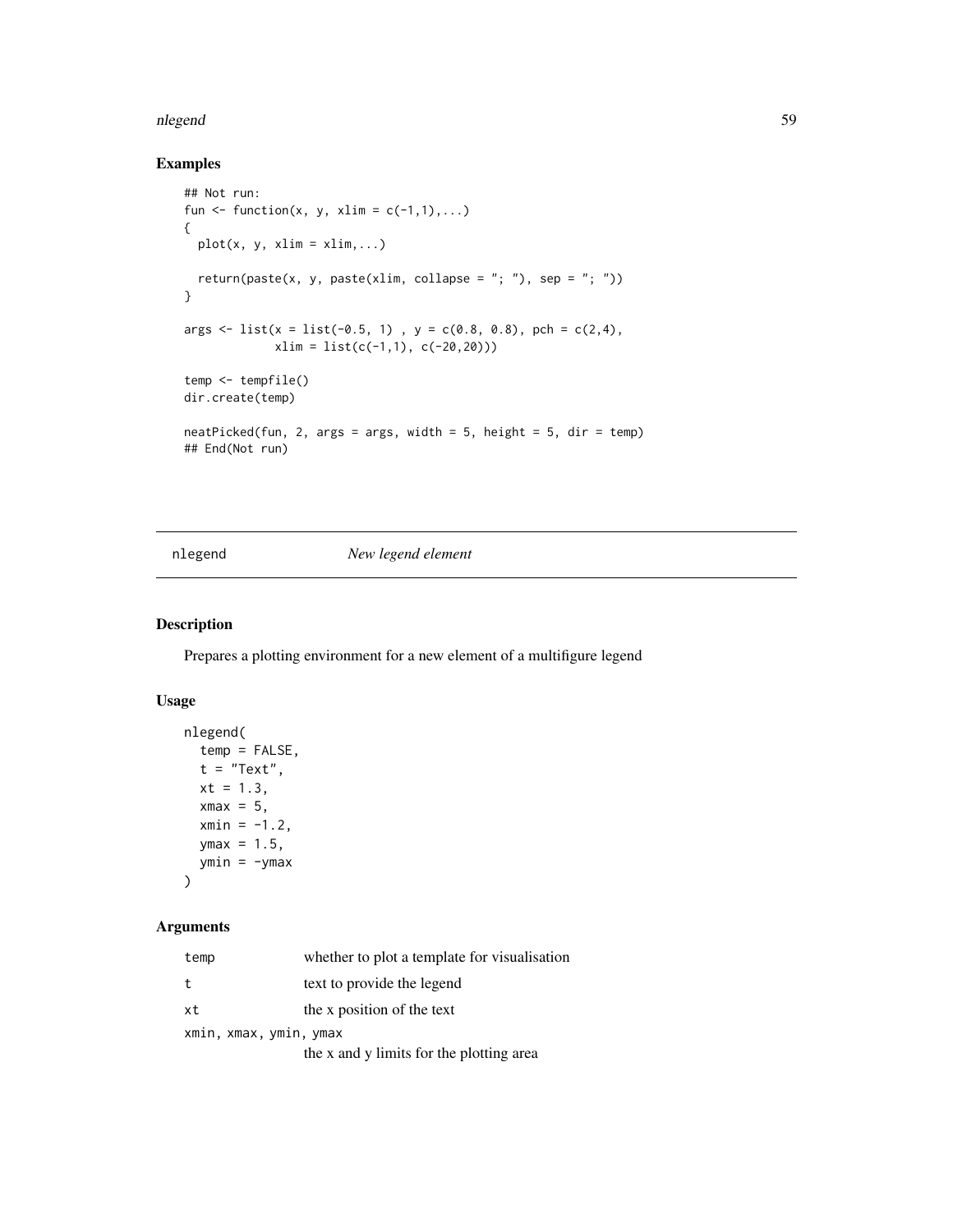## Examples

```
## Not run:
fun <- function(x, y, xlim = c(-1,1),...)
{
  plot(x, y, xlim = xlim,...)

  return(paste(x, y, paste(xlim, collapse = "; "), sep = "; "))
}

args <- list(x = list(-0.5, 1) , y = c(0.8, 0.8), pch = c(2,4),
             xlim = list(c(-1,1), c(-20,20)))

temp <- tempfile()
dir.create(temp)

neatPicked(fun, 2, args = args, width = 5, height = 5, dir = temp)
## End(Not run)
```

---

# nlegend    *New legend element*

---

## Description

Prepares a plotting environment for a new element of a multifigure legend

## Usage

```
nlegend(
  temp = FALSE,
  t = "Text",
  xt = 1.3,
  xmax = 5,
  xmin = -1.2,
  ymax = 1.5,
  ymin = -ymax
)
```

## Arguments

| | |
|---|---|
| `temp` | whether to plot a template for visualisation |
| `t` | text to provide the legend |
| `xt` | the x position of the text |
| `xmin, xmax, ymin, ymax` | the x and y limits for the plotting area |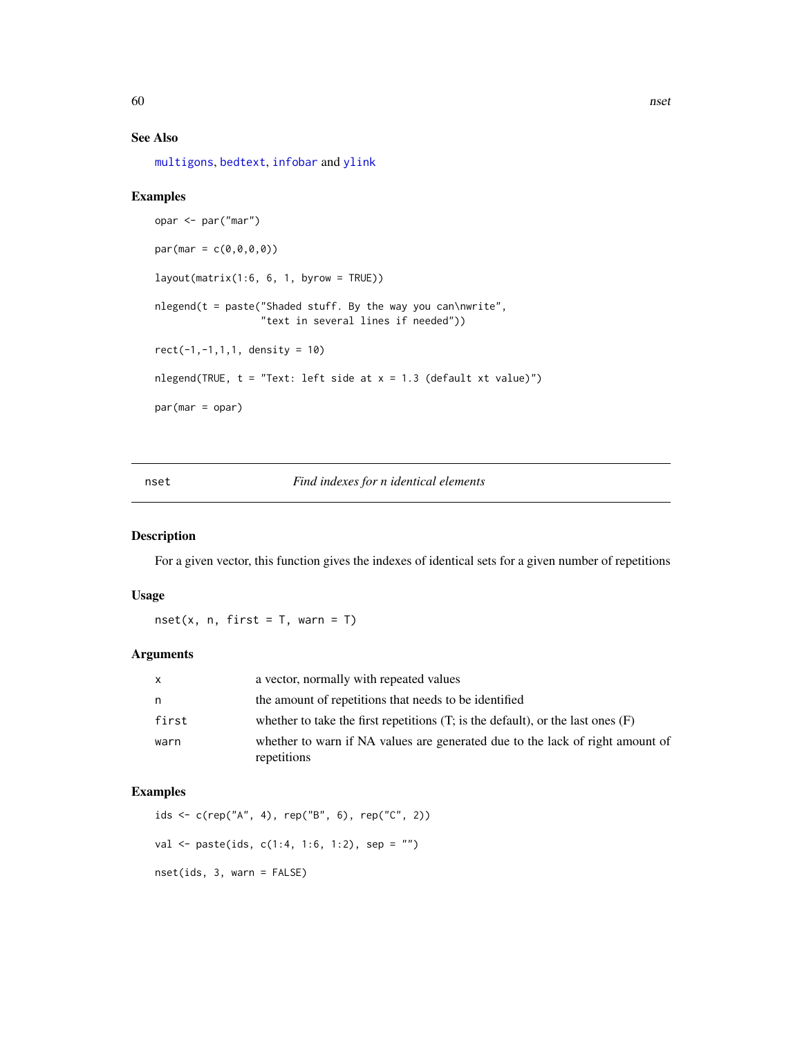### See Also

multigons, bedtext, infobar and ylink

### Examples

```
opar <- par("mar")

par(mar = c(0,0,0,0))

layout(matrix(1:6, 6, 1, byrow = TRUE))

nlegend(t = paste("Shaded stuff. By the way you can\nwrite",
                  "text in several lines if needed"))

rect(-1,-1,1,1, density = 10)

nlegend(TRUE, t = "Text: left side at x = 1.3 (default xt value)")

par(mar = opar)
```

---

## nset — *Find indexes for n identical elements*

### Description

For a given vector, this function gives the indexes of identical sets for a given number of repetitions

### Usage

```
nset(x, n, first = T, warn = T)
```

### Arguments

| | |
|---|---|
| x | a vector, normally with repeated values |
| n | the amount of repetitions that needs to be identified |
| first | whether to take the first repetitions (T; is the default), or the last ones (F) |
| warn | whether to warn if NA values are generated due to the lack of right amount of repetitions |

### Examples

```
ids <- c(rep("A", 4), rep("B", 6), rep("C", 2))

val <- paste(ids, c(1:4, 1:6, 1:2), sep = "")

nset(ids, 3, warn = FALSE)
```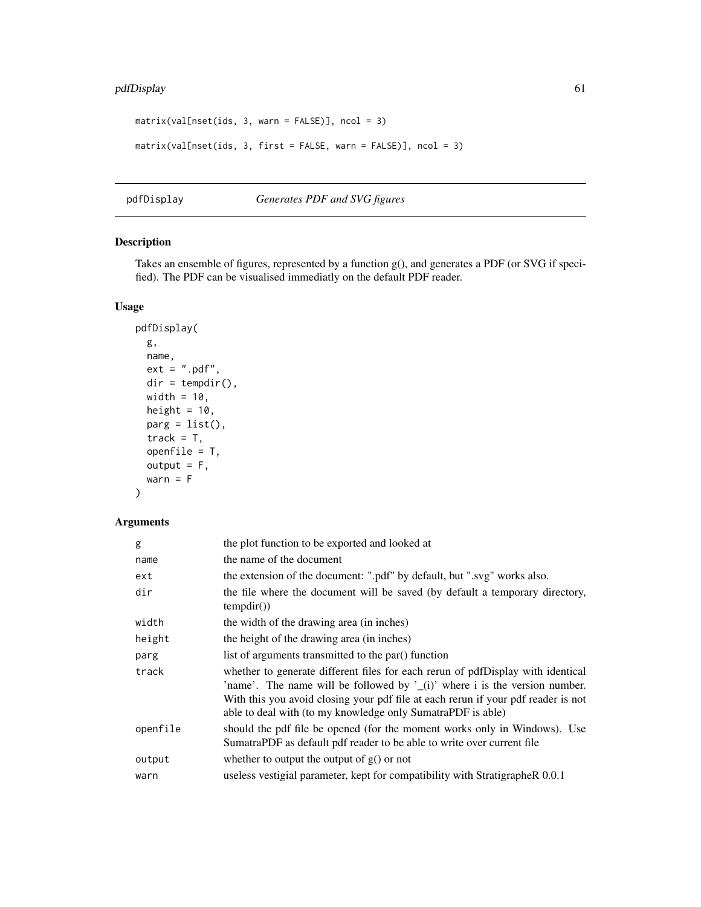```
matrix(val[nset(ids, 3, warn = FALSE)], ncol = 3)

matrix(val[nset(ids, 3, first = FALSE, warn = FALSE)], ncol = 3)
```

## pdfDisplay *Generates PDF and SVG figures*

### Description

Takes an ensemble of figures, represented by a function g(), and generates a PDF (or SVG if specified). The PDF can be visualised immediatly on the default PDF reader.

### Usage

```
pdfDisplay(
  g,
  name,
  ext = ".pdf",
  dir = tempdir(),
  width = 10,
  height = 10,
  parg = list(),
  track = T,
  openfile = T,
  output = F,
  warn = F
)
```

### Arguments

| | |
|---|---|
| g | the plot function to be exported and looked at |
| name | the name of the document |
| ext | the extension of the document: ".pdf" by default, but ".svg" works also. |
| dir | the file where the document will be saved (by default a temporary directory, tempdir()) |
| width | the width of the drawing area (in inches) |
| height | the height of the drawing area (in inches) |
| parg | list of arguments transmitted to the par() function |
| track | whether to generate different files for each rerun of pdfDisplay with identical 'name'. The name will be followed by '_(i)' where i is the version number. With this you avoid closing your pdf file at each rerun if your pdf reader is not able to deal with (to my knowledge only SumatraPDF is able) |
| openfile | should the pdf file be opened (for the moment works only in Windows). Use SumatraPDF as default pdf reader to be able to write over current file |
| output | whether to output the output of g() or not |
| warn | useless vestigial parameter, kept for compatibility with StratigrapheR 0.0.1 |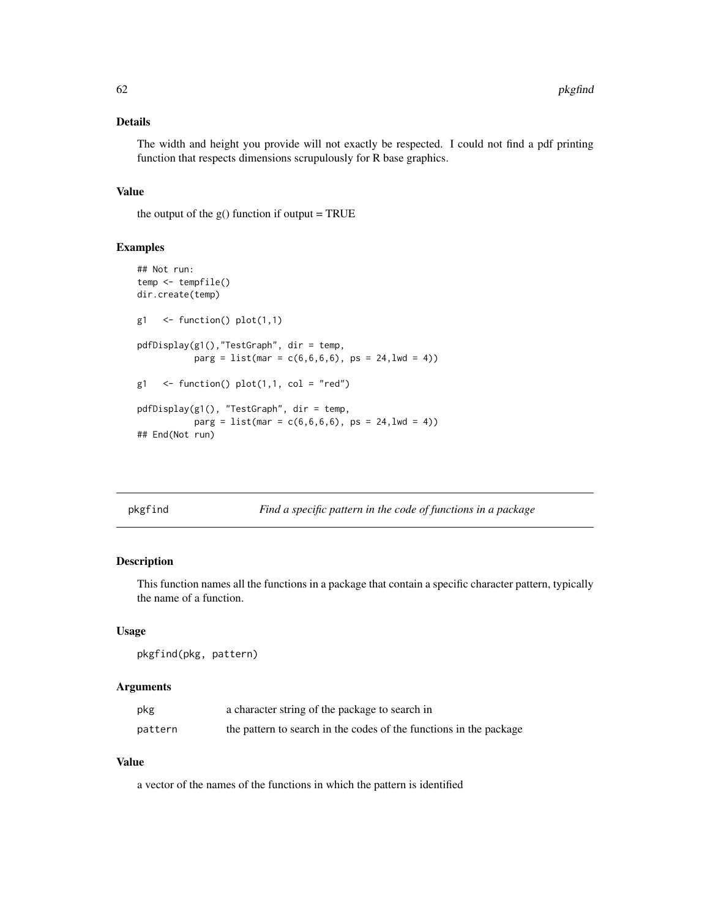### Details

The width and height you provide will not exactly be respected. I could not find a pdf printing function that respects dimensions scrupulously for R base graphics.

### Value

the output of the g() function if output = TRUE

### Examples

```
## Not run:
temp <- tempfile()
dir.create(temp)

g1   <- function() plot(1,1)

pdfDisplay(g1(),"TestGraph", dir = temp,
           parg = list(mar = c(6,6,6,6), ps = 24,lwd = 4))

g1   <- function() plot(1,1, col = "red")

pdfDisplay(g1(), "TestGraph", dir = temp,
           parg = list(mar = c(6,6,6,6), ps = 24,lwd = 4))
## End(Not run)
```

---

## pkgfind — *Find a specific pattern in the code of functions in a package*

---

### Description

This function names all the functions in a package that contain a specific character pattern, typically the name of a function.

### Usage

```
pkgfind(pkg, pattern)
```

### Arguments

| | |
|---|---|
| pkg | a character string of the package to search in |
| pattern | the pattern to search in the codes of the functions in the package |

### Value

a vector of the names of the functions in which the pattern is identified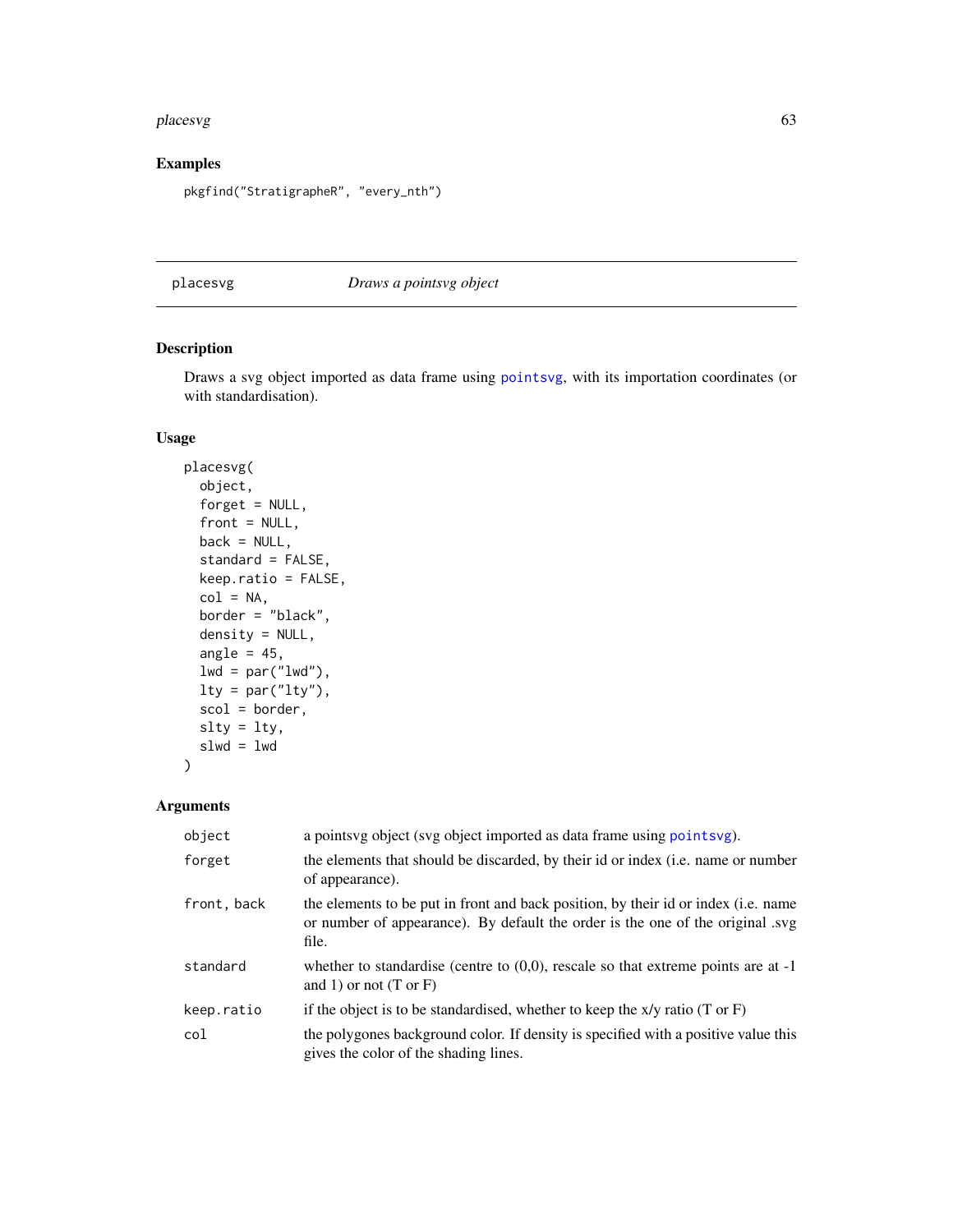## Examples

```
pkgfind("StratigrapheR", "every_nth")
```

---

placesvg *Draws a pointsvg object*

---

## Description

Draws a svg object imported as data frame using pointsvg, with its importation coordinates (or with standardisation).

## Usage

```
placesvg(
  object,
  forget = NULL,
  front = NULL,
  back = NULL,
  standard = FALSE,
  keep.ratio = FALSE,
  col = NA,
  border = "black",
  density = NULL,
  angle = 45,
  lwd = par("lwd"),
  lty = par("lty"),
  scol = border,
  slty = lty,
  slwd = lwd
)
```

## Arguments

| | |
|---|---|
| `object` | a pointsvg object (svg object imported as data frame using pointsvg). |
| `forget` | the elements that should be discarded, by their id or index (i.e. name or number of appearance). |
| `front, back` | the elements to be put in front and back position, by their id or index (i.e. name or number of appearance). By default the order is the one of the original .svg file. |
| `standard` | whether to standardise (centre to (0,0), rescale so that extreme points are at -1 and 1) or not (T or F) |
| `keep.ratio` | if the object is to be standardised, whether to keep the x/y ratio (T or F) |
| `col` | the polygones background color. If density is specified with a positive value this gives the color of the shading lines. |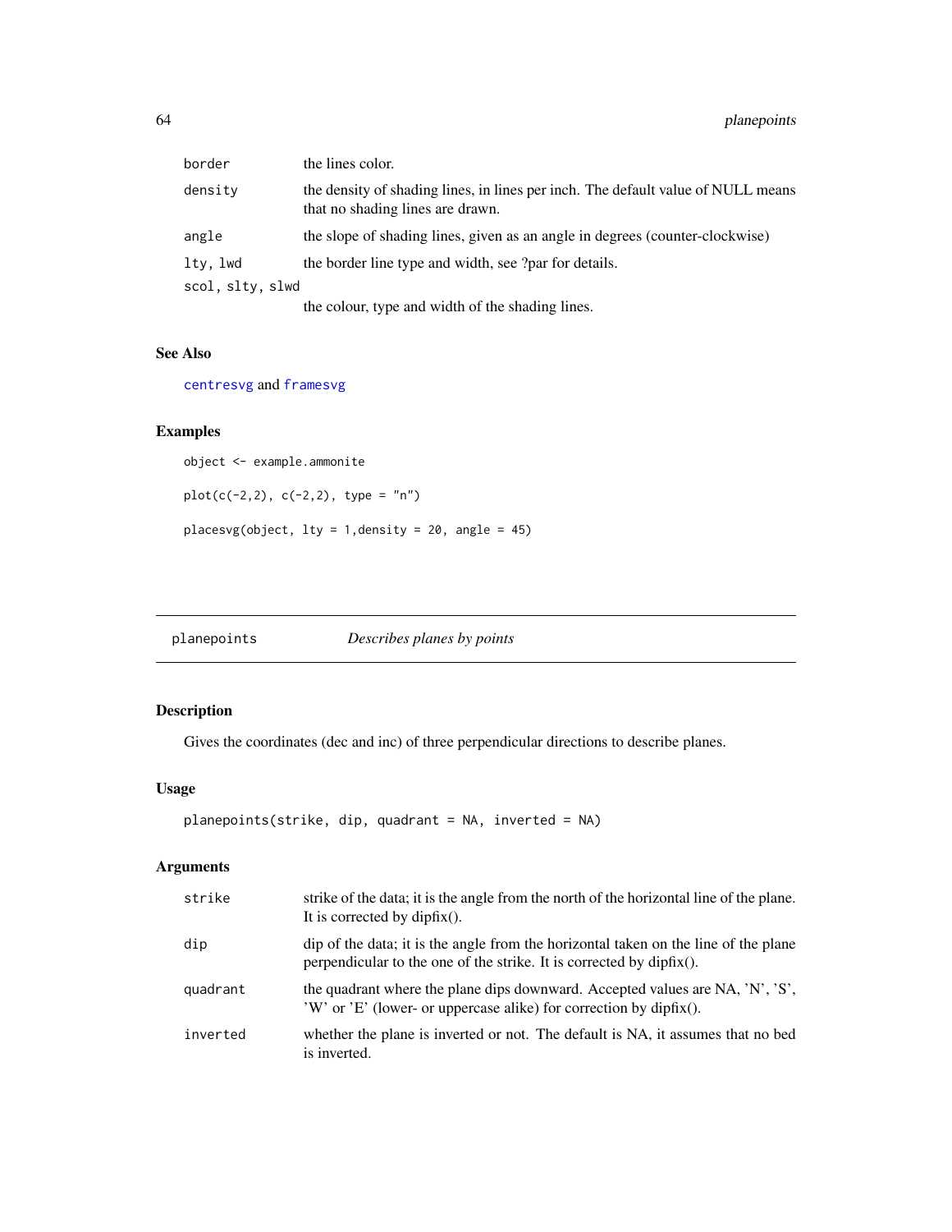| | |
|---|---|
| border | the lines color. |
| density | the density of shading lines, in lines per inch. The default value of NULL means that no shading lines are drawn. |
| angle | the slope of shading lines, given as an angle in degrees (counter-clockwise) |
| lty, lwd | the border line type and width, see ?par for details. |
| scol, slty, slwd | the colour, type and width of the shading lines. |

### See Also

centresvg and framesvg

### Examples

```
object <- example.ammonite

plot(c(-2,2), c(-2,2), type = "n")

placesvg(object, lty = 1,density = 20, angle = 45)
```

---

## planepoints *Describes planes by points*

### Description

Gives the coordinates (dec and inc) of three perpendicular directions to describe planes.

### Usage

```
planepoints(strike, dip, quadrant = NA, inverted = NA)
```

### Arguments

| | |
|---|---|
| strike | strike of the data; it is the angle from the north of the horizontal line of the plane. It is corrected by dipfix(). |
| dip | dip of the data; it is the angle from the horizontal taken on the line of the plane perpendicular to the one of the strike. It is corrected by dipfix(). |
| quadrant | the quadrant where the plane dips downward. Accepted values are NA, 'N', 'S', 'W' or 'E' (lower- or uppercase alike) for correction by dipfix(). |
| inverted | whether the plane is inverted or not. The default is NA, it assumes that no bed is inverted. |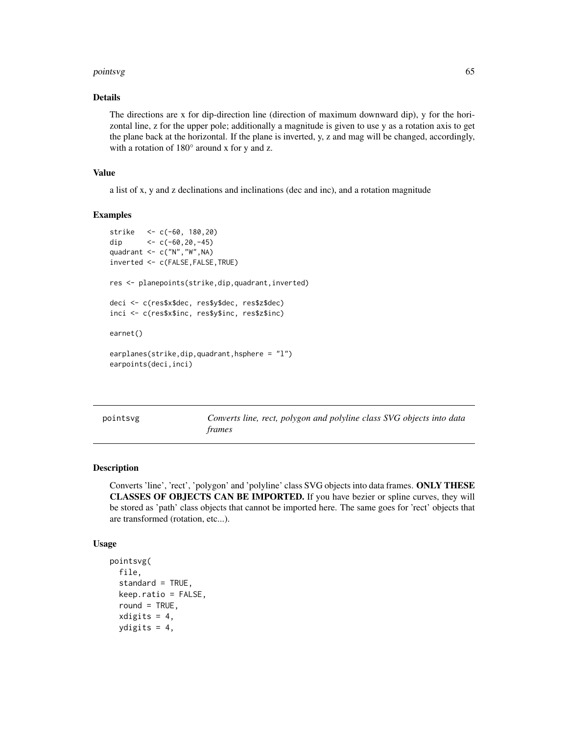### Details

The directions are x for dip-direction line (direction of maximum downward dip), y for the horizontal line, z for the upper pole; additionally a magnitude is given to use y as a rotation axis to get the plane back at the horizontal. If the plane is inverted, y, z and mag will be changed, accordingly, with a rotation of 180° around x for y and z.

### Value

a list of x, y and z declinations and inclinations (dec and inc), and a rotation magnitude

### Examples

```
strike   <- c(-60, 180,20)
dip      <- c(-60,20,-45)
quadrant <- c("N","W",NA)
inverted <- c(FALSE,FALSE,TRUE)

res <- planepoints(strike,dip,quadrant,inverted)

deci <- c(res$x$dec, res$y$dec, res$z$dec)
inci <- c(res$x$inc, res$y$inc, res$z$inc)

earnet()

earplanes(strike,dip,quadrant,hsphere = "l")
earpoints(deci,inci)
```

---

## pointsvg — *Converts line, rect, polygon and polyline class SVG objects into data frames*

### Description

Converts 'line', 'rect', 'polygon' and 'polyline' class SVG objects into data frames. **ONLY THESE CLASSES OF OBJECTS CAN BE IMPORTED.** If you have bezier or spline curves, they will be stored as 'path' class objects that cannot be imported here. The same goes for 'rect' objects that are transformed (rotation, etc...).

### Usage

```
pointsvg(
  file,
  standard = TRUE,
  keep.ratio = FALSE,
  round = TRUE,
  xdigits = 4,
  ydigits = 4,
```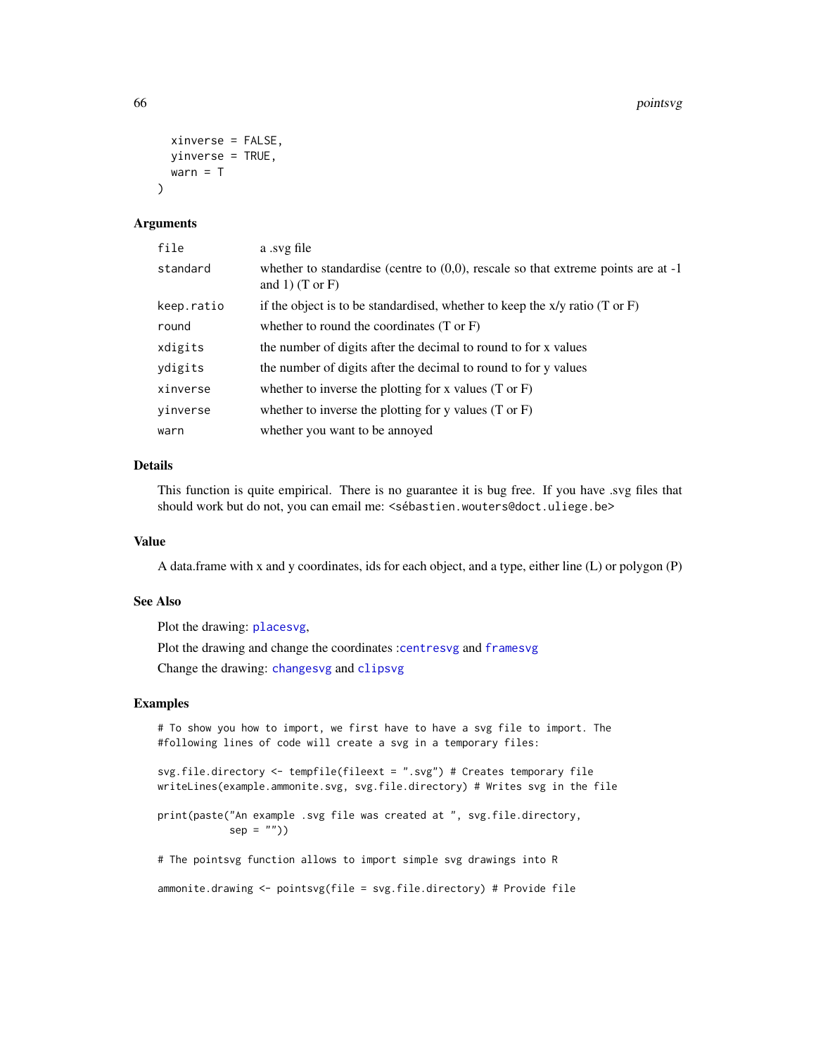```
  xinverse = FALSE,
  yinverse = TRUE,
  warn = T
)
```

## Arguments

| | |
|---|---|
| `file` | a .svg file |
| `standard` | whether to standardise (centre to (0,0), rescale so that extreme points are at -1 and 1) (T or F) |
| `keep.ratio` | if the object is to be standardised, whether to keep the x/y ratio (T or F) |
| `round` | whether to round the coordinates (T or F) |
| `xdigits` | the number of digits after the decimal to round to for x values |
| `ydigits` | the number of digits after the decimal to round to for y values |
| `xinverse` | whether to inverse the plotting for x values (T or F) |
| `yinverse` | whether to inverse the plotting for y values (T or F) |
| `warn` | whether you want to be annoyed |

## Details

This function is quite empirical. There is no guarantee it is bug free. If you have .svg files that should work but do not, you can email me: <sébastien.wouters@doct.uliege.be>

## Value

A data.frame with x and y coordinates, ids for each object, and a type, either line (L) or polygon (P)

## See Also

Plot the drawing: `placesvg`,

Plot the drawing and change the coordinates :`centresvg` and `framesvg`

Change the drawing: `changesvg` and `clipsvg`

## Examples

```
# To show you how to import, we first have to have a svg file to import. The
#following lines of code will create a svg in a temporary files:

svg.file.directory <- tempfile(fileext = ".svg") # Creates temporary file
writeLines(example.ammonite.svg, svg.file.directory) # Writes svg in the file

print(paste("An example .svg file was created at ", svg.file.directory,
            sep = ""))

# The pointsvg function allows to import simple svg drawings into R

ammonite.drawing <- pointsvg(file = svg.file.directory) # Provide file
```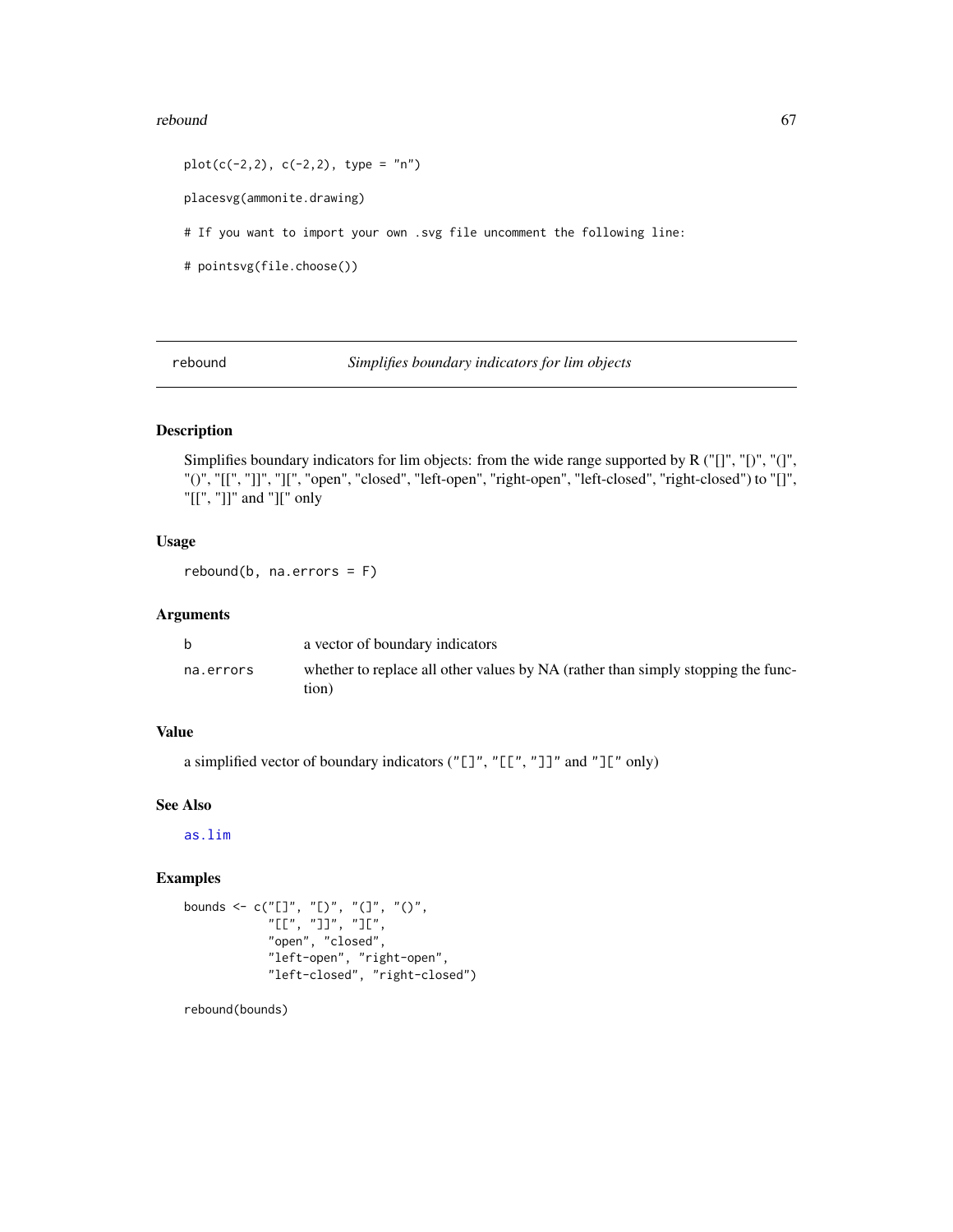```
plot(c(-2,2), c(-2,2), type = "n")

placesvg(ammonite.drawing)

# If you want to import your own .svg file uncomment the following line:

# pointsvg(file.choose())
```

---

## rebound — *Simplifies boundary indicators for lim objects*

### Description

Simplifies boundary indicators for lim objects: from the wide range supported by R ("[]", "[)", "(]", "()", "[[", "]]", "][", "open", "closed", "left-open", "right-open", "left-closed", "right-closed") to "[]", "[[", "]]" and "][" only

### Usage

```
rebound(b, na.errors = F)
```

### Arguments

| | |
|---|---|
| b | a vector of boundary indicators |
| na.errors | whether to replace all other values by NA (rather than simply stopping the function) |

### Value

a simplified vector of boundary indicators ("[]", "[[", "]]" and "][" only)

### See Also

as.lim

### Examples

```
bounds <- c("[]", "[)", "(]", "()",
            "[[", "]]", "][",
            "open", "closed",
            "left-open", "right-open",
            "left-closed", "right-closed")

rebound(bounds)
```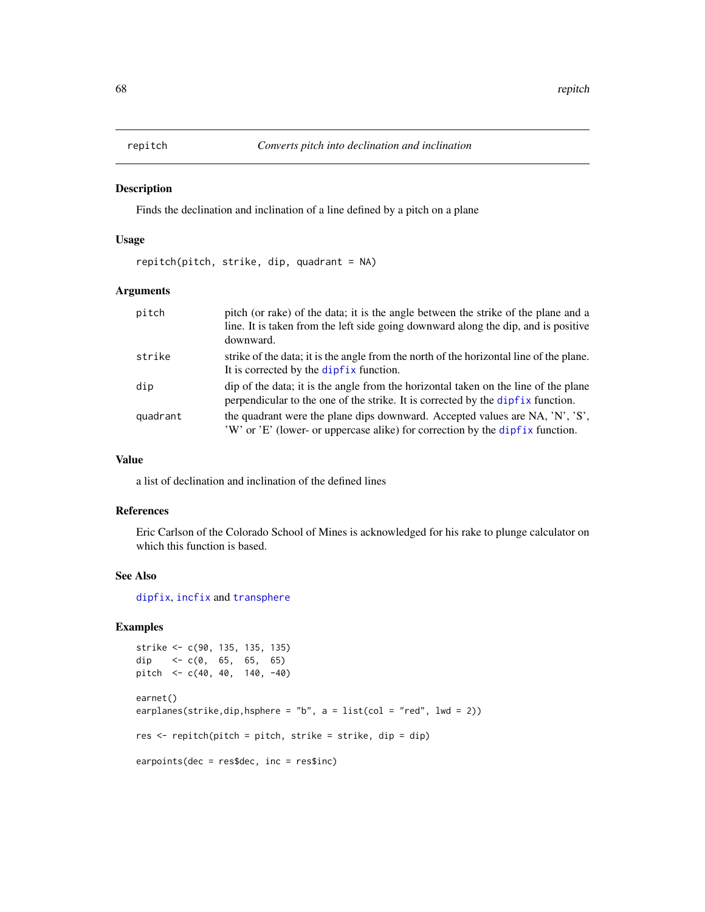# repitch — *Converts pitch into declination and inclination*

## Description

Finds the declination and inclination of a line defined by a pitch on a plane

## Usage

```
repitch(pitch, strike, dip, quadrant = NA)
```

## Arguments

| | |
|---|---|
| `pitch` | pitch (or rake) of the data; it is the angle between the strike of the plane and a line. It is taken from the left side going downward along the dip, and is positive downward. |
| `strike` | strike of the data; it is the angle from the north of the horizontal line of the plane. It is corrected by the `dipfix` function. |
| `dip` | dip of the data; it is the angle from the horizontal taken on the line of the plane perpendicular to the one of the strike. It is corrected by the `dipfix` function. |
| `quadrant` | the quadrant were the plane dips downward. Accepted values are NA, 'N', 'S', 'W' or 'E' (lower- or uppercase alike) for correction by the `dipfix` function. |

## Value

a list of declination and inclination of the defined lines

## References

Eric Carlson of the Colorado School of Mines is acknowledged for his rake to plunge calculator on which this function is based.

## See Also

`dipfix`, `incfix` and `transphere`

## Examples

```
strike <- c(90, 135, 135, 135)
dip    <- c(0,  65,  65,  65)
pitch  <- c(40, 40,  140, -40)

earnet()
earplanes(strike,dip,hsphere = "b", a = list(col = "red", lwd = 2))

res <- repitch(pitch = pitch, strike = strike, dip = dip)

earpoints(dec = res$dec, inc = res$inc)
```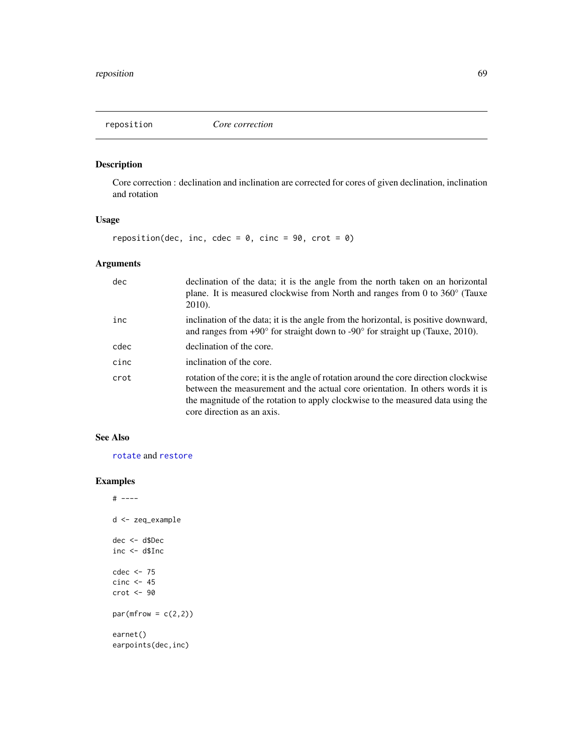# reposition — *Core correction*

## Description

Core correction : declination and inclination are corrected for cores of given declination, inclination and rotation

## Usage

```
reposition(dec, inc, cdec = 0, cinc = 90, crot = 0)
```

## Arguments

| Argument | Description |
| --- | --- |
| dec | declination of the data; it is the angle from the north taken on an horizontal plane. It is measured clockwise from North and ranges from 0 to 360° (Tauxe 2010). |
| inc | inclination of the data; it is the angle from the horizontal, is positive downward, and ranges from +90° for straight down to -90° for straight up (Tauxe, 2010). |
| cdec | declination of the core. |
| cinc | inclination of the core. |
| crot | rotation of the core; it is the angle of rotation around the core direction clockwise between the measurement and the actual core orientation. In others words it is the magnitude of the rotation to apply clockwise to the measured data using the core direction as an axis. |

## See Also

rotate and restore

## Examples

```
# ----

d <- zeq_example

dec <- d$Dec
inc <- d$Inc

cdec <- 75
cinc <- 45
crot <- 90

par(mfrow = c(2,2))

earnet()
earpoints(dec,inc)
```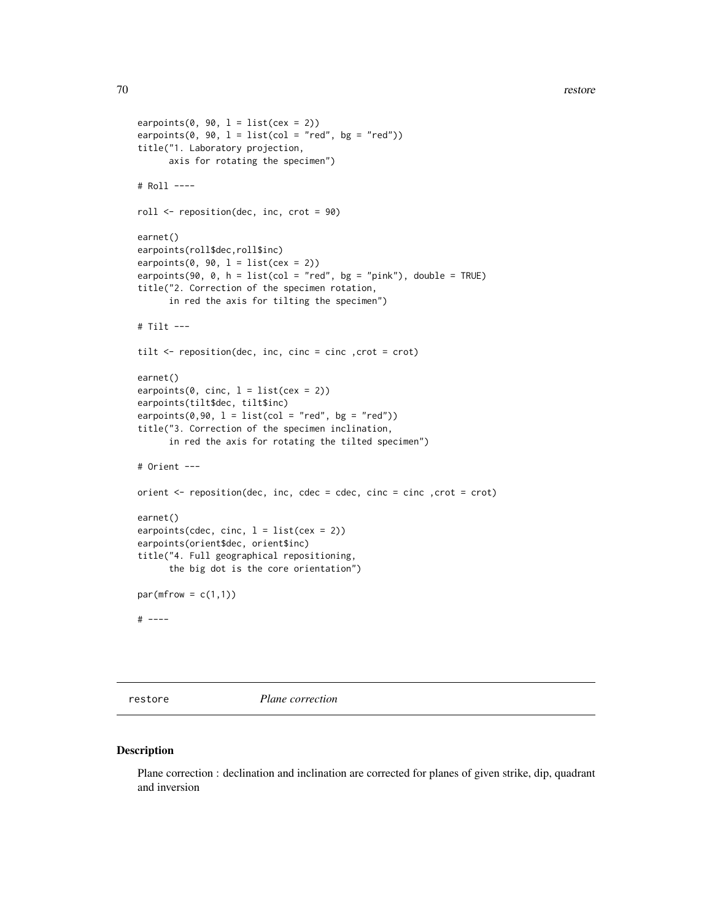```
earpoints(0, 90, l = list(cex = 2))
earpoints(0, 90, l = list(col = "red", bg = "red"))
title("1. Laboratory projection,
      axis for rotating the specimen")

# Roll ----

roll <- reposition(dec, inc, crot = 90)

earnet()
earpoints(roll$dec,roll$inc)
earpoints(0, 90, l = list(cex = 2))
earpoints(90, 0, h = list(col = "red", bg = "pink"), double = TRUE)
title("2. Correction of the specimen rotation,
      in red the axis for tilting the specimen")

# Tilt ---

tilt <- reposition(dec, inc, cinc = cinc ,crot = crot)

earnet()
earpoints(0, cinc, l = list(cex = 2))
earpoints(tilt$dec, tilt$inc)
earpoints(0,90, l = list(col = "red", bg = "red"))
title("3. Correction of the specimen inclination,
      in red the axis for rotating the tilted specimen")

# Orient ---

orient <- reposition(dec, inc, cdec = cdec, cinc = cinc ,crot = crot)

earnet()
earpoints(cdec, cinc, l = list(cex = 2))
earpoints(orient$dec, orient$inc)
title("4. Full geographical repositioning,
      the big dot is the core orientation")

par(mfrow = c(1,1))

# ----
```

---

restore *Plane correction*

---

## Description

Plane correction : declination and inclination are corrected for planes of given strike, dip, quadrant and inversion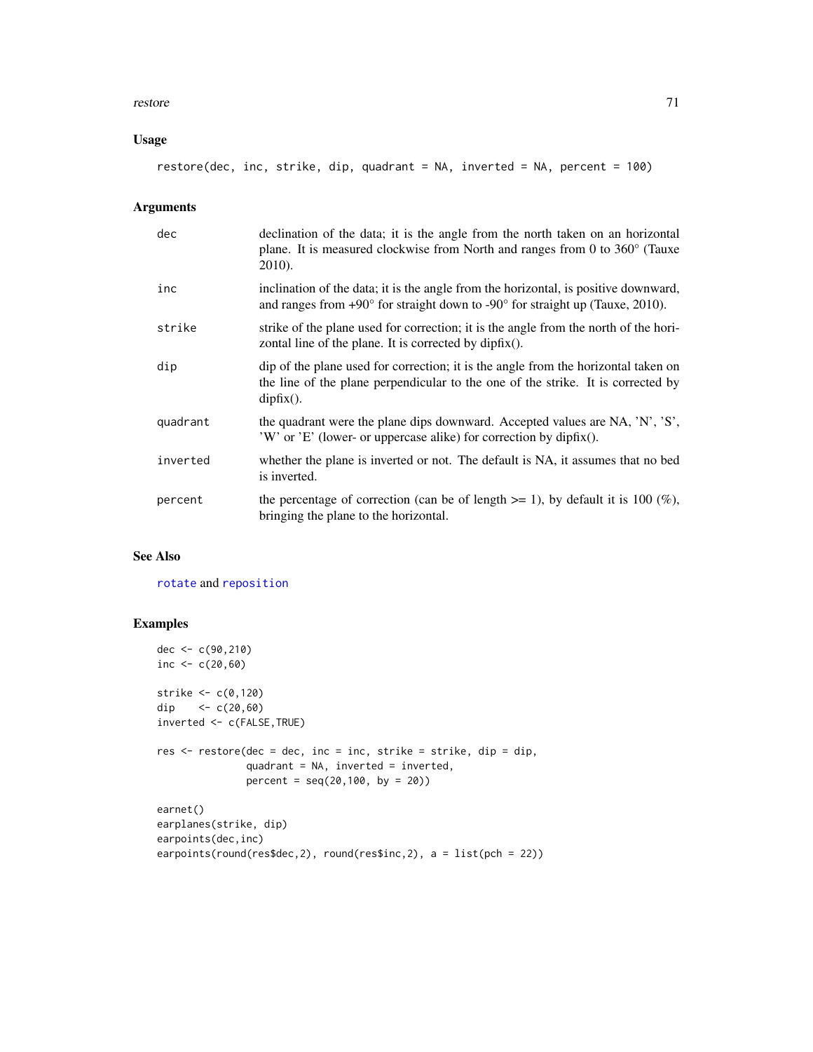## Usage

```
restore(dec, inc, strike, dip, quadrant = NA, inverted = NA, percent = 100)
```

## Arguments

| | |
|---|---|
| dec | declination of the data; it is the angle from the north taken on an horizontal plane. It is measured clockwise from North and ranges from 0 to 360° (Tauxe 2010). |
| inc | inclination of the data; it is the angle from the horizontal, is positive downward, and ranges from +90° for straight down to -90° for straight up (Tauxe, 2010). |
| strike | strike of the plane used for correction; it is the angle from the north of the horizontal line of the plane. It is corrected by dipfix(). |
| dip | dip of the plane used for correction; it is the angle from the horizontal taken on the line of the plane perpendicular to the one of the strike. It is corrected by dipfix(). |
| quadrant | the quadrant were the plane dips downward. Accepted values are NA, 'N', 'S', 'W' or 'E' (lower- or uppercase alike) for correction by dipfix(). |
| inverted | whether the plane is inverted or not. The default is NA, it assumes that no bed is inverted. |
| percent | the percentage of correction (can be of length >= 1), by default it is 100 (%), bringing the plane to the horizontal. |

## See Also

rotate and reposition

## Examples

```
dec <- c(90,210)
inc <- c(20,60)

strike <- c(0,120)
dip    <- c(20,60)
inverted <- c(FALSE,TRUE)

res <- restore(dec = dec, inc = inc, strike = strike, dip = dip,
               quadrant = NA, inverted = inverted,
               percent = seq(20,100, by = 20))

earnet()
earplanes(strike, dip)
earpoints(dec,inc)
earpoints(round(res$dec,2), round(res$inc,2), a = list(pch = 22))
```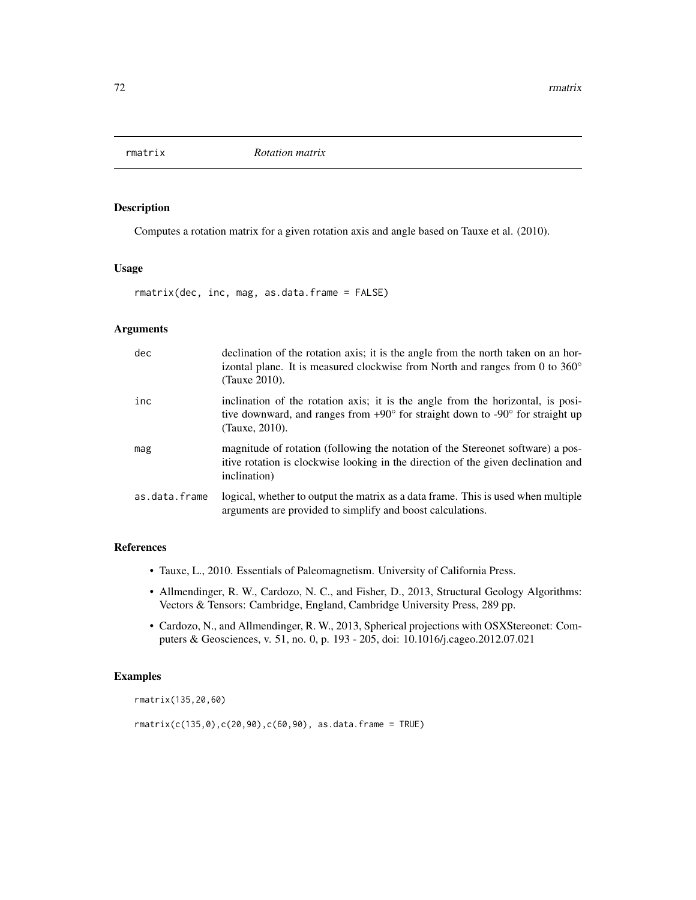# rmatrix    *Rotation matrix*

## Description

Computes a rotation matrix for a given rotation axis and angle based on Tauxe et al. (2010).

## Usage

```
rmatrix(dec, inc, mag, as.data.frame = FALSE)
```

## Arguments

| | |
|---|---|
| dec | declination of the rotation axis; it is the angle from the north taken on an horizontal plane. It is measured clockwise from North and ranges from 0 to 360° (Tauxe 2010). |
| inc | inclination of the rotation axis; it is the angle from the horizontal, is positive downward, and ranges from +90° for straight down to -90° for straight up (Tauxe, 2010). |
| mag | magnitude of rotation (following the notation of the Stereonet software) a positive rotation is clockwise looking in the direction of the given declination and inclination) |
| as.data.frame | logical, whether to output the matrix as a data frame. This is used when multiple arguments are provided to simplify and boost calculations. |

## References

- Tauxe, L., 2010. Essentials of Paleomagnetism. University of California Press.
- Allmendinger, R. W., Cardozo, N. C., and Fisher, D., 2013, Structural Geology Algorithms: Vectors & Tensors: Cambridge, England, Cambridge University Press, 289 pp.
- Cardozo, N., and Allmendinger, R. W., 2013, Spherical projections with OSXStereonet: Computers & Geosciences, v. 51, no. 0, p. 193 - 205, doi: 10.1016/j.cageo.2012.07.021

## Examples

```
rmatrix(135,20,60)

rmatrix(c(135,0),c(20,90),c(60,90), as.data.frame = TRUE)
```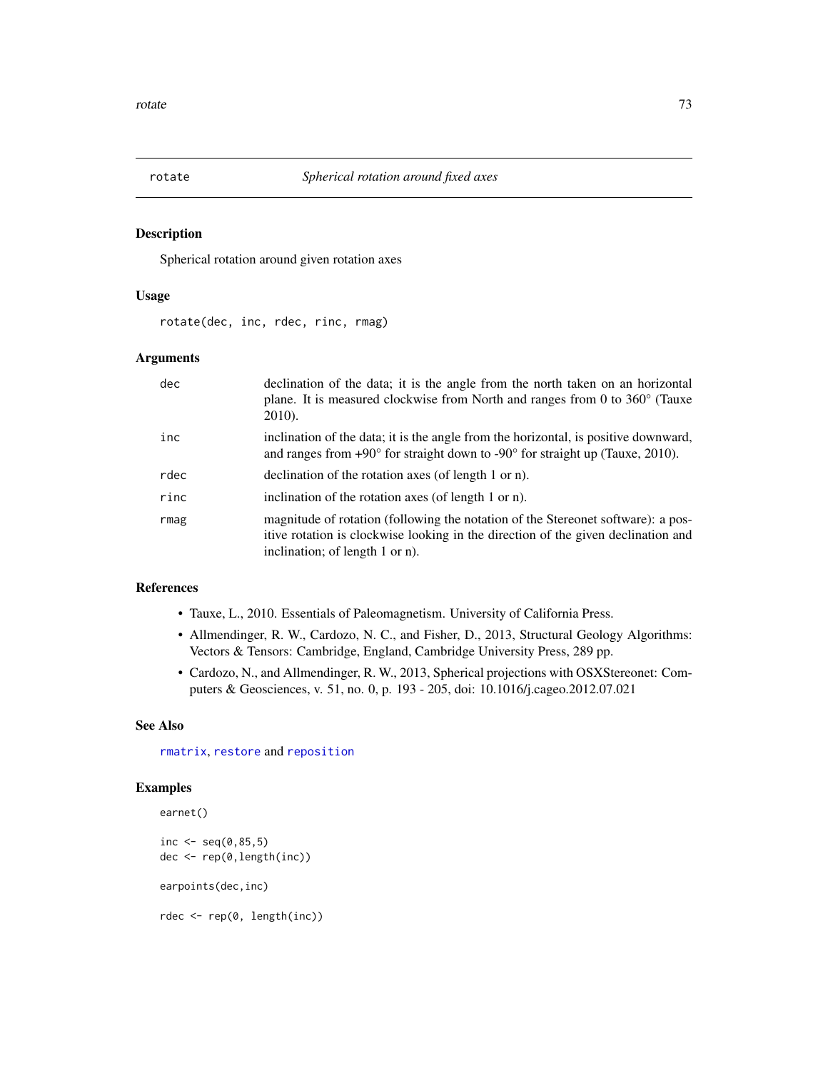## rotate *Spherical rotation around fixed axes*

### Description

Spherical rotation around given rotation axes

### Usage

```
rotate(dec, inc, rdec, rinc, rmag)
```

### Arguments

| | |
|---|---|
| dec | declination of the data; it is the angle from the north taken on an horizontal plane. It is measured clockwise from North and ranges from 0 to 360° (Tauxe 2010). |
| inc | inclination of the data; it is the angle from the horizontal, is positive downward, and ranges from +90° for straight down to -90° for straight up (Tauxe, 2010). |
| rdec | declination of the rotation axes (of length 1 or n). |
| rinc | inclination of the rotation axes (of length 1 or n). |
| rmag | magnitude of rotation (following the notation of the Stereonet software): a positive rotation is clockwise looking in the direction of the given declination and inclination; of length 1 or n). |

### References

- Tauxe, L., 2010. Essentials of Paleomagnetism. University of California Press.
- Allmendinger, R. W., Cardozo, N. C., and Fisher, D., 2013, Structural Geology Algorithms: Vectors & Tensors: Cambridge, England, Cambridge University Press, 289 pp.
- Cardozo, N., and Allmendinger, R. W., 2013, Spherical projections with OSXStereonet: Computers & Geosciences, v. 51, no. 0, p. 193 - 205, doi: 10.1016/j.cageo.2012.07.021

### See Also

rmatrix, restore and reposition

### Examples

```
earnet()

inc <- seq(0,85,5)
dec <- rep(0,length(inc))

earpoints(dec,inc)

rdec <- rep(0, length(inc))
```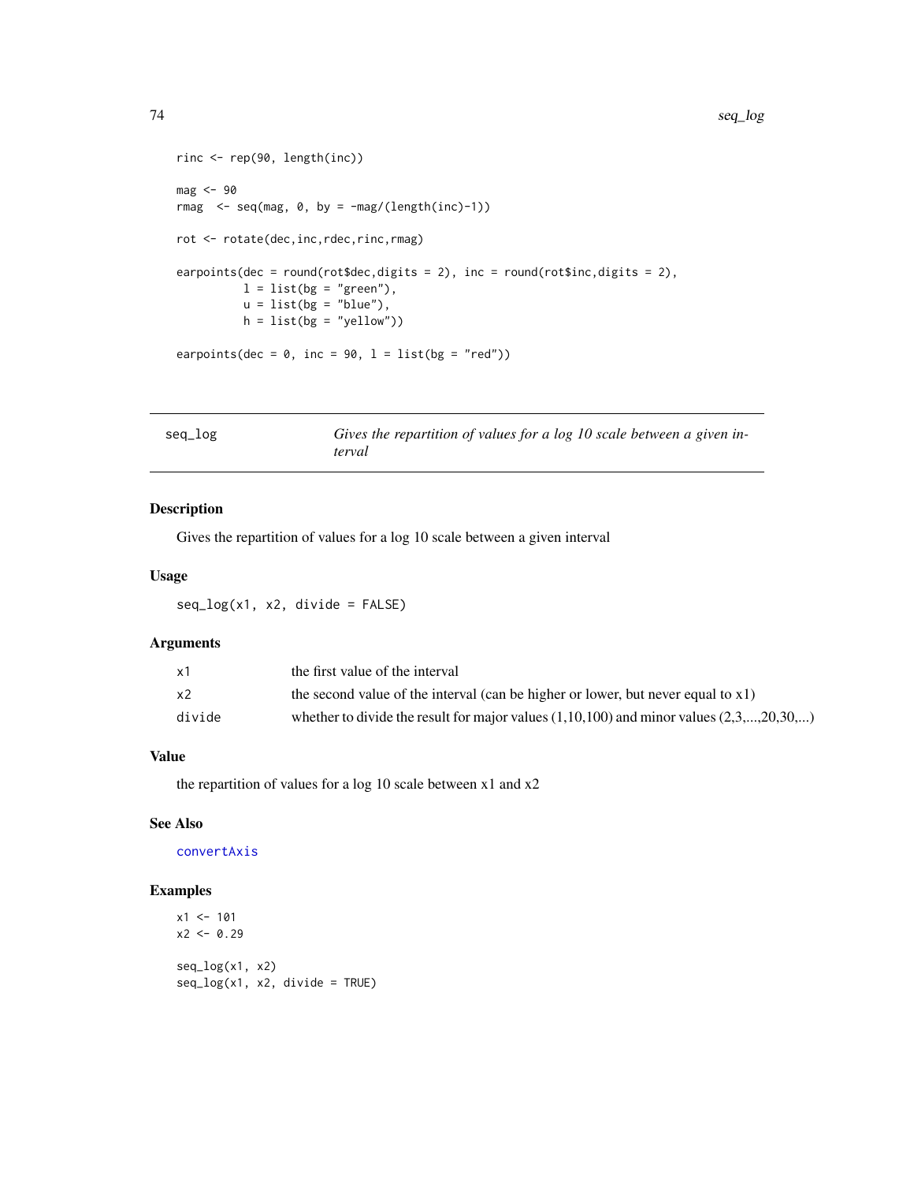```
rinc <- rep(90, length(inc))

mag <- 90
rmag  <- seq(mag, 0, by = -mag/(length(inc)-1))

rot <- rotate(dec,inc,rdec,rinc,rmag)

earpoints(dec = round(rot$dec,digits = 2), inc = round(rot$inc,digits = 2),
          l = list(bg = "green"),
          u = list(bg = "blue"),
          h = list(bg = "yellow"))

earpoints(dec = 0, inc = 90, l = list(bg = "red"))
```

---

| seq_log | *Gives the repartition of values for a log 10 scale between a given interval* |
|---|---|

---

## Description

Gives the repartition of values for a log 10 scale between a given interval

## Usage

```
seq_log(x1, x2, divide = FALSE)
```

## Arguments

| | |
|---|---|
| x1 | the first value of the interval |
| x2 | the second value of the interval (can be higher or lower, but never equal to x1) |
| divide | whether to divide the result for major values (1,10,100) and minor values (2,3,...,20,30,...) |

## Value

the repartition of values for a log 10 scale between x1 and x2

## See Also

convertAxis

## Examples

```
x1 <- 101
x2 <- 0.29

seq_log(x1, x2)
seq_log(x1, x2, divide = TRUE)
```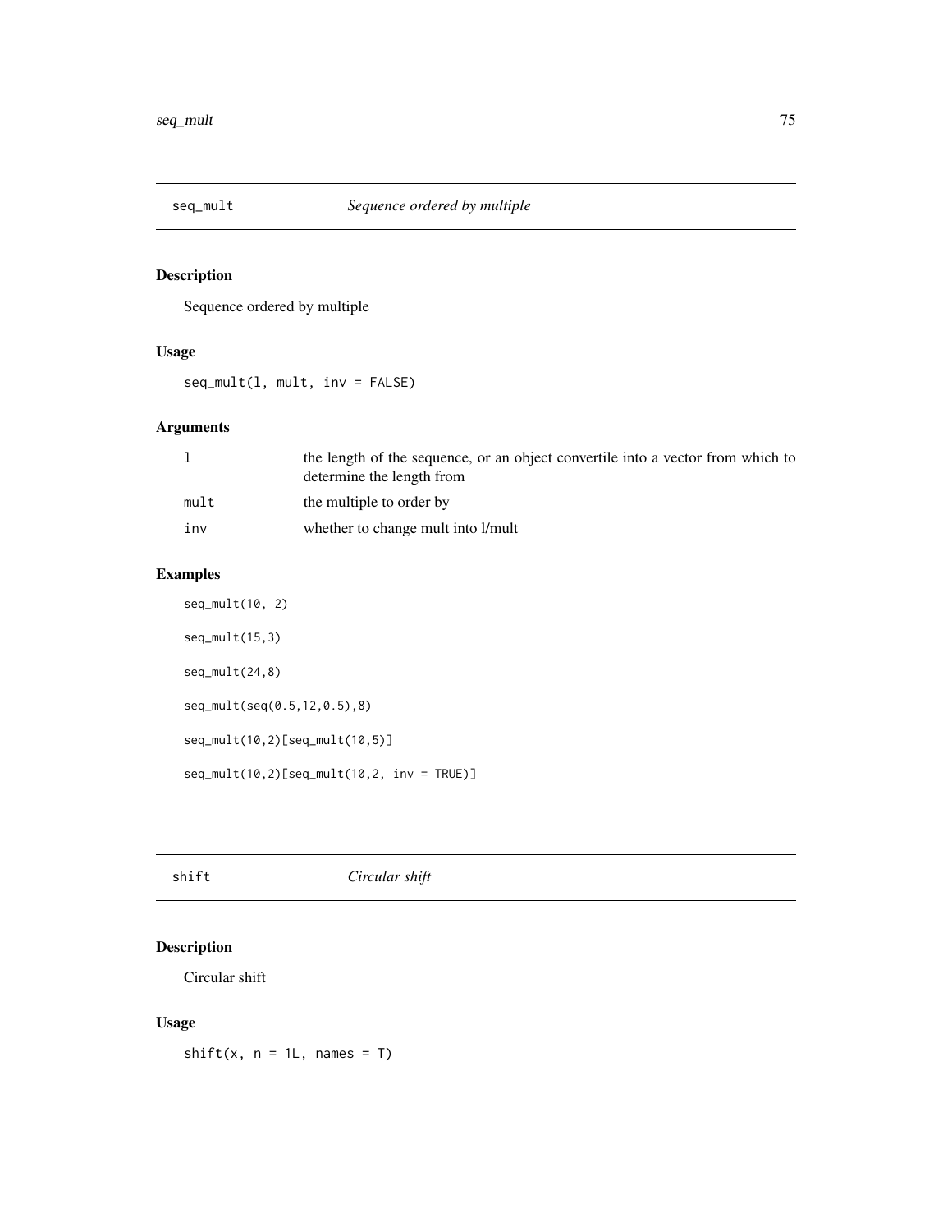## seq_mult — *Sequence ordered by multiple*

### Description

Sequence ordered by multiple

### Usage

```
seq_mult(l, mult, inv = FALSE)
```

### Arguments

| | |
|---|---|
| `l` | the length of the sequence, or an object convertile into a vector from which to determine the length from |
| `mult` | the multiple to order by |
| `inv` | whether to change mult into l/mult |

### Examples

```
seq_mult(10, 2)

seq_mult(15,3)

seq_mult(24,8)

seq_mult(seq(0.5,12,0.5),8)

seq_mult(10,2)[seq_mult(10,5)]

seq_mult(10,2)[seq_mult(10,2, inv = TRUE)]
```

## shift — *Circular shift*

### Description

Circular shift

### Usage

```
shift(x, n = 1L, names = T)
```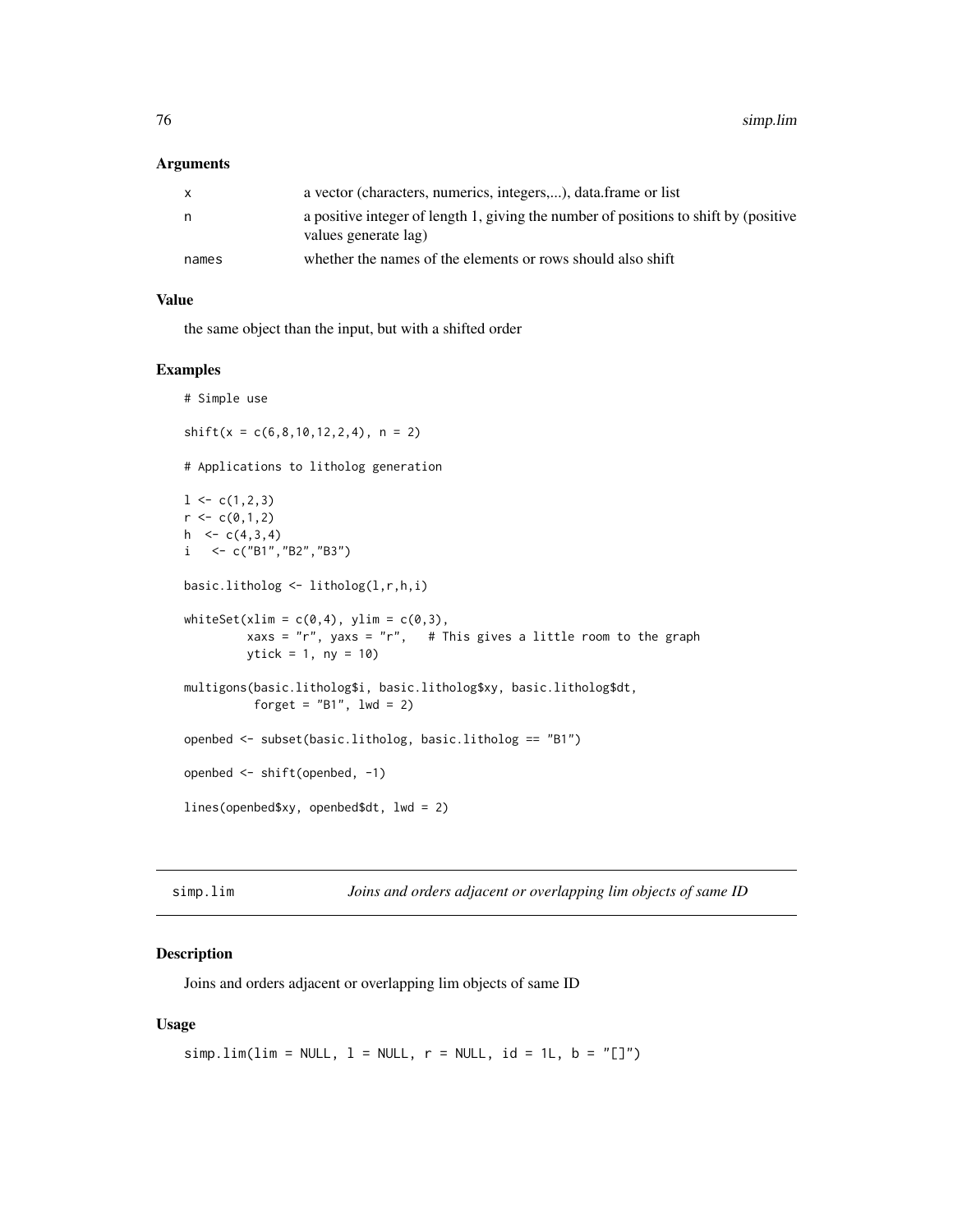### Arguments

| | |
|---|---|
| x | a vector (characters, numerics, integers,...), data.frame or list |
| n | a positive integer of length 1, giving the number of positions to shift by (positive values generate lag) |
| names | whether the names of the elements or rows should also shift |

### Value

the same object than the input, but with a shifted order

### Examples

```
# Simple use

shift(x = c(6,8,10,12,2,4), n = 2)

# Applications to litholog generation

l <- c(1,2,3)
r <- c(0,1,2)
h  <- c(4,3,4)
i   <- c("B1","B2","B3")

basic.litholog <- litholog(l,r,h,i)

whiteSet(xlim = c(0,4), ylim = c(0,3),
         xaxs = "r", yaxs = "r",   # This gives a little room to the graph
         ytick = 1, ny = 10)

multigons(basic.litholog$i, basic.litholog$xy, basic.litholog$dt,
          forget = "B1", lwd = 2)

openbed <- subset(basic.litholog, basic.litholog == "B1")

openbed <- shift(openbed, -1)

lines(openbed$xy, openbed$dt, lwd = 2)
```

---

## simp.lim — *Joins and orders adjacent or overlapping lim objects of same ID*

### Description

Joins and orders adjacent or overlapping lim objects of same ID

### Usage

```
simp.lim(lim = NULL, l = NULL, r = NULL, id = 1L, b = "[]")
```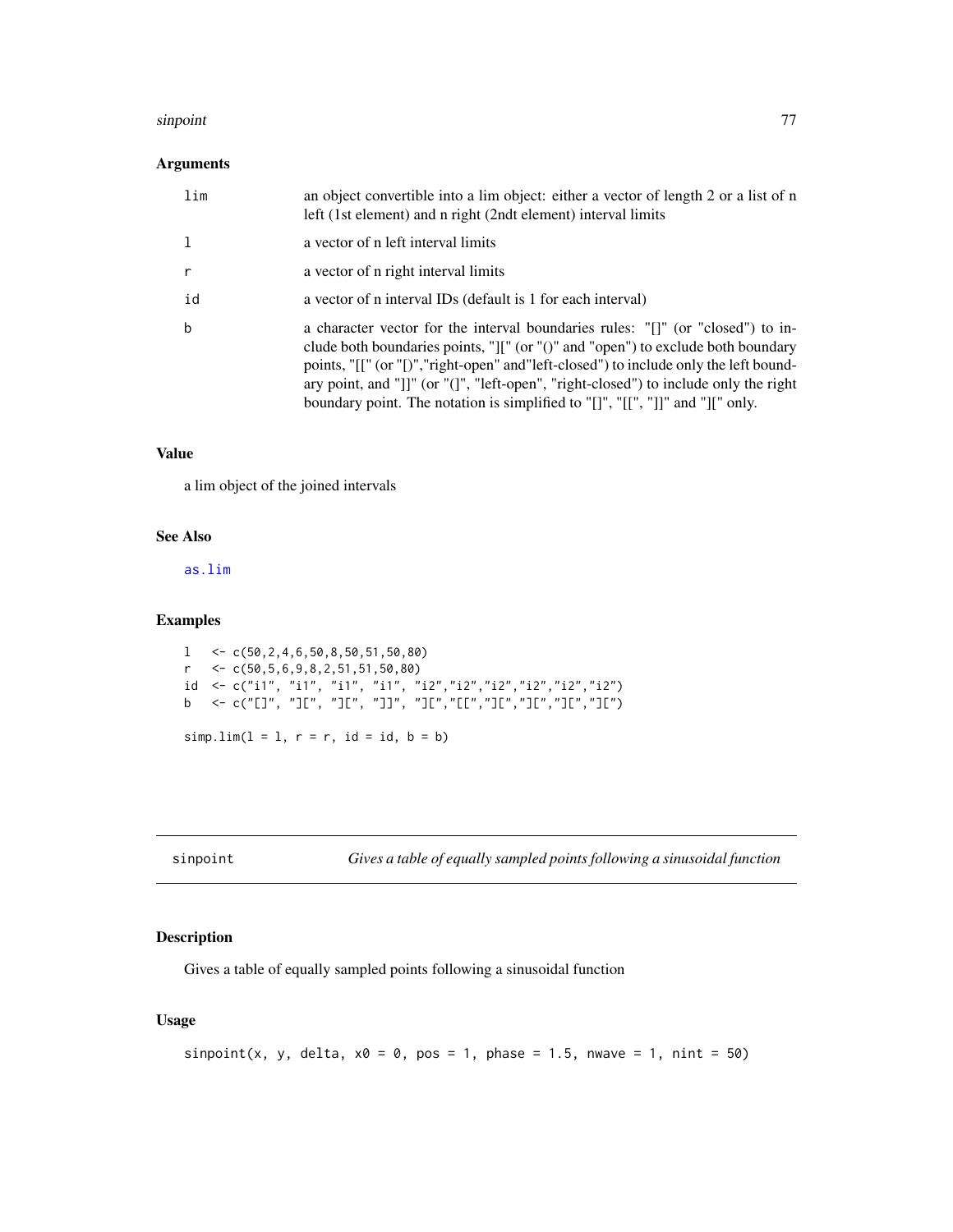## Arguments

| | |
|---|---|
| lim | an object convertible into a lim object: either a vector of length 2 or a list of n left (1st element) and n right (2ndt element) interval limits |
| l | a vector of n left interval limits |
| r | a vector of n right interval limits |
| id | a vector of n interval IDs (default is 1 for each interval) |
| b | a character vector for the interval boundaries rules: "[]" (or "closed") to include both boundaries points, "][" (or "()" and "open") to exclude both boundary points, "[[" (or "[)","right-open" and"left-closed") to include only the left boundary point, and "]]" (or "(]", "left-open", "right-closed") to include only the right boundary point. The notation is simplified to "[]", "[[", "]]" and "][" only. |

## Value

a lim object of the joined intervals

## See Also

as.lim

## Examples

```
l   <- c(50,2,4,6,50,8,50,51,50,80)
r   <- c(50,5,6,9,8,2,51,51,50,80)
id  <- c("i1", "i1", "i1", "i1", "i2","i2","i2","i2","i2","i2")
b   <- c("[]", "][", "][", "]]", "][","[[","][","][","][","][")

simp.lim(l = l, r = r, id = id, b = b)
```

---

# sinpoint *Gives a table of equally sampled points following a sinusoidal function*

## Description

Gives a table of equally sampled points following a sinusoidal function

## Usage

```
sinpoint(x, y, delta, x0 = 0, pos = 1, phase = 1.5, nwave = 1, nint = 50)
```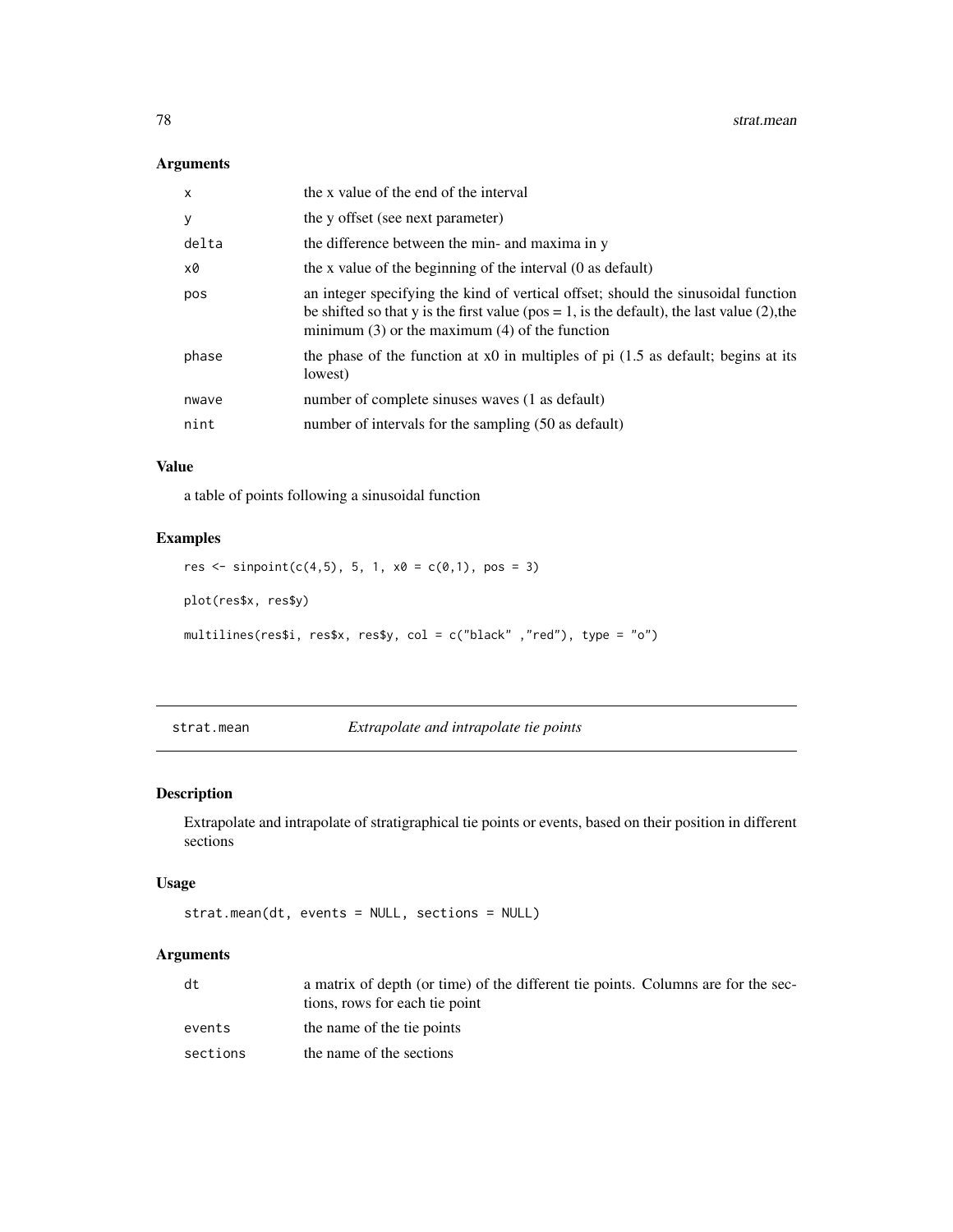### Arguments

| | |
|---|---|
| x | the x value of the end of the interval |
| y | the y offset (see next parameter) |
| delta | the difference between the min- and maxima in y |
| x0 | the x value of the beginning of the interval (0 as default) |
| pos | an integer specifying the kind of vertical offset; should the sinusoidal function be shifted so that y is the first value (pos = 1, is the default), the last value (2),the minimum (3) or the maximum (4) of the function |
| phase | the phase of the function at x0 in multiples of pi (1.5 as default; begins at its lowest) |
| nwave | number of complete sinuses waves (1 as default) |
| nint | number of intervals for the sampling (50 as default) |

### Value

a table of points following a sinusoidal function

### Examples

```
res <- sinpoint(c(4,5), 5, 1, x0 = c(0,1), pos = 3)

plot(res$x, res$y)

multilines(res$i, res$x, res$y, col = c("black" ,"red"), type = "o")
```

---

## strat.mean *Extrapolate and intrapolate tie points*

### Description

Extrapolate and intrapolate of stratigraphical tie points or events, based on their position in different sections

### Usage

```
strat.mean(dt, events = NULL, sections = NULL)
```

### Arguments

| | |
|---|---|
| dt | a matrix of depth (or time) of the different tie points. Columns are for the sections, rows for each tie point |
| events | the name of the tie points |
| sections | the name of the sections |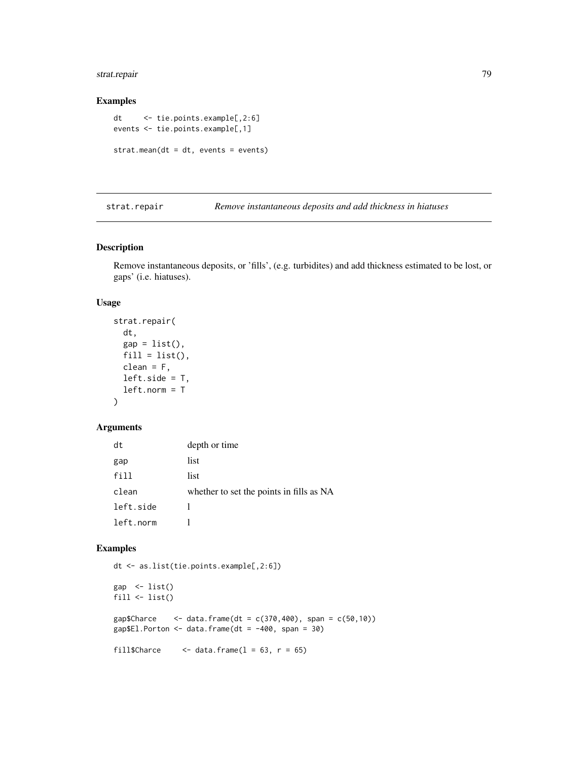## Examples

```
dt     <- tie.points.example[,2:6]
events <- tie.points.example[,1]

strat.mean(dt = dt, events = events)
```

---

`strat.repair` *Remove instantaneous deposits and add thickness in hiatuses*

---

## Description

Remove instantaneous deposits, or 'fills', (e.g. turbidites) and add thickness estimated to be lost, or gaps' (i.e. hiatuses).

## Usage

```
strat.repair(
  dt,
  gap = list(),
  fill = list(),
  clean = F,
  left.side = T,
  left.norm = T
)
```

## Arguments

| | |
|---|---|
| `dt` | depth or time |
| `gap` | list |
| `fill` | list |
| `clean` | whether to set the points in fills as NA |
| `left.side` | l |
| `left.norm` | l |

## Examples

```
dt <- as.list(tie.points.example[,2:6])

gap  <- list()
fill <- list()

gap$Charce    <- data.frame(dt = c(370,400), span = c(50,10))
gap$El.Porton <- data.frame(dt = -400, span = 30)

fill$Charce     <- data.frame(l = 63, r = 65)
```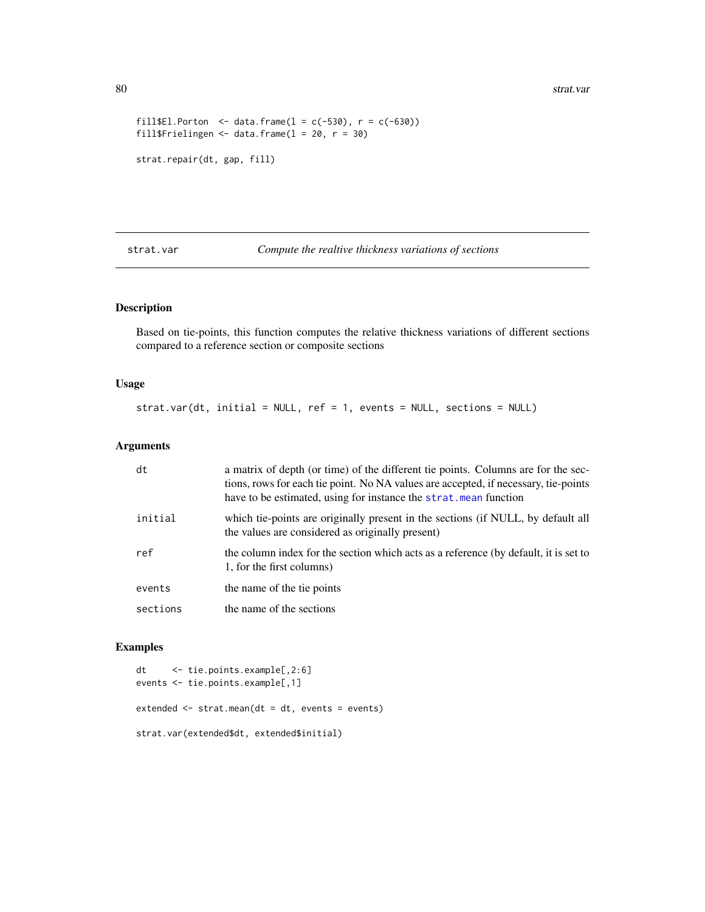```
fill$El.Porton  <- data.frame(l = c(-530), r = c(-630))
fill$Frielingen <- data.frame(l = 20, r = 30)

strat.repair(dt, gap, fill)
```

## strat.var — *Compute the realtive thickness variations of sections*

### Description

Based on tie-points, this function computes the relative thickness variations of different sections compared to a reference section or composite sections

### Usage

```
strat.var(dt, initial = NULL, ref = 1, events = NULL, sections = NULL)
```

### Arguments

| | |
|---|---|
| `dt` | a matrix of depth (or time) of the different tie points. Columns are for the sections, rows for each tie point. No NA values are accepted, if necessary, tie-points have to be estimated, using for instance the `strat.mean` function |
| `initial` | which tie-points are originally present in the sections (if NULL, by default all the values are considered as originally present) |
| `ref` | the column index for the section which acts as a reference (by default, it is set to 1, for the first columns) |
| `events` | the name of the tie points |
| `sections` | the name of the sections |

### Examples

```
dt     <- tie.points.example[,2:6]
events <- tie.points.example[,1]

extended <- strat.mean(dt = dt, events = events)

strat.var(extended$dt, extended$initial)
```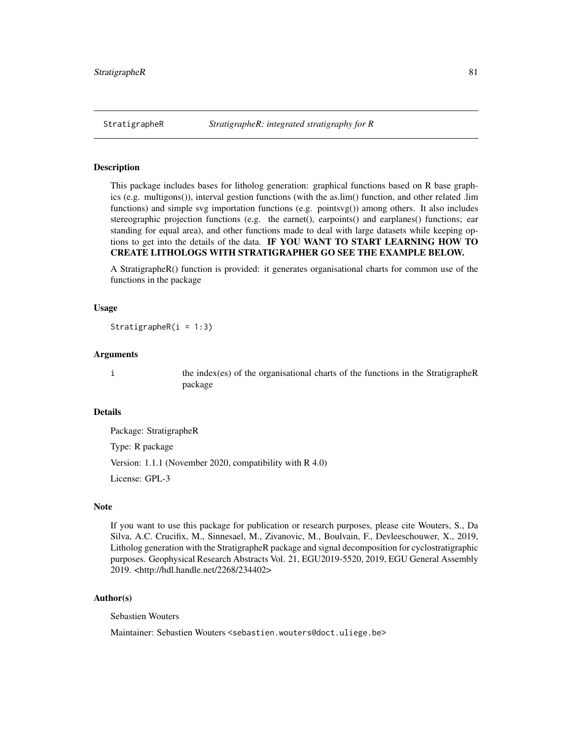## StratigrapheR — *StratigrapheR: integrated stratigraphy for R*

### Description

This package includes bases for litholog generation: graphical functions based on R base graphics (e.g. multigons()), interval gestion functions (with the as.lim() function, and other related .lim functions) and simple svg importation functions (e.g. pointsvg()) among others. It also includes stereographic projection functions (e.g. the earnet(), earpoints() and earplanes() functions; ear standing for equal area), and other functions made to deal with large datasets while keeping options to get into the details of the data. **IF YOU WANT TO START LEARNING HOW TO CREATE LITHOLOGS WITH STRATIGRAPHER GO SEE THE EXAMPLE BELOW.**

A StratigrapheR() function is provided: it generates organisational charts for common use of the functions in the package

### Usage

```
StratigrapheR(i = 1:3)
```

### Arguments

| | |
|---|---|
| i | the index(es) of the organisational charts of the functions in the StratigrapheR package |

### Details

Package: StratigrapheR

Type: R package

Version: 1.1.1 (November 2020, compatibility with R 4.0)

License: GPL-3

### Note

If you want to use this package for publication or research purposes, please cite Wouters, S., Da Silva, A.C. Crucifix, M., Sinnesael, M., Zivanovic, M., Boulvain, F., Devleeschouwer, X., 2019, Litholog generation with the StratigrapheR package and signal decomposition for cyclostratigraphic purposes. Geophysical Research Abstracts Vol. 21, EGU2019-5520, 2019, EGU General Assembly 2019. <http://hdl.handle.net/2268/234402>

### Author(s)

Sebastien Wouters

Maintainer: Sebastien Wouters <sebastien.wouters@doct.uliege.be>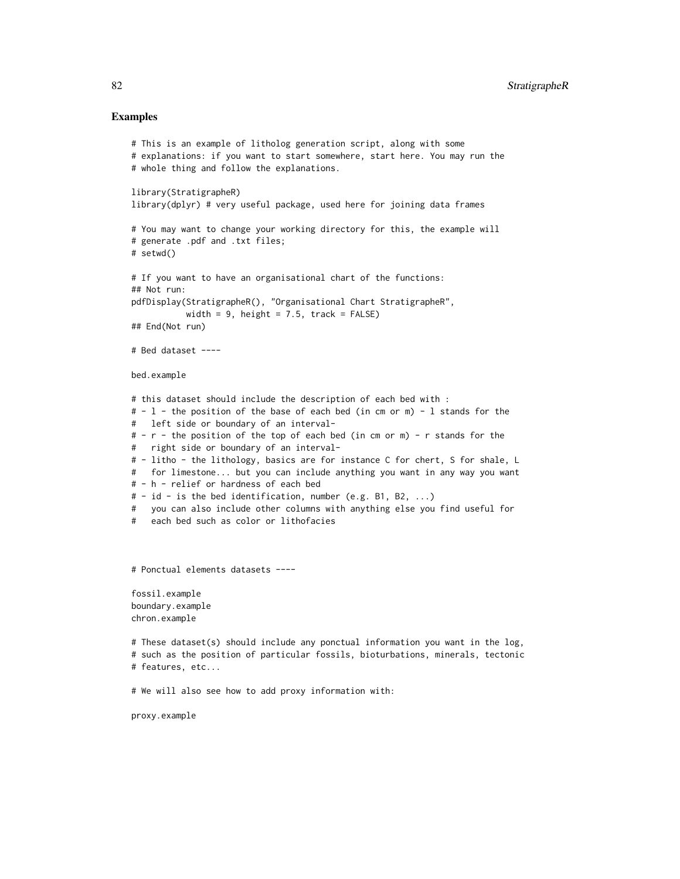## Examples

```
# This is an example of litholog generation script, along with some
# explanations: if you want to start somewhere, start here. You may run the
# whole thing and follow the explanations.

library(StratigrapheR)
library(dplyr) # very useful package, used here for joining data frames

# You may want to change your working directory for this, the example will
# generate .pdf and .txt files;
# setwd()

# If you want to have an organisational chart of the functions:
## Not run:
pdfDisplay(StratigrapheR(), "Organisational Chart StratigrapheR",
           width = 9, height = 7.5, track = FALSE)
## End(Not run)

# Bed dataset ----

bed.example

# this dataset should include the description of each bed with :
# - l - the position of the base of each bed (in cm or m) - l stands for the
#   left side or boundary of an interval-
# - r - the position of the top of each bed (in cm or m) - r stands for the
#   right side or boundary of an interval-
# - litho - the lithology, basics are for instance C for chert, S for shale, L
#   for limestone... but you can include anything you want in any way you want
# - h - relief or hardness of each bed
# - id - is the bed identification, number (e.g. B1, B2, ...)
#   you can also include other columns with anything else you find useful for
#   each bed such as color or lithofacies



# Ponctual elements datasets ----

fossil.example
boundary.example
chron.example

# These dataset(s) should include any ponctual information you want in the log,
# such as the position of particular fossils, bioturbations, minerals, tectonic
# features, etc...

# We will also see how to add proxy information with:

proxy.example
```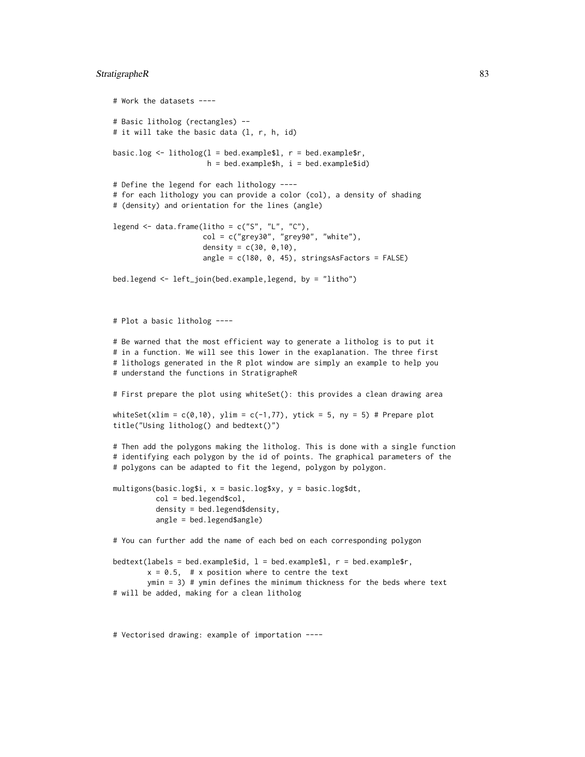```
# Work the datasets ----

# Basic litholog (rectangles) --
# it will take the basic data (l, r, h, id)

basic.log <- litholog(l = bed.example$l, r = bed.example$r,
                      h = bed.example$h, i = bed.example$id)

# Define the legend for each lithology ----
# for each lithology you can provide a color (col), a density of shading
# (density) and orientation for the lines (angle)

legend <- data.frame(litho = c("S", "L", "C"),
                     col = c("grey30", "grey90", "white"),
                     density = c(30, 0,10),
                     angle = c(180, 0, 45), stringsAsFactors = FALSE)

bed.legend <- left_join(bed.example,legend, by = "litho")



# Plot a basic litholog ----

# Be warned that the most efficient way to generate a litholog is to put it
# in a function. We will see this lower in the exaplanation. The three first
# lithologs generated in the R plot window are simply an example to help you
# understand the functions in StratigrapheR

# First prepare the plot using whiteSet(): this provides a clean drawing area

whiteSet(xlim = c(0,10), ylim = c(-1,77), ytick = 5, ny = 5) # Prepare plot
title("Using litholog() and bedtext()")

# Then add the polygons making the litholog. This is done with a single function
# identifying each polygon by the id of points. The graphical parameters of the
# polygons can be adapted to fit the legend, polygon by polygon.

multigons(basic.log$i, x = basic.log$xy, y = basic.log$dt,
          col = bed.legend$col,
          density = bed.legend$density,
          angle = bed.legend$angle)

# You can further add the name of each bed on each corresponding polygon

bedtext(labels = bed.example$id, l = bed.example$l, r = bed.example$r,
        x = 0.5,  # x position where to centre the text
        ymin = 3) # ymin defines the minimum thickness for the beds where text
# will be added, making for a clean litholog



# Vectorised drawing: example of importation ----
```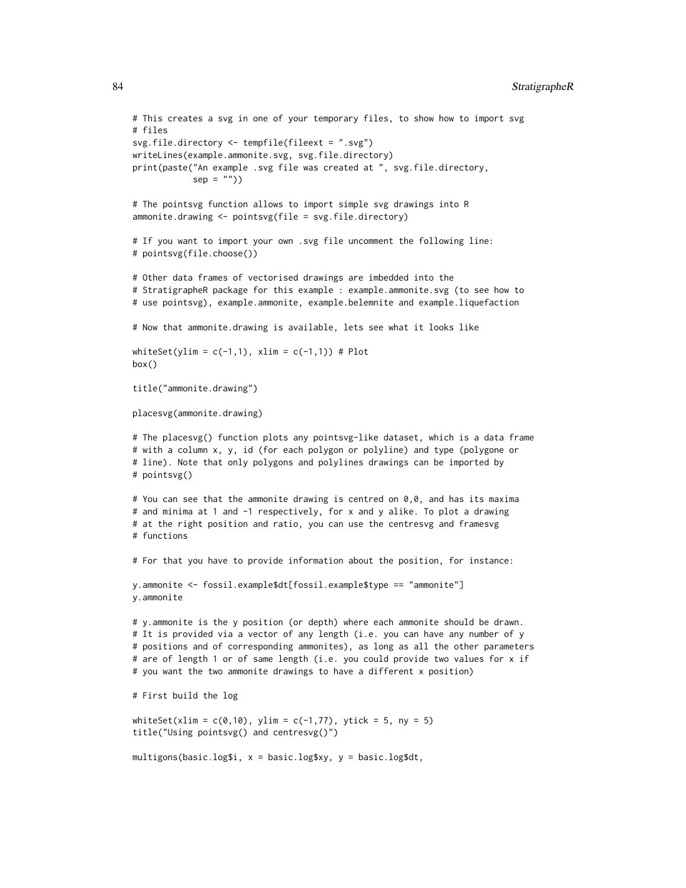```
# This creates a svg in one of your temporary files, to show how to import svg
# files
svg.file.directory <- tempfile(fileext = ".svg")
writeLines(example.ammonite.svg, svg.file.directory)
print(paste("An example .svg file was created at ", svg.file.directory,
            sep = ""))

# The pointsvg function allows to import simple svg drawings into R
ammonite.drawing <- pointsvg(file = svg.file.directory)

# If you want to import your own .svg file uncomment the following line:
# pointsvg(file.choose())

# Other data frames of vectorised drawings are imbedded into the
# StratigrapheR package for this example : example.ammonite.svg (to see how to
# use pointsvg), example.ammonite, example.belemnite and example.liquefaction

# Now that ammonite.drawing is available, lets see what it looks like

whiteSet(ylim = c(-1,1), xlim = c(-1,1)) # Plot
box()

title("ammonite.drawing")

placesvg(ammonite.drawing)

# The placesvg() function plots any pointsvg-like dataset, which is a data frame
# with a column x, y, id (for each polygon or polyline) and type (polygone or
# line). Note that only polygons and polylines drawings can be imported by
# pointsvg()

# You can see that the ammonite drawing is centred on 0,0, and has its maxima
# and minima at 1 and -1 respectively, for x and y alike. To plot a drawing
# at the right position and ratio, you can use the centresvg and framesvg
# functions

# For that you have to provide information about the position, for instance:

y.ammonite <- fossil.example$dt[fossil.example$type == "ammonite"]
y.ammonite

# y.ammonite is the y position (or depth) where each ammonite should be drawn.
# It is provided via a vector of any length (i.e. you can have any number of y
# positions and of corresponding ammonites), as long as all the other parameters
# are of length 1 or of same length (i.e. you could provide two values for x if
# you want the two ammonite drawings to have a different x position)

# First build the log

whiteSet(xlim = c(0,10), ylim = c(-1,77), ytick = 5, ny = 5)
title("Using pointsvg() and centresvg()")

multigons(basic.log$i, x = basic.log$xy, y = basic.log$dt,
```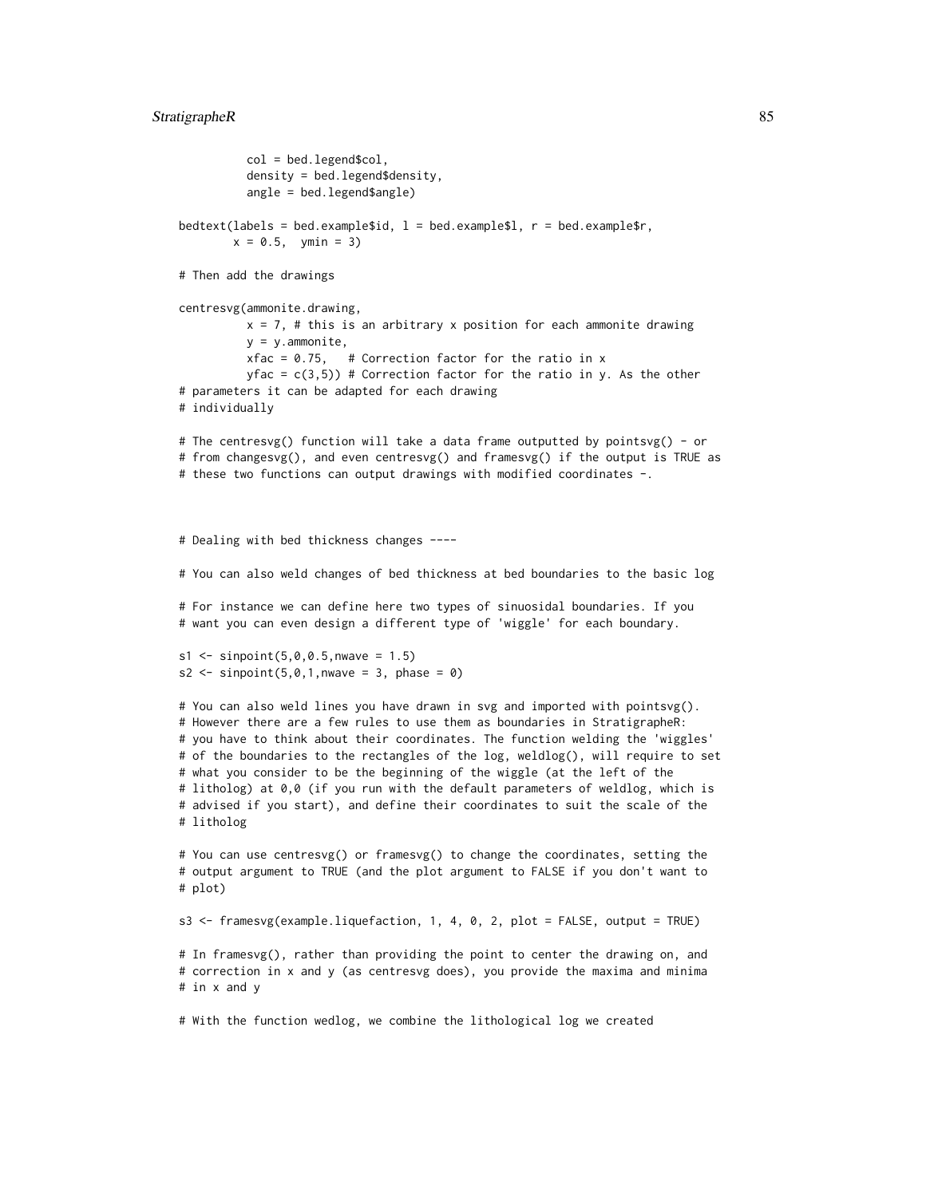```
          col = bed.legend$col,
          density = bed.legend$density,
          angle = bed.legend$angle)

bedtext(labels = bed.example$id, l = bed.example$l, r = bed.example$r,
        x = 0.5,  ymin = 3)

# Then add the drawings

centresvg(ammonite.drawing,
          x = 7, # this is an arbitrary x position for each ammonite drawing
          y = y.ammonite,
          xfac = 0.75,   # Correction factor for the ratio in x
          yfac = c(3,5)) # Correction factor for the ratio in y. As the other
# parameters it can be adapted for each drawing
# individually

# The centresvg() function will take a data frame outputted by pointsvg() - or
# from changesvg(), and even centresvg() and framesvg() if the output is TRUE as
# these two functions can output drawings with modified coordinates -.



# Dealing with bed thickness changes ----

# You can also weld changes of bed thickness at bed boundaries to the basic log

# For instance we can define here two types of sinuosidal boundaries. If you
# want you can even design a different type of 'wiggle' for each boundary.

s1 <- sinpoint(5,0,0.5,nwave = 1.5)
s2 <- sinpoint(5,0,1,nwave = 3, phase = 0)

# You can also weld lines you have drawn in svg and imported with pointsvg().
# However there are a few rules to use them as boundaries in StratigrapheR:
# you have to think about their coordinates. The function welding the 'wiggles'
# of the boundaries to the rectangles of the log, weldlog(), will require to set
# what you consider to be the beginning of the wiggle (at the left of the
# litholog) at 0,0 (if you run with the default parameters of weldlog, which is
# advised if you start), and define their coordinates to suit the scale of the
# litholog

# You can use centresvg() or framesvg() to change the coordinates, setting the
# output argument to TRUE (and the plot argument to FALSE if you don't want to
# plot)

s3 <- framesvg(example.liquefaction, 1, 4, 0, 2, plot = FALSE, output = TRUE)

# In framesvg(), rather than providing the point to center the drawing on, and
# correction in x and y (as centresvg does), you provide the maxima and minima
# in x and y

# With the function wedlog, we combine the lithological log we created
```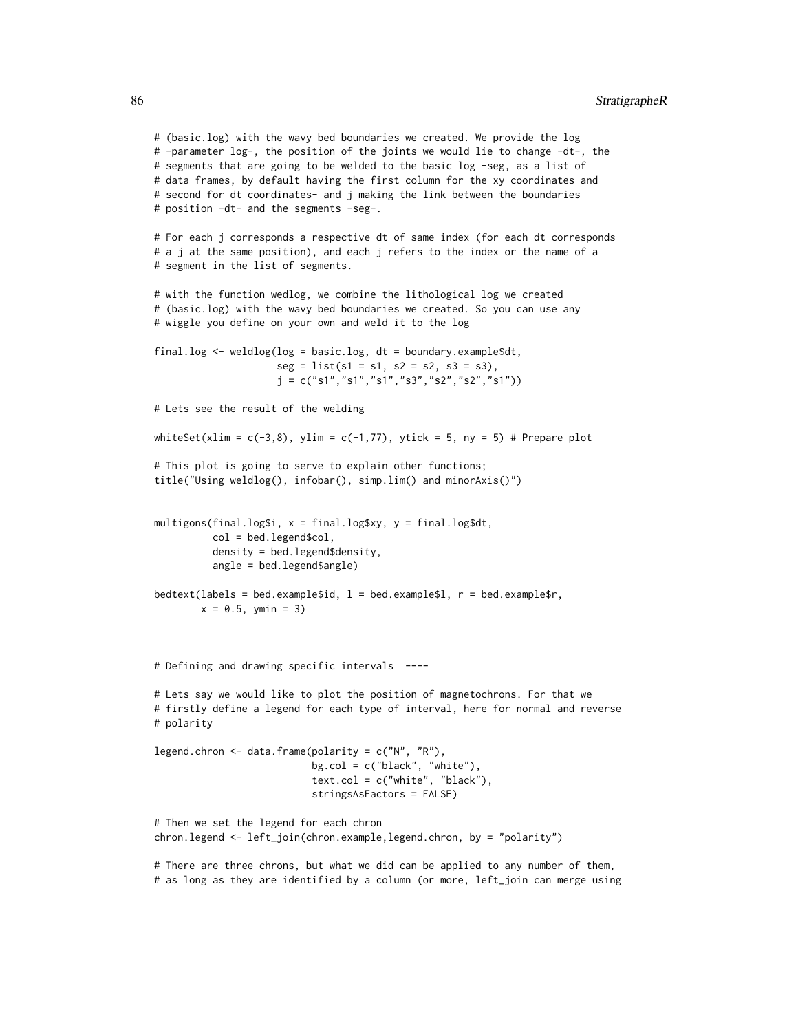```
# (basic.log) with the wavy bed boundaries we created. We provide the log
# -parameter log-, the position of the joints we would lie to change -dt-, the
# segments that are going to be welded to the basic log -seg, as a list of
# data frames, by default having the first column for the xy coordinates and
# second for dt coordinates- and j making the link between the boundaries
# position -dt- and the segments -seg-.

# For each j corresponds a respective dt of same index (for each dt corresponds
# a j at the same position), and each j refers to the index or the name of a
# segment in the list of segments.

# with the function wedlog, we combine the lithological log we created
# (basic.log) with the wavy bed boundaries we created. So you can use any
# wiggle you define on your own and weld it to the log

final.log <- weldlog(log = basic.log, dt = boundary.example$dt,
                     seg = list(s1 = s1, s2 = s2, s3 = s3),
                     j = c("s1","s1","s1","s3","s2","s2","s1"))

# Lets see the result of the welding

whiteSet(xlim = c(-3,8), ylim = c(-1,77), ytick = 5, ny = 5) # Prepare plot

# This plot is going to serve to explain other functions;
title("Using weldlog(), infobar(), simp.lim() and minorAxis()")


multigons(final.log$i, x = final.log$xy, y = final.log$dt,
          col = bed.legend$col,
          density = bed.legend$density,
          angle = bed.legend$angle)

bedtext(labels = bed.example$id, l = bed.example$l, r = bed.example$r,
        x = 0.5, ymin = 3)



# Defining and drawing specific intervals  ----

# Lets say we would like to plot the position of magnetochrons. For that we
# firstly define a legend for each type of interval, here for normal and reverse
# polarity

legend.chron <- data.frame(polarity = c("N", "R"),
                           bg.col = c("black", "white"),
                           text.col = c("white", "black"),
                           stringsAsFactors = FALSE)

# Then we set the legend for each chron
chron.legend <- left_join(chron.example,legend.chron, by = "polarity")

# There are three chrons, but what we did can be applied to any number of them,
# as long as they are identified by a column (or more, left_join can merge using
```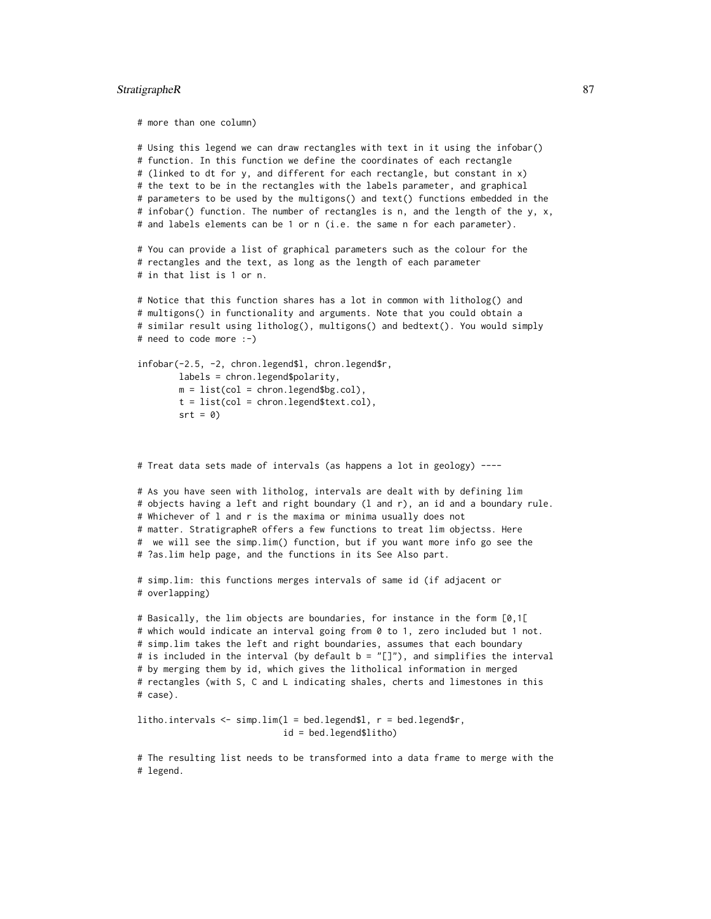```
# more than one column)

# Using this legend we can draw rectangles with text in it using the infobar()
# function. In this function we define the coordinates of each rectangle
# (linked to dt for y, and different for each rectangle, but constant in x)
# the text to be in the rectangles with the labels parameter, and graphical
# parameters to be used by the multigons() and text() functions embedded in the
# infobar() function. The number of rectangles is n, and the length of the y, x,
# and labels elements can be 1 or n (i.e. the same n for each parameter).

# You can provide a list of graphical parameters such as the colour for the
# rectangles and the text, as long as the length of each parameter
# in that list is 1 or n.

# Notice that this function shares has a lot in common with litholog() and
# multigons() in functionality and arguments. Note that you could obtain a
# similar result using litholog(), multigons() and bedtext(). You would simply
# need to code more :-)

infobar(-2.5, -2, chron.legend$l, chron.legend$r,
        labels = chron.legend$polarity,
        m = list(col = chron.legend$bg.col),
        t = list(col = chron.legend$text.col),
        srt = 0)



# Treat data sets made of intervals (as happens a lot in geology) ----

# As you have seen with litholog, intervals are dealt with by defining lim
# objects having a left and right boundary (l and r), an id and a boundary rule.
# Whichever of l and r is the maxima or minima usually does not
# matter. StratigrapheR offers a few functions to treat lim objectss. Here
#  we will see the simp.lim() function, but if you want more info go see the
# ?as.lim help page, and the functions in its See Also part.

# simp.lim: this functions merges intervals of same id (if adjacent or
# overlapping)

# Basically, the lim objects are boundaries, for instance in the form [0,1[
# which would indicate an interval going from 0 to 1, zero included but 1 not.
# simp.lim takes the left and right boundaries, assumes that each boundary
# is included in the interval (by default b = "[]"), and simplifies the interval
# by merging them by id, which gives the litholical information in merged
# rectangles (with S, C and L indicating shales, cherts and limestones in this
# case).

litho.intervals <- simp.lim(l = bed.legend$l, r = bed.legend$r,
                            id = bed.legend$litho)

# The resulting list needs to be transformed into a data frame to merge with the
# legend.
```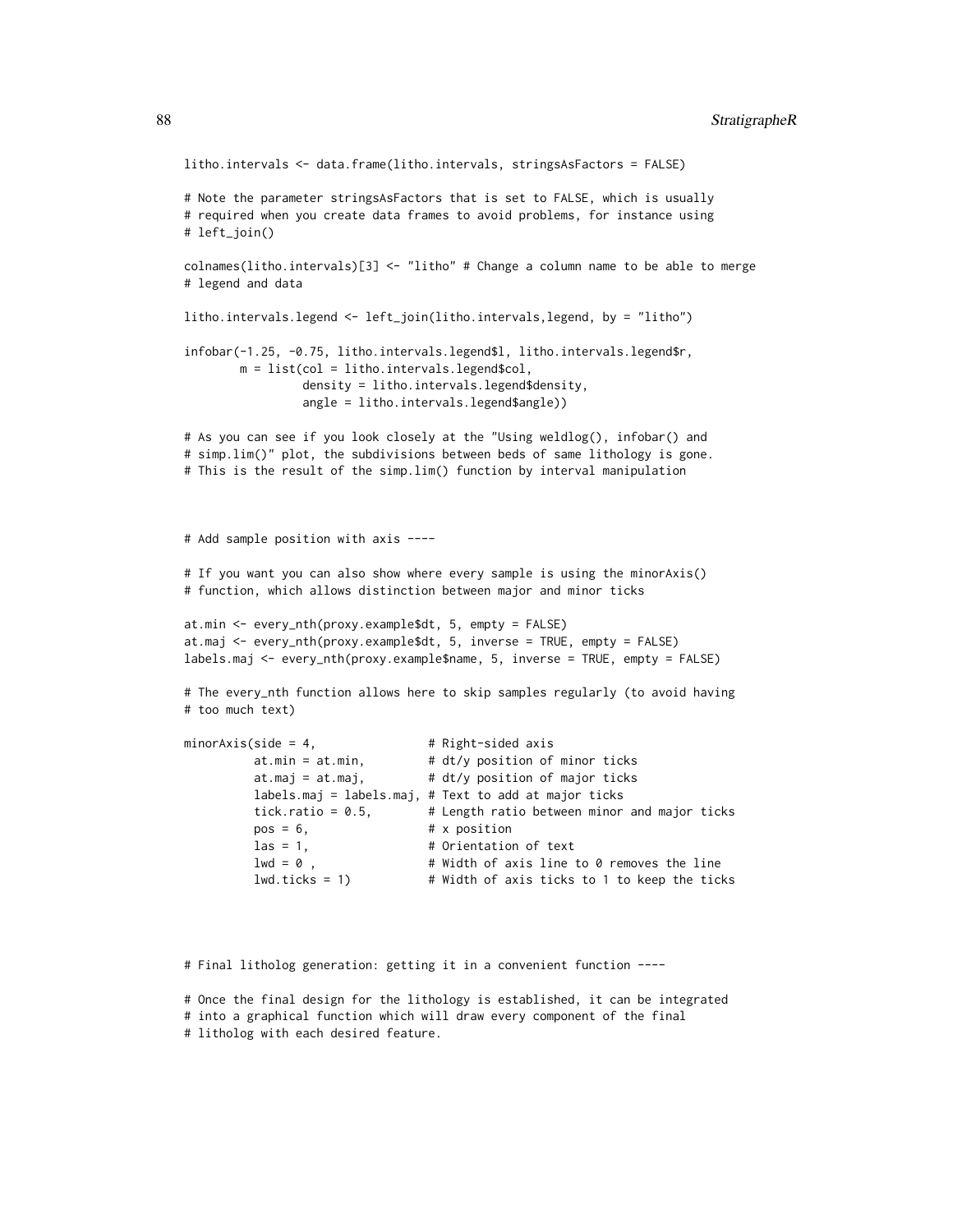```
litho.intervals <- data.frame(litho.intervals, stringsAsFactors = FALSE)

# Note the parameter stringsAsFactors that is set to FALSE, which is usually
# required when you create data frames to avoid problems, for instance using
# left_join()

colnames(litho.intervals)[3] <- "litho" # Change a column name to be able to merge
# legend and data

litho.intervals.legend <- left_join(litho.intervals,legend, by = "litho")

infobar(-1.25, -0.75, litho.intervals.legend$l, litho.intervals.legend$r,
        m = list(col = litho.intervals.legend$col,
                 density = litho.intervals.legend$density,
                 angle = litho.intervals.legend$angle))

# As you can see if you look closely at the "Using weldlog(), infobar() and
# simp.lim()" plot, the subdivisions between beds of same lithology is gone.
# This is the result of the simp.lim() function by interval manipulation



# Add sample position with axis ----

# If you want you can also show where every sample is using the minorAxis()
# function, which allows distinction between major and minor ticks

at.min <- every_nth(proxy.example$dt, 5, empty = FALSE)
at.maj <- every_nth(proxy.example$dt, 5, inverse = TRUE, empty = FALSE)
labels.maj <- every_nth(proxy.example$name, 5, inverse = TRUE, empty = FALSE)

# The every_nth function allows here to skip samples regularly (to avoid having
# too much text)

minorAxis(side = 4,                # Right-sided axis
          at.min = at.min,         # dt/y position of minor ticks
          at.maj = at.maj,         # dt/y position of major ticks
          labels.maj = labels.maj, # Text to add at major ticks
          tick.ratio = 0.5,        # Length ratio between minor and major ticks
          pos = 6,                 # x position
          las = 1,                 # Orientation of text
          lwd = 0 ,                # Width of axis line to 0 removes the line
          lwd.ticks = 1)           # Width of axis ticks to 1 to keep the ticks



# Final litholog generation: getting it in a convenient function ----

# Once the final design for the lithology is established, it can be integrated
# into a graphical function which will draw every component of the final
# litholog with each desired feature.
```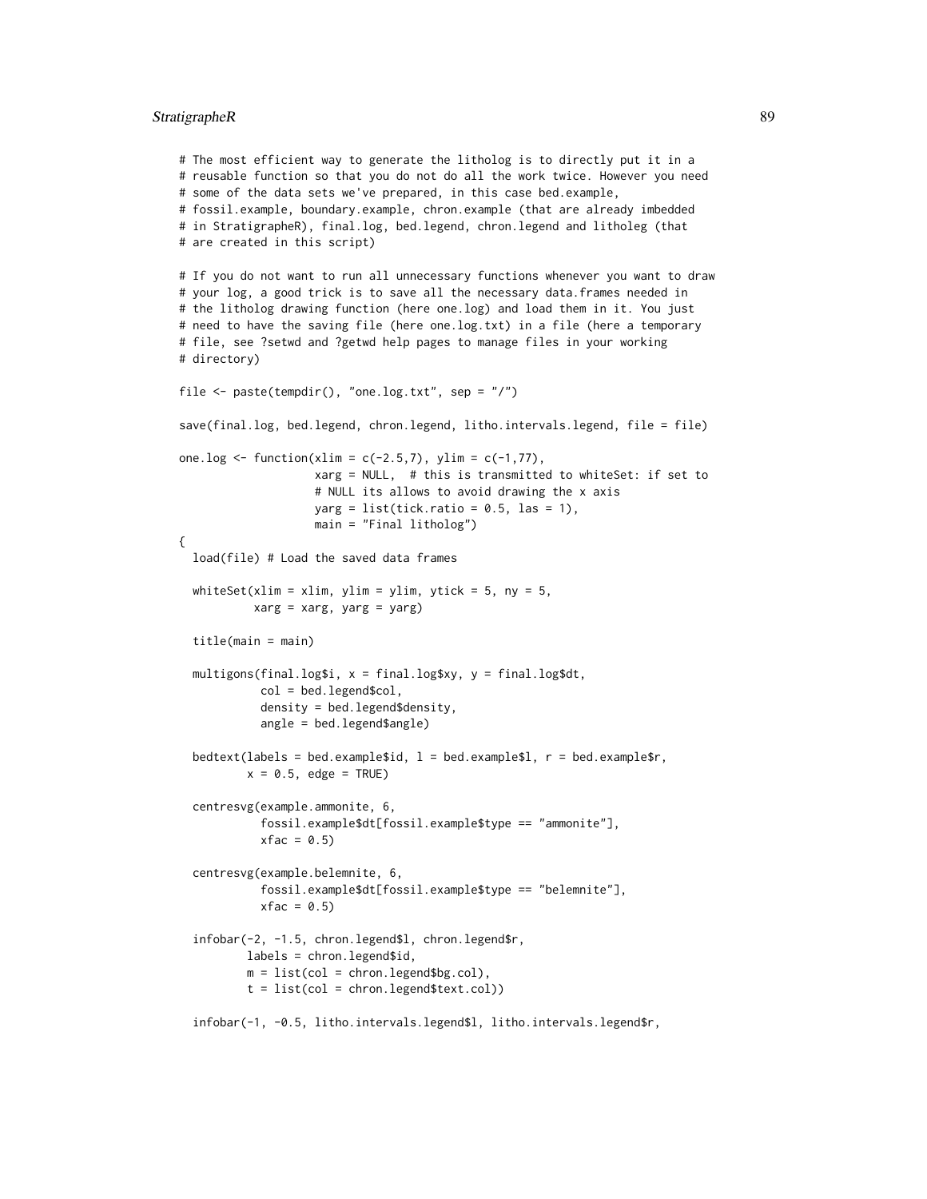```
# The most efficient way to generate the litholog is to directly put it in a
# reusable function so that you do not do all the work twice. However you need
# some of the data sets we've prepared, in this case bed.example,
# fossil.example, boundary.example, chron.example (that are already imbedded
# in StratigrapheR), final.log, bed.legend, chron.legend and litholeg (that
# are created in this script)

# If you do not want to run all unnecessary functions whenever you want to draw
# your log, a good trick is to save all the necessary data.frames needed in
# the litholog drawing function (here one.log) and load them in it. You just
# need to have the saving file (here one.log.txt) in a file (here a temporary
# file, see ?setwd and ?getwd help pages to manage files in your working
# directory)

file <- paste(tempdir(), "one.log.txt", sep = "/")

save(final.log, bed.legend, chron.legend, litho.intervals.legend, file = file)

one.log <- function(xlim = c(-2.5,7), ylim = c(-1,77),
                    xarg = NULL,  # this is transmitted to whiteSet: if set to
                    # NULL its allows to avoid drawing the x axis
                    yarg = list(tick.ratio = 0.5, las = 1),
                    main = "Final litholog")
{
  load(file) # Load the saved data frames

  whiteSet(xlim = xlim, ylim = ylim, ytick = 5, ny = 5,
           xarg = xarg, yarg = yarg)

  title(main = main)

  multigons(final.log$i, x = final.log$xy, y = final.log$dt,
            col = bed.legend$col,
            density = bed.legend$density,
            angle = bed.legend$angle)

  bedtext(labels = bed.example$id, l = bed.example$l, r = bed.example$r,
          x = 0.5, edge = TRUE)

  centresvg(example.ammonite, 6,
            fossil.example$dt[fossil.example$type == "ammonite"],
            xfac = 0.5)

  centresvg(example.belemnite, 6,
            fossil.example$dt[fossil.example$type == "belemnite"],
            xfac = 0.5)

  infobar(-2, -1.5, chron.legend$l, chron.legend$r,
          labels = chron.legend$id,
          m = list(col = chron.legend$bg.col),
          t = list(col = chron.legend$text.col))

  infobar(-1, -0.5, litho.intervals.legend$l, litho.intervals.legend$r,
```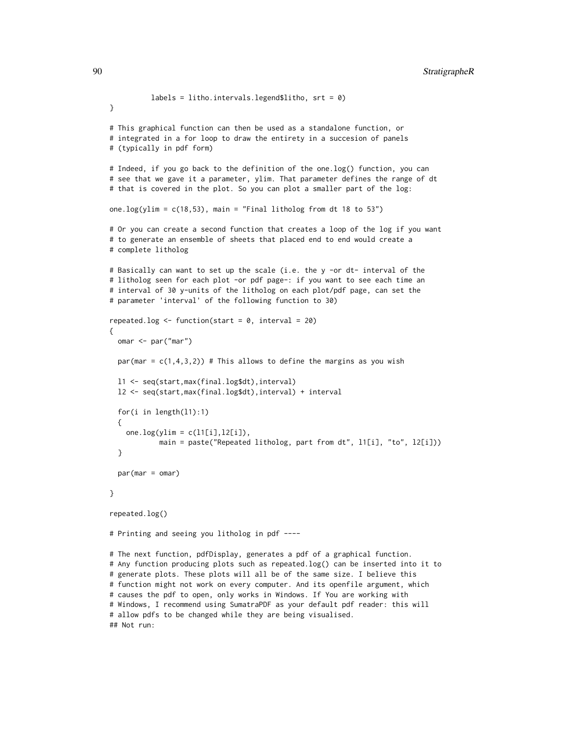```
          labels = litho.intervals.legend$litho, srt = 0)
}

# This graphical function can then be used as a standalone function, or
# integrated in a for loop to draw the entirety in a succesion of panels
# (typically in pdf form)

# Indeed, if you go back to the definition of the one.log() function, you can
# see that we gave it a parameter, ylim. That parameter defines the range of dt
# that is covered in the plot. So you can plot a smaller part of the log:

one.log(ylim = c(18,53), main = "Final litholog from dt 18 to 53")

# Or you can create a second function that creates a loop of the log if you want
# to generate an ensemble of sheets that placed end to end would create a
# complete litholog

# Basically can want to set up the scale (i.e. the y -or dt- interval of the
# litholog seen for each plot -or pdf page-: if you want to see each time an
# interval of 30 y-units of the litholog on each plot/pdf page, can set the
# parameter 'interval' of the following function to 30)

repeated.log <- function(start = 0, interval = 20)
{
  omar <- par("mar")

  par(mar = c(1,4,3,2)) # This allows to define the margins as you wish

  l1 <- seq(start,max(final.log$dt),interval)
  l2 <- seq(start,max(final.log$dt),interval) + interval

  for(i in length(l1):1)
  {
    one.log(ylim = c(l1[i],l2[i]),
            main = paste("Repeated litholog, part from dt", l1[i], "to", l2[i]))
  }

  par(mar = omar)

}

repeated.log()

# Printing and seeing you litholog in pdf ----

# The next function, pdfDisplay, generates a pdf of a graphical function.
# Any function producing plots such as repeated.log() can be inserted into it to
# generate plots. These plots will all be of the same size. I believe this
# function might not work on every computer. And its openfile argument, which
# causes the pdf to open, only works in Windows. If You are working with
# Windows, I recommend using SumatraPDF as your default pdf reader: this will
# allow pdfs to be changed while they are being visualised.
## Not run:
```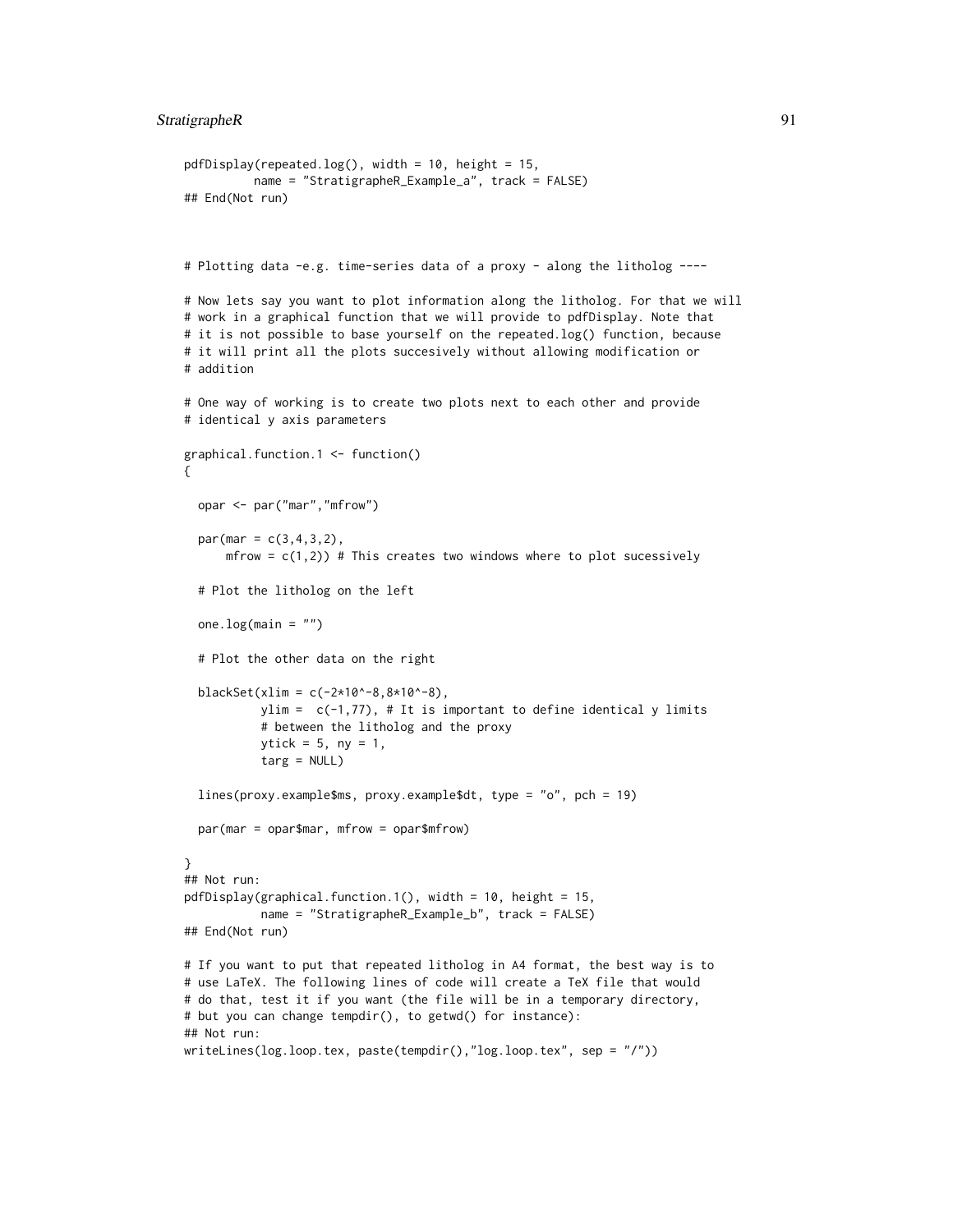```
pdfDisplay(repeated.log(), width = 10, height = 15,
          name = "StratigrapheR_Example_a", track = FALSE)
## End(Not run)



# Plotting data -e.g. time-series data of a proxy - along the litholog ----

# Now lets say you want to plot information along the litholog. For that we will
# work in a graphical function that we will provide to pdfDisplay. Note that
# it is not possible to base yourself on the repeated.log() function, because
# it will print all the plots succesively without allowing modification or
# addition

# One way of working is to create two plots next to each other and provide
# identical y axis parameters

graphical.function.1 <- function()
{

  opar <- par("mar","mfrow")

  par(mar = c(3,4,3,2),
      mfrow = c(1,2)) # This creates two windows where to plot sucessively

  # Plot the litholog on the left

  one.log(main = "")

  # Plot the other data on the right

  blackSet(xlim = c(-2*10^-8,8*10^-8),
           ylim =  c(-1,77), # It is important to define identical y limits
           # between the litholog and the proxy
           ytick = 5, ny = 1,
           targ = NULL)

  lines(proxy.example$ms, proxy.example$dt, type = "o", pch = 19)

  par(mar = opar$mar, mfrow = opar$mfrow)

}
## Not run:
pdfDisplay(graphical.function.1(), width = 10, height = 15,
           name = "StratigrapheR_Example_b", track = FALSE)
## End(Not run)

# If you want to put that repeated litholog in A4 format, the best way is to
# use LaTeX. The following lines of code will create a TeX file that would
# do that, test it if you want (the file will be in a temporary directory,
# but you can change tempdir(), to getwd() for instance):
## Not run:
writeLines(log.loop.tex, paste(tempdir(),"log.loop.tex", sep = "/"))
```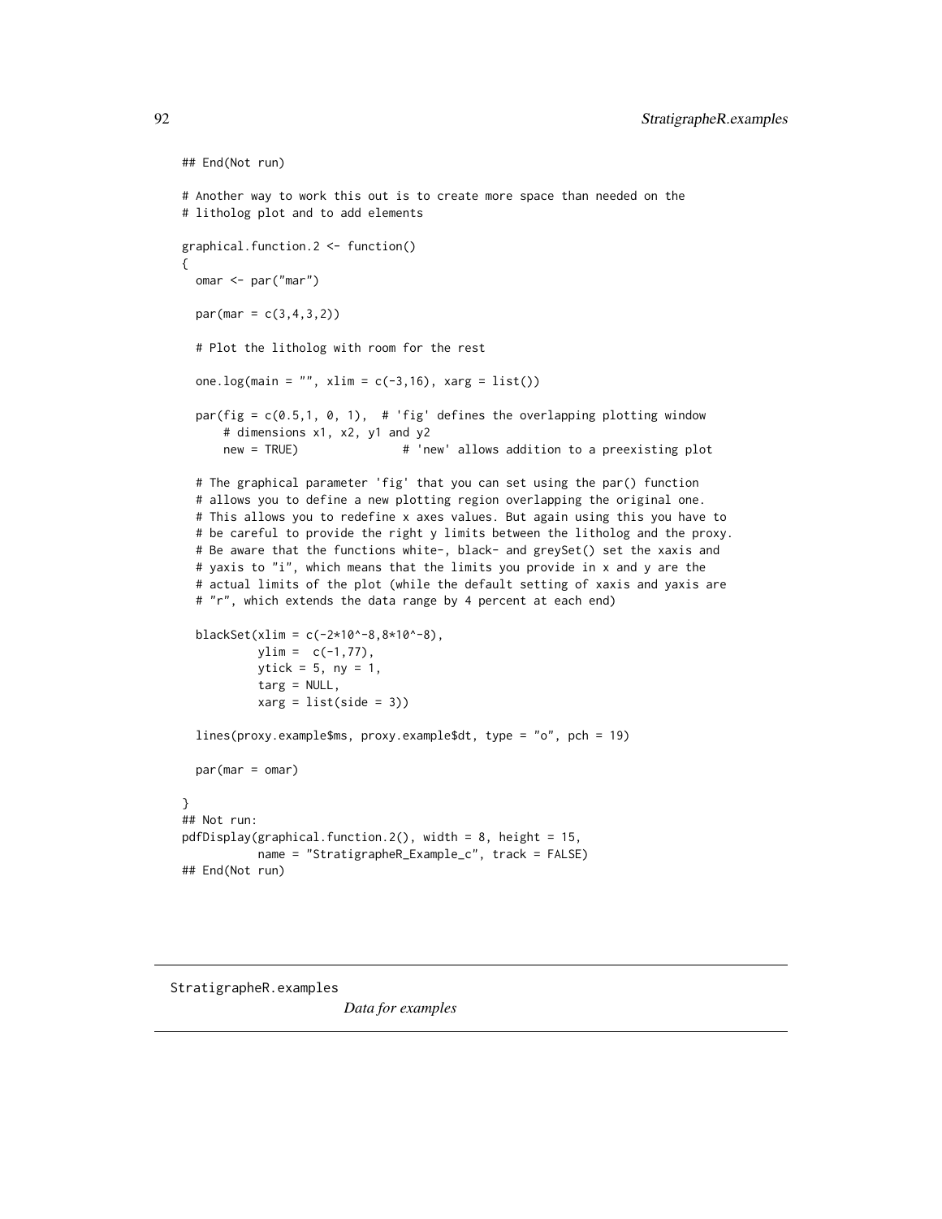```
## End(Not run)

# Another way to work this out is to create more space than needed on the
# litholog plot and to add elements

graphical.function.2 <- function()
{
  omar <- par("mar")

  par(mar = c(3,4,3,2))

  # Plot the litholog with room for the rest

  one.log(main = "", xlim = c(-3,16), xarg = list())

  par(fig = c(0.5,1, 0, 1),  # 'fig' defines the overlapping plotting window
      # dimensions x1, x2, y1 and y2
      new = TRUE)               # 'new' allows addition to a preexisting plot

  # The graphical parameter 'fig' that you can set using the par() function
  # allows you to define a new plotting region overlapping the original one.
  # This allows you to redefine x axes values. But again using this you have to
  # be careful to provide the right y limits between the litholog and the proxy.
  # Be aware that the functions white-, black- and greySet() set the xaxis and
  # yaxis to "i", which means that the limits you provide in x and y are the
  # actual limits of the plot (while the default setting of xaxis and yaxis are
  # "r", which extends the data range by 4 percent at each end)

  blackSet(xlim = c(-2*10^-8,8*10^-8),
           ylim =  c(-1,77),
           ytick = 5, ny = 1,
           targ = NULL,
           xarg = list(side = 3))

  lines(proxy.example$ms, proxy.example$dt, type = "o", pch = 19)

  par(mar = omar)

}
## Not run:
pdfDisplay(graphical.function.2(), width = 8, height = 15,
           name = "StratigrapheR_Example_c", track = FALSE)
## End(Not run)
```

---

StratigrapheR.examples &emsp; *Data for examples*

---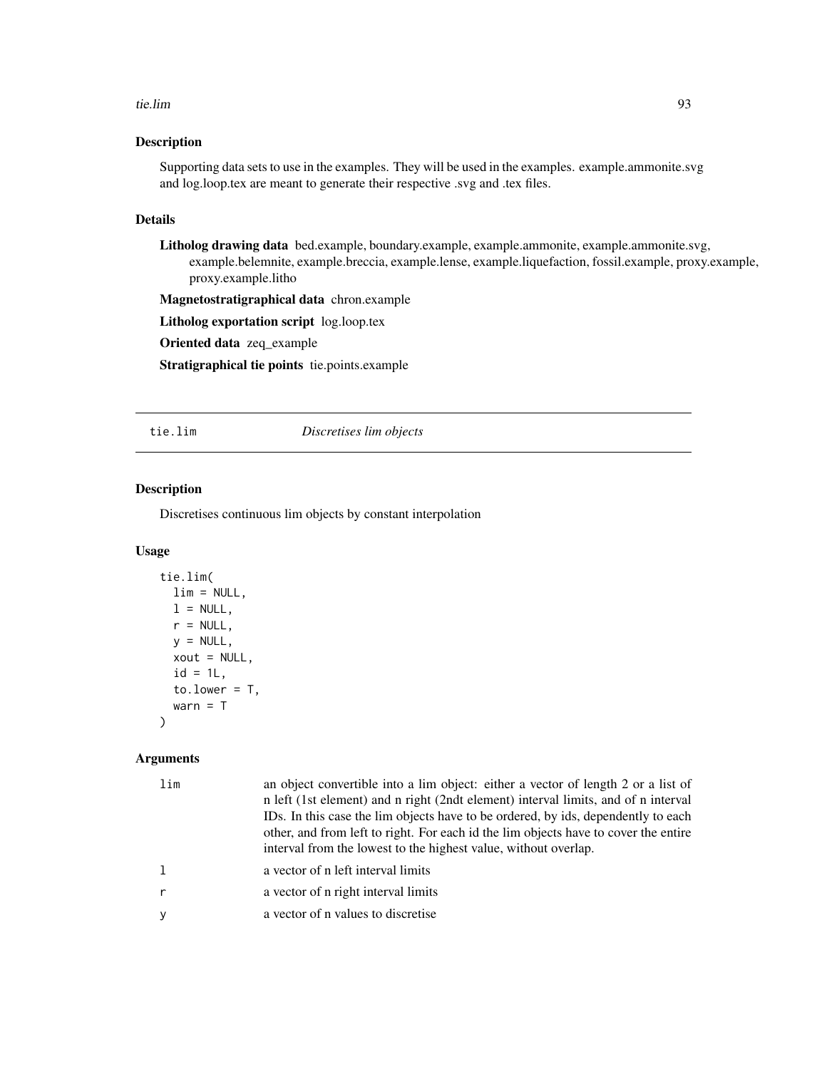## Description

Supporting data sets to use in the examples. They will be used in the examples. example.ammonite.svg and log.loop.tex are meant to generate their respective .svg and .tex files.

## Details

**Litholog drawing data** bed.example, boundary.example, example.ammonite, example.ammonite.svg, example.belemnite, example.breccia, example.lense, example.liquefaction, fossil.example, proxy.example, proxy.example.litho

**Magnetostratigraphical data** chron.example

**Litholog exportation script** log.loop.tex

**Oriented data** zeq_example

**Stratigraphical tie points** tie.points.example

---

# tie.lim *Discretises lim objects*

## Description

Discretises continuous lim objects by constant interpolation

## Usage

```
tie.lim(
  lim = NULL,
  l = NULL,
  r = NULL,
  y = NULL,
  xout = NULL,
  id = 1L,
  to.lower = T,
  warn = T
)
```

## Arguments

| | |
|---|---|
| lim | an object convertible into a lim object: either a vector of length 2 or a list of n left (1st element) and n right (2ndt element) interval limits, and of n interval IDs. In this case the lim objects have to be ordered, by ids, dependently to each other, and from left to right. For each id the lim objects have to cover the entire interval from the lowest to the highest value, without overlap. |
| l | a vector of n left interval limits |
| r | a vector of n right interval limits |
| y | a vector of n values to discretise |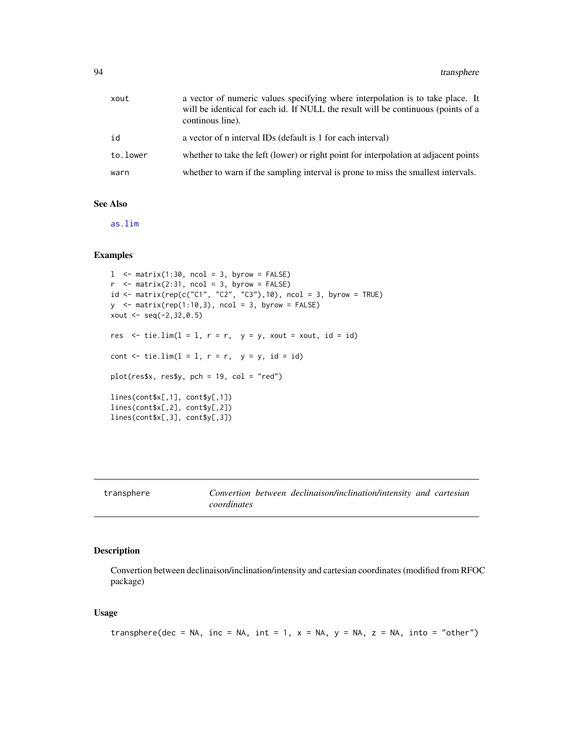| | |
|---|---|
| xout | a vector of numeric values specifying where interpolation is to take place. It will be identical for each id. If NULL the result will be continuous (points of a continous line). |
| id | a vector of n interval IDs (default is 1 for each interval) |
| to.lower | whether to take the left (lower) or right point for interpolation at adjacent points |
| warn | whether to warn if the sampling interval is prone to miss the smallest intervals. |

### See Also

as.lim

### Examples

```
l  <- matrix(1:30, ncol = 3, byrow = FALSE)
r  <- matrix(2:31, ncol = 3, byrow = FALSE)
id <- matrix(rep(c("C1", "C2", "C3"),10), ncol = 3, byrow = TRUE)
y  <- matrix(rep(1:10,3), ncol = 3, byrow = FALSE)
xout <- seq(-2,32,0.5)

res  <- tie.lim(l = l, r = r,  y = y, xout = xout, id = id)

cont <- tie.lim(l = l, r = r,  y = y, id = id)

plot(res$x, res$y, pch = 19, col = "red")

lines(cont$x[,1], cont$y[,1])
lines(cont$x[,2], cont$y[,2])
lines(cont$x[,3], cont$y[,3])
```

---

## transphere — *Convertion between declinaison/inclination/intensity and cartesian coordinates*

### Description

Convertion between declinaison/inclination/intensity and cartesian coordinates (modified from RFOC package)

### Usage

```
transphere(dec = NA, inc = NA, int = 1, x = NA, y = NA, z = NA, into = "other")
```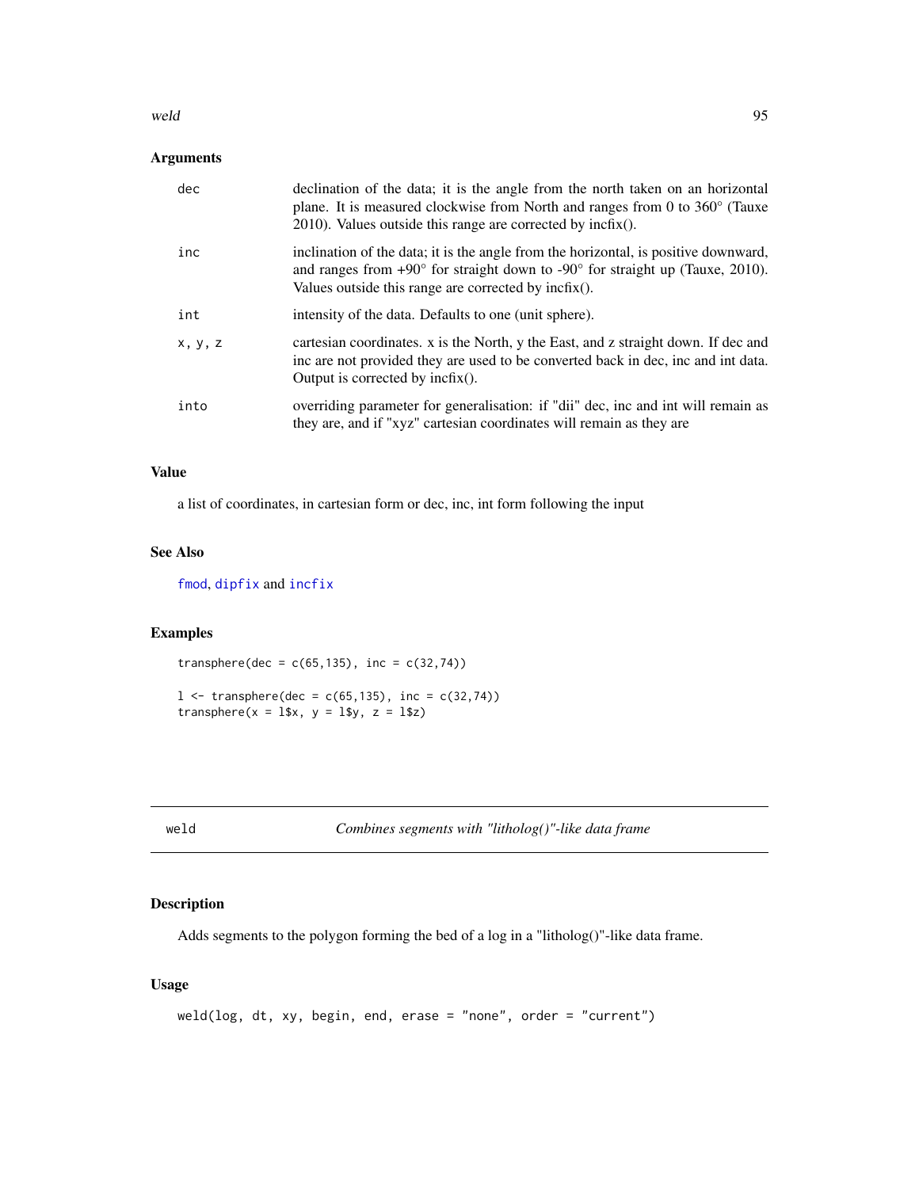## Arguments

| | |
|---|---|
| `dec` | declination of the data; it is the angle from the north taken on an horizontal plane. It is measured clockwise from North and ranges from 0 to 360° (Tauxe 2010). Values outside this range are corrected by incfix(). |
| `inc` | inclination of the data; it is the angle from the horizontal, is positive downward, and ranges from +90° for straight down to -90° for straight up (Tauxe, 2010). Values outside this range are corrected by incfix(). |
| `int` | intensity of the data. Defaults to one (unit sphere). |
| `x, y, z` | cartesian coordinates. x is the North, y the East, and z straight down. If dec and inc are not provided they are used to be converted back in dec, inc and int data. Output is corrected by incfix(). |
| `into` | overriding parameter for generalisation: if "dii" dec, inc and int will remain as they are, and if "xyz" cartesian coordinates will remain as they are |

## Value

a list of coordinates, in cartesian form or dec, inc, int form following the input

## See Also

`fmod`, `dipfix` and `incfix`

## Examples

```
transphere(dec = c(65,135), inc = c(32,74))

l <- transphere(dec = c(65,135), inc = c(32,74))
transphere(x = l$x, y = l$y, z = l$z)
```

---

# weld — *Combines segments with "litholog()"-like data frame*

## Description

Adds segments to the polygon forming the bed of a log in a "litholog()"-like data frame.

## Usage

```
weld(log, dt, xy, begin, end, erase = "none", order = "current")
```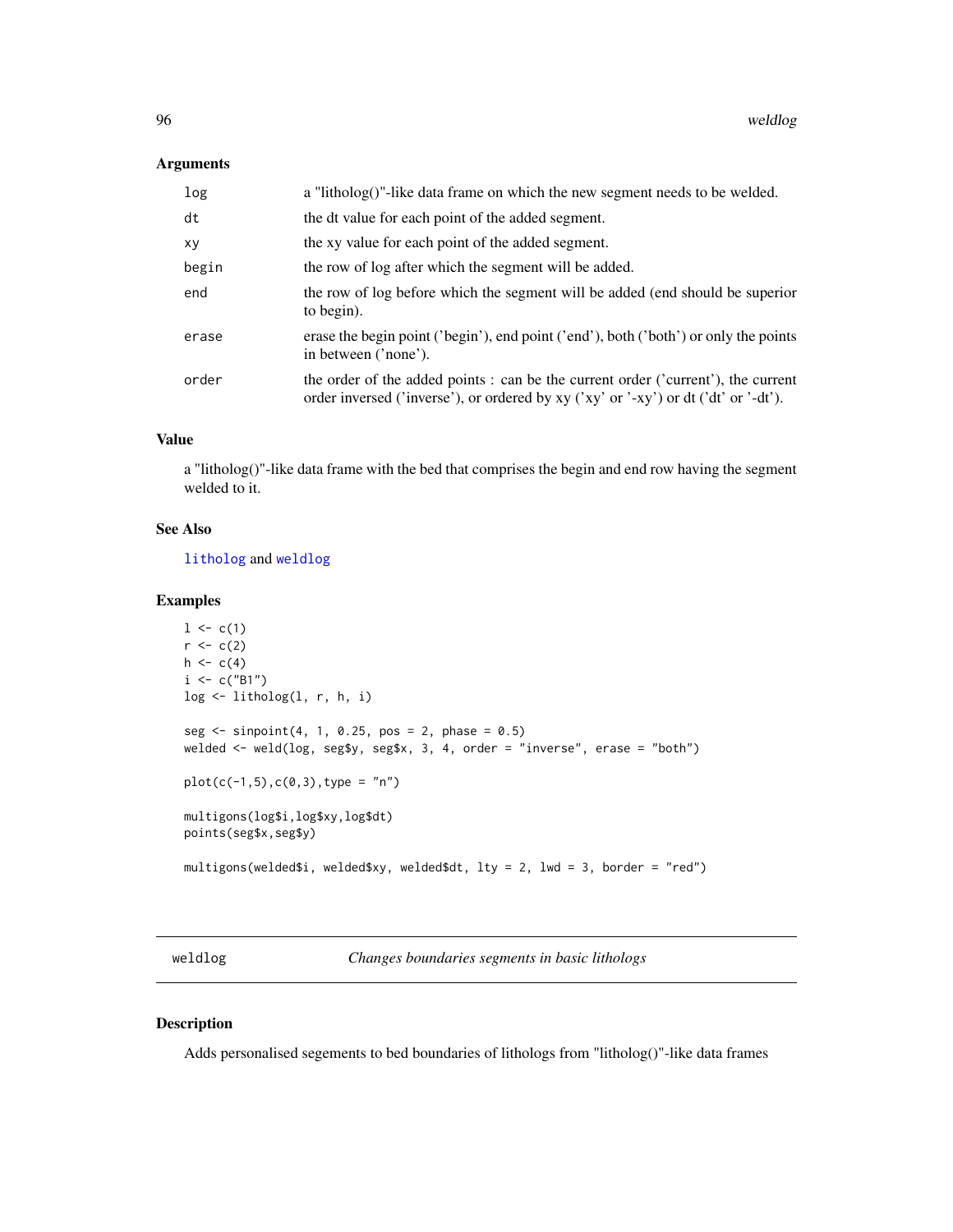## Arguments

| | |
|---|---|
| log | a "litholog()"-like data frame on which the new segment needs to be welded. |
| dt | the dt value for each point of the added segment. |
| xy | the xy value for each point of the added segment. |
| begin | the row of log after which the segment will be added. |
| end | the row of log before which the segment will be added (end should be superior to begin). |
| erase | erase the begin point ('begin'), end point ('end'), both ('both') or only the points in between ('none'). |
| order | the order of the added points : can be the current order ('current'), the current order inversed ('inverse'), or ordered by xy ('xy' or '-xy') or dt ('dt' or '-dt'). |

## Value

a "litholog()"-like data frame with the bed that comprises the begin and end row having the segment welded to it.

## See Also

litholog and weldlog

## Examples

```
l <- c(1)
r <- c(2)
h <- c(4)
i <- c("B1")
log <- litholog(l, r, h, i)

seg <- sinpoint(4, 1, 0.25, pos = 2, phase = 0.5)
welded <- weld(log, seg$y, seg$x, 3, 4, order = "inverse", erase = "both")

plot(c(-1,5),c(0,3),type = "n")

multigons(log$i,log$xy,log$dt)
points(seg$x,seg$y)

multigons(welded$i, welded$xy, welded$dt, lty = 2, lwd = 3, border = "red")
```

---

# weldlog — *Changes boundaries segments in basic lithologs*

## Description

Adds personalised segements to bed boundaries of lithologs from "litholog()"-like data frames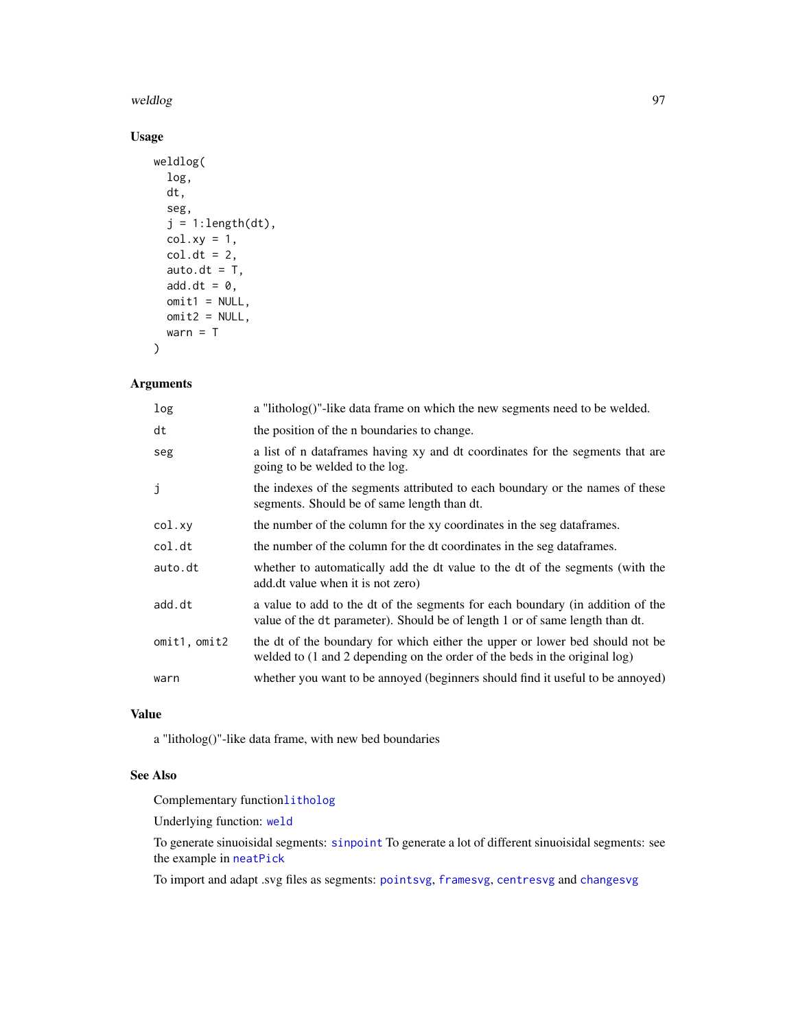## Usage

```
weldlog(
  log,
  dt,
  seg,
  j = 1:length(dt),
  col.xy = 1,
  col.dt = 2,
  auto.dt = T,
  add.dt = 0,
  omit1 = NULL,
  omit2 = NULL,
  warn = T
)
```

## Arguments

| | |
|---|---|
| `log` | a "litholog()"-like data frame on which the new segments need to be welded. |
| `dt` | the position of the n boundaries to change. |
| `seg` | a list of n dataframes having xy and dt coordinates for the segments that are going to be welded to the log. |
| `j` | the indexes of the segments attributed to each boundary or the names of these segments. Should be of same length than dt. |
| `col.xy` | the number of the column for the xy coordinates in the seg dataframes. |
| `col.dt` | the number of the column for the dt coordinates in the seg dataframes. |
| `auto.dt` | whether to automatically add the dt value to the dt of the segments (with the add.dt value when it is not zero) |
| `add.dt` | a value to add to the dt of the segments for each boundary (in addition of the value of the `dt` parameter). Should be of length 1 or of same length than dt. |
| `omit1, omit2` | the dt of the boundary for which either the upper or lower bed should not be welded to (1 and 2 depending on the order of the beds in the original log) |
| `warn` | whether you want to be annoyed (beginners should find it useful to be annoyed) |

## Value

a "litholog()"-like data frame, with new bed boundaries

## See Also

Complementary function`litholog`

Underlying function: `weld`

To generate sinuoisidal segments: `sinpoint` To generate a lot of different sinuoisidal segments: see the example in `neatPick`

To import and adapt .svg files as segments: `pointsvg`, `framesvg`, `centresvg` and `changesvg`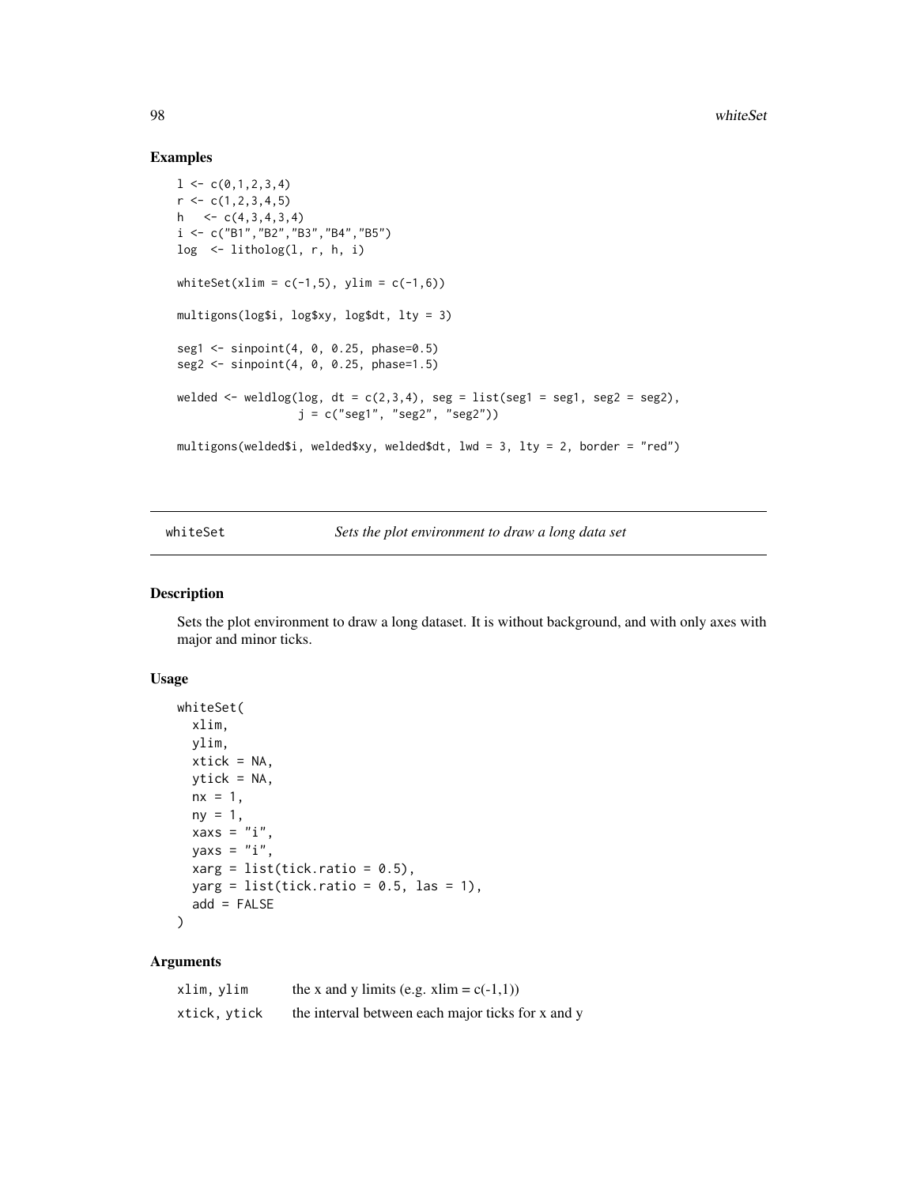## Examples

```
l <- c(0,1,2,3,4)
r <- c(1,2,3,4,5)
h   <- c(4,3,4,3,4)
i <- c("B1","B2","B3","B4","B5")
log  <- litholog(l, r, h, i)

whiteSet(xlim = c(-1,5), ylim = c(-1,6))

multigons(log$i, log$xy, log$dt, lty = 3)

seg1 <- sinpoint(4, 0, 0.25, phase=0.5)
seg2 <- sinpoint(4, 0, 0.25, phase=1.5)

welded <- weldlog(log, dt = c(2,3,4), seg = list(seg1 = seg1, seg2 = seg2),
                  j = c("seg1", "seg2", "seg2"))

multigons(welded$i, welded$xy, welded$dt, lwd = 3, lty = 2, border = "red")
```

---

whiteSet    *Sets the plot environment to draw a long data set*

---

### Description

Sets the plot environment to draw a long dataset. It is without background, and with only axes with major and minor ticks.

### Usage

```
whiteSet(
  xlim,
  ylim,
  xtick = NA,
  ytick = NA,
  nx = 1,
  ny = 1,
  xaxs = "i",
  yaxs = "i",
  xarg = list(tick.ratio = 0.5),
  yarg = list(tick.ratio = 0.5, las = 1),
  add = FALSE
)
```

### Arguments

| | |
|---|---|
| xlim, ylim | the x and y limits (e.g. xlim = c(-1,1)) |
| xtick, ytick | the interval between each major ticks for x and y |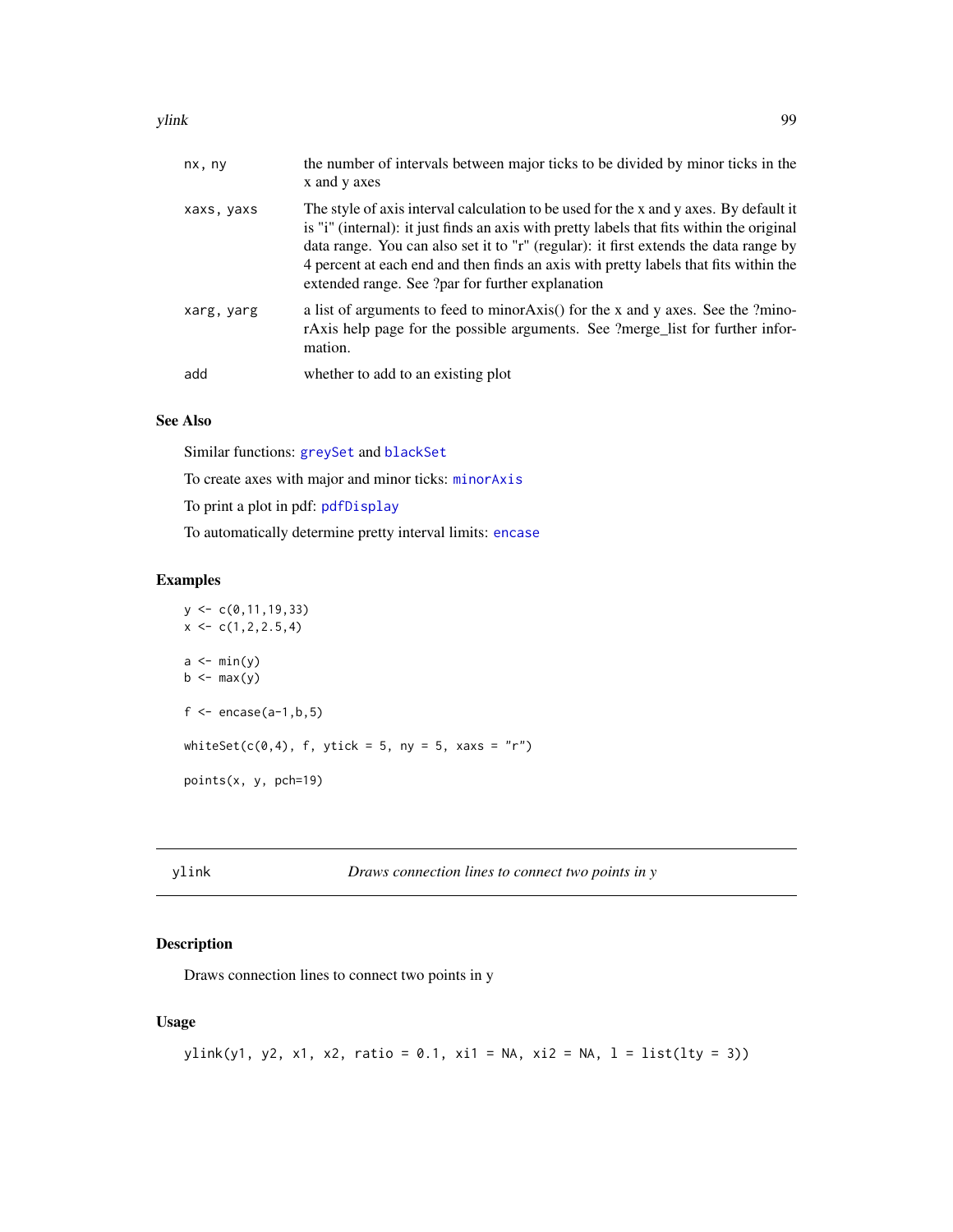| | |
|---|---|
| nx, ny | the number of intervals between major ticks to be divided by minor ticks in the x and y axes |
| xaxs, yaxs | The style of axis interval calculation to be used for the x and y axes. By default it is "i" (internal): it just finds an axis with pretty labels that fits within the original data range. You can also set it to "r" (regular): it first extends the data range by 4 percent at each end and then finds an axis with pretty labels that fits within the extended range. See ?par for further explanation |
| xarg, yarg | a list of arguments to feed to minorAxis() for the x and y axes. See the ?minorAxis help page for the possible arguments. See ?merge_list for further information. |
| add | whether to add to an existing plot |

## See Also

Similar functions: greySet and blackSet

To create axes with major and minor ticks: minorAxis

To print a plot in pdf: pdfDisplay

To automatically determine pretty interval limits: encase

## Examples

```
y <- c(0,11,19,33)
x <- c(1,2,2.5,4)

a <- min(y)
b <- max(y)

f <- encase(a-1,b,5)

whiteSet(c(0,4), f, ytick = 5, ny = 5, xaxs = "r")

points(x, y, pch=19)
```

---

# ylink — *Draws connection lines to connect two points in y*

## Description

Draws connection lines to connect two points in y

## Usage

```
ylink(y1, y2, x1, x2, ratio = 0.1, xi1 = NA, xi2 = NA, l = list(lty = 3))
```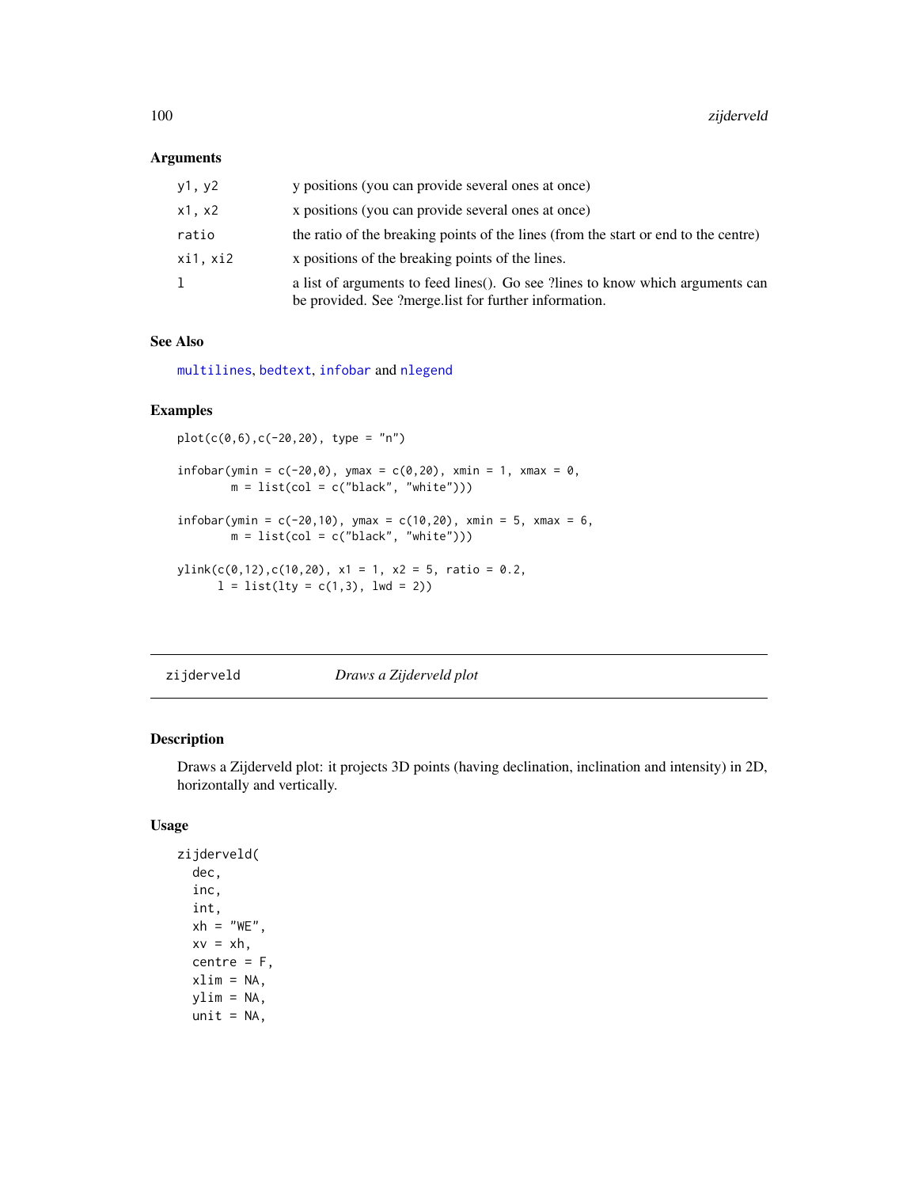## Arguments

| | |
|---|---|
| y1, y2 | y positions (you can provide several ones at once) |
| x1, x2 | x positions (you can provide several ones at once) |
| ratio | the ratio of the breaking points of the lines (from the start or end to the centre) |
| xi1, xi2 | x positions of the breaking points of the lines. |
| l | a list of arguments to feed lines(). Go see ?lines to know which arguments can be provided. See ?merge.list for further information. |

## See Also

multilines, bedtext, infobar and nlegend

## Examples

```
plot(c(0,6),c(-20,20), type = "n")

infobar(ymin = c(-20,0), ymax = c(0,20), xmin = 1, xmax = 0,
        m = list(col = c("black", "white")))

infobar(ymin = c(-20,10), ymax = c(10,20), xmin = 5, xmax = 6,
        m = list(col = c("black", "white")))

ylink(c(0,12),c(10,20), x1 = 1, x2 = 5, ratio = 0.2,
      l = list(lty = c(1,3), lwd = 2))
```

---

# zijderveld *Draws a Zijderveld plot*

## Description

Draws a Zijderveld plot: it projects 3D points (having declination, inclination and intensity) in 2D, horizontally and vertically.

## Usage

```
zijderveld(
  dec,
  inc,
  int,
  xh = "WE",
  xv = xh,
  centre = F,
  xlim = NA,
  ylim = NA,
  unit = NA,
```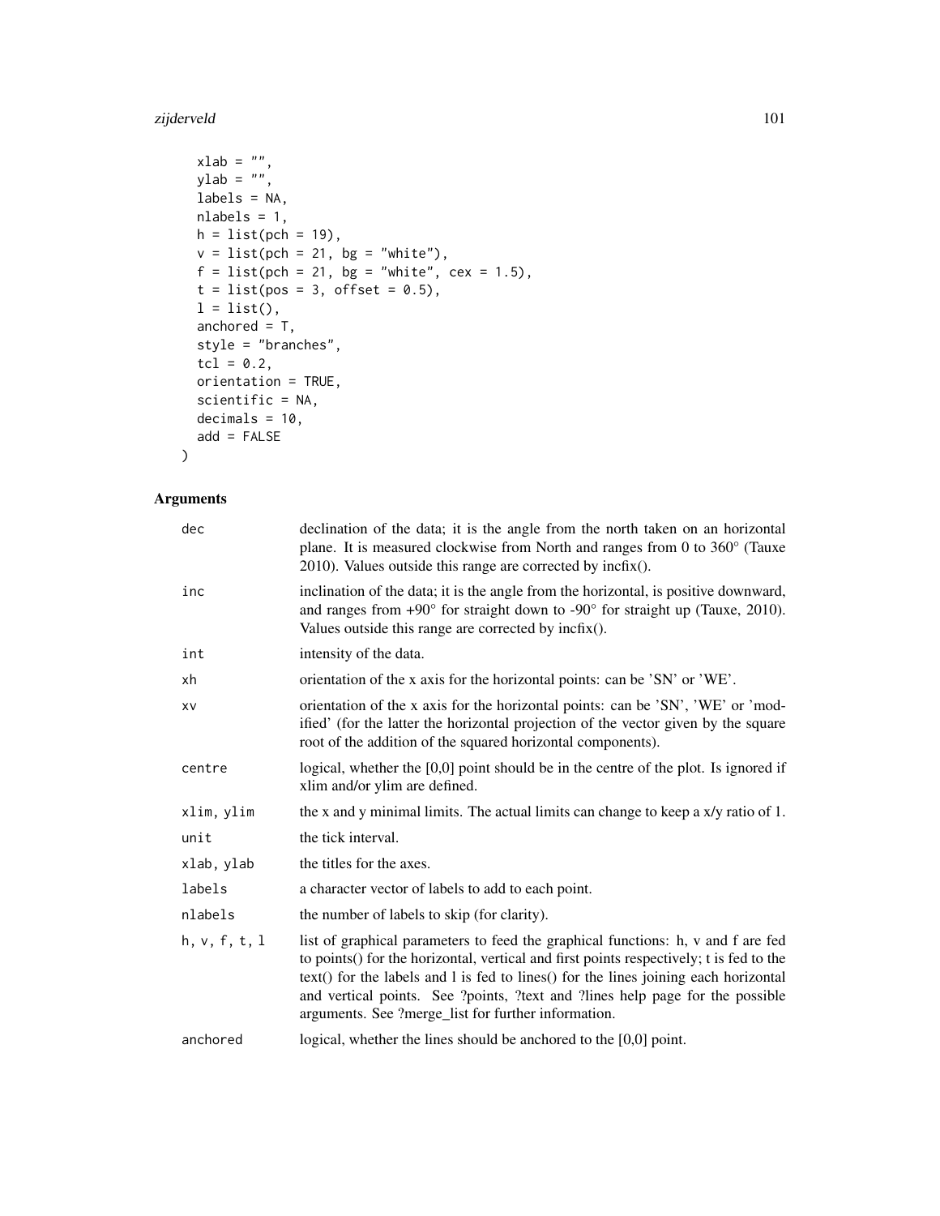```
  xlab = "",
  ylab = "",
  labels = NA,
  nlabels = 1,
  h = list(pch = 19),
  v = list(pch = 21, bg = "white"),
  f = list(pch = 21, bg = "white", cex = 1.5),
  t = list(pos = 3, offset = 0.5),
  l = list(),
  anchored = T,
  style = "branches",
  tcl = 0.2,
  orientation = TRUE,
  scientific = NA,
  decimals = 10,
  add = FALSE
)
```

## Arguments

| | |
|---|---|
| `dec` | declination of the data; it is the angle from the north taken on an horizontal plane. It is measured clockwise from North and ranges from 0 to 360° (Tauxe 2010). Values outside this range are corrected by incfix(). |
| `inc` | inclination of the data; it is the angle from the horizontal, is positive downward, and ranges from +90° for straight down to -90° for straight up (Tauxe, 2010). Values outside this range are corrected by incfix(). |
| `int` | intensity of the data. |
| `xh` | orientation of the x axis for the horizontal points: can be 'SN' or 'WE'. |
| `xv` | orientation of the x axis for the horizontal points: can be 'SN', 'WE' or 'modified' (for the latter the horizontal projection of the vector given by the square root of the addition of the squared horizontal components). |
| `centre` | logical, whether the [0,0] point should be in the centre of the plot. Is ignored if xlim and/or ylim are defined. |
| `xlim, ylim` | the x and y minimal limits. The actual limits can change to keep a x/y ratio of 1. |
| `unit` | the tick interval. |
| `xlab, ylab` | the titles for the axes. |
| `labels` | a character vector of labels to add to each point. |
| `nlabels` | the number of labels to skip (for clarity). |
| `h, v, f, t, l` | list of graphical parameters to feed the graphical functions: h, v and f are fed to points() for the horizontal, vertical and first points respectively; t is fed to the text() for the labels and l is fed to lines() for the lines joining each horizontal and vertical points. See ?points, ?text and ?lines help page for the possible arguments. See ?merge_list for further information. |
| `anchored` | logical, whether the lines should be anchored to the [0,0] point. |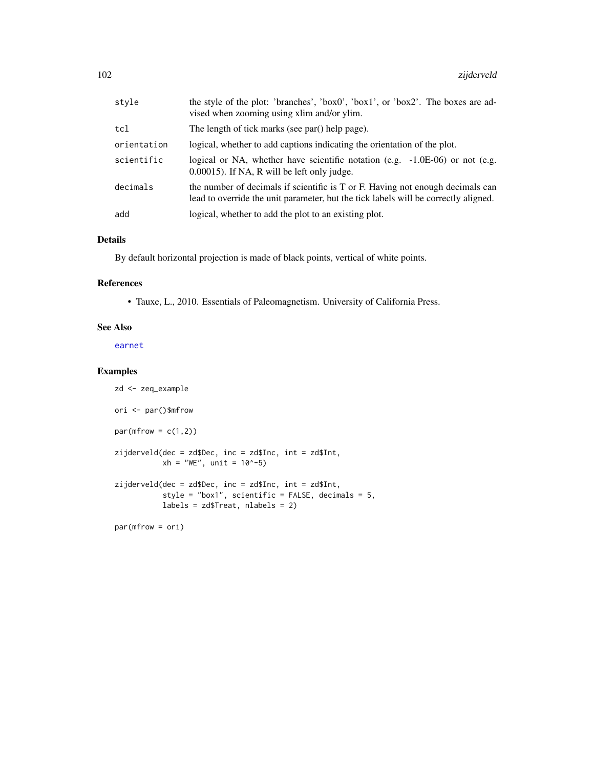| | |
|---|---|
| style | the style of the plot: 'branches', 'box0', 'box1', or 'box2'. The boxes are advised when zooming using xlim and/or ylim. |
| tcl | The length of tick marks (see par() help page). |
| orientation | logical, whether to add captions indicating the orientation of the plot. |
| scientific | logical or NA, whether have scientific notation (e.g. -1.0E-06) or not (e.g. 0.00015). If NA, R will be left only judge. |
| decimals | the number of decimals if scientific is T or F. Having not enough decimals can lead to override the unit parameter, but the tick labels will be correctly aligned. |
| add | logical, whether to add the plot to an existing plot. |

## Details

By default horizontal projection is made of black points, vertical of white points.

## References

- Tauxe, L., 2010. Essentials of Paleomagnetism. University of California Press.

## See Also

earnet

## Examples

```
zd <- zeq_example

ori <- par()$mfrow

par(mfrow = c(1,2))

zijderveld(dec = zd$Dec, inc = zd$Inc, int = zd$Int,
           xh = "WE", unit = 10^-5)

zijderveld(dec = zd$Dec, inc = zd$Inc, int = zd$Int,
           style = "box1", scientific = FALSE, decimals = 5,
           labels = zd$Treat, nlabels = 2)

par(mfrow = ori)
```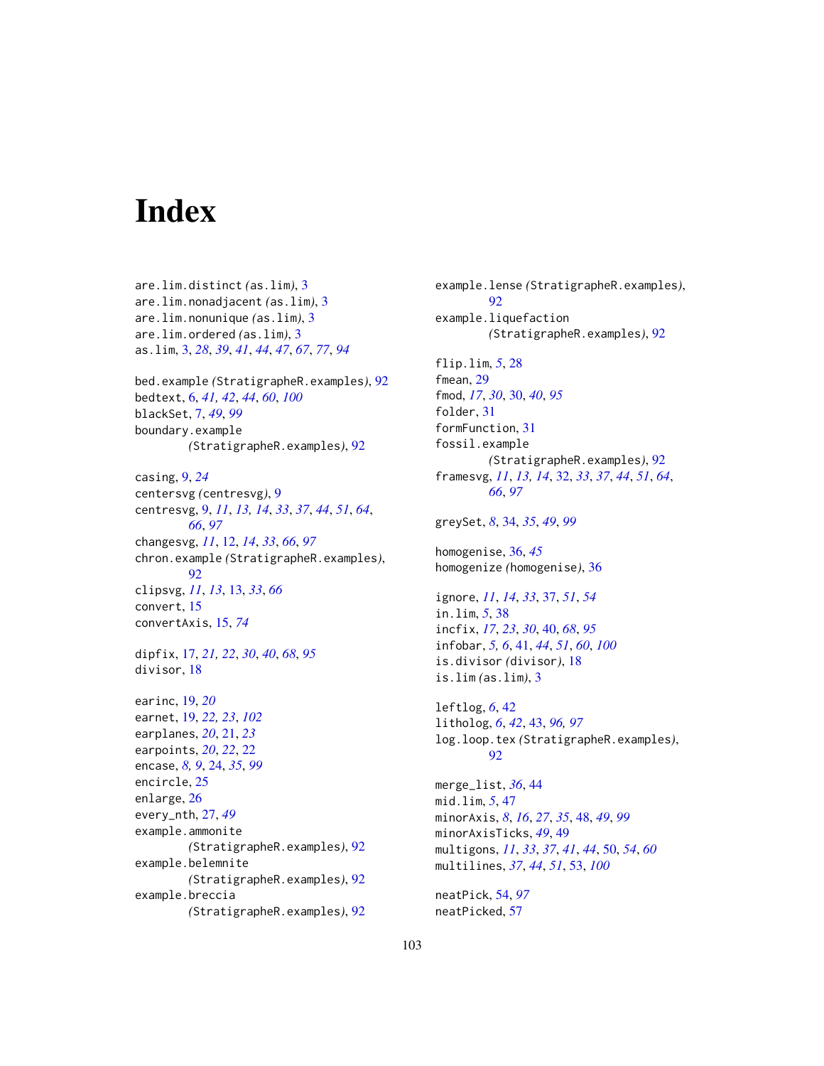# Index

are.lim.distinct *(as.lim)*, 3
are.lim.nonadjacent *(as.lim)*, 3
are.lim.nonunique *(as.lim)*, 3
are.lim.ordered *(as.lim)*, 3
as.lim, 3, *28*, *39*, *41*, *44*, *47*, *67*, *77*, *94*

bed.example *(StratigrapheR.examples)*, 92
bedtext, 6, *41, 42*, *44*, *60*, *100*
blackSet, 7, *49*, *99*
boundary.example *(StratigrapheR.examples)*, 92

casing, 9, *24*
centersvg *(centresvg)*, 9
centresvg, 9, *11*, *13, 14*, *33*, *37*, *44*, *51*, *64*, *66*, *97*
changesvg, *11*, 12, *14*, *33*, *66*, *97*
chron.example *(StratigrapheR.examples)*, 92
clipsvg, *11*, *13*, 13, *33*, *66*
convert, 15
convertAxis, 15, *74*

dipfix, 17, *21, 22*, *30*, *40*, *68*, *95*
divisor, 18

earinc, 19, *20*
earnet, 19, *22, 23*, *102*
earplanes, *20*, 21, *23*
earpoints, *20*, *22*, 22
encase, *8, 9*, 24, *35*, *99*
encircle, 25
enlarge, 26
every_nth, 27, *49*
example.ammonite *(StratigrapheR.examples)*, 92
example.belemnite *(StratigrapheR.examples)*, 92
example.breccia *(StratigrapheR.examples)*, 92
example.lense *(StratigrapheR.examples)*, 92
example.liquefaction *(StratigrapheR.examples)*, 92

flip.lim, *5*, 28
fmean, 29
fmod, *17*, *30*, 30, *40*, *95*
folder, 31
formFunction, 31
fossil.example *(StratigrapheR.examples)*, 92
framesvg, *11*, *13, 14*, 32, *33*, *37*, *44*, *51*, *64*, *66*, *97*

greySet, *8*, 34, *35*, *49*, *99*

homogenise, 36, *45*
homogenize *(homogenise)*, 36

ignore, *11*, *14*, *33*, 37, *51*, *54*
in.lim, *5*, 38
incfix, *17*, *23*, *30*, 40, *68*, *95*
infobar, *5, 6*, 41, *44*, *51*, *60*, *100*
is.divisor *(divisor)*, 18
is.lim *(as.lim)*, 3

leftlog, *6*, 42
litholog, *6*, *42*, 43, *96, 97*
log.loop.tex *(StratigrapheR.examples)*, 92

merge_list, *36*, 44
mid.lim, *5*, 47
minorAxis, *8*, *16*, *27*, *35*, 48, *49*, *99*
minorAxisTicks, *49*, 49
multigons, *11*, *33*, *37*, *41*, *44*, 50, *54*, *60*
multilines, *37*, *44*, *51*, 53, *100*

neatPick, 54, *97*
neatPicked, 57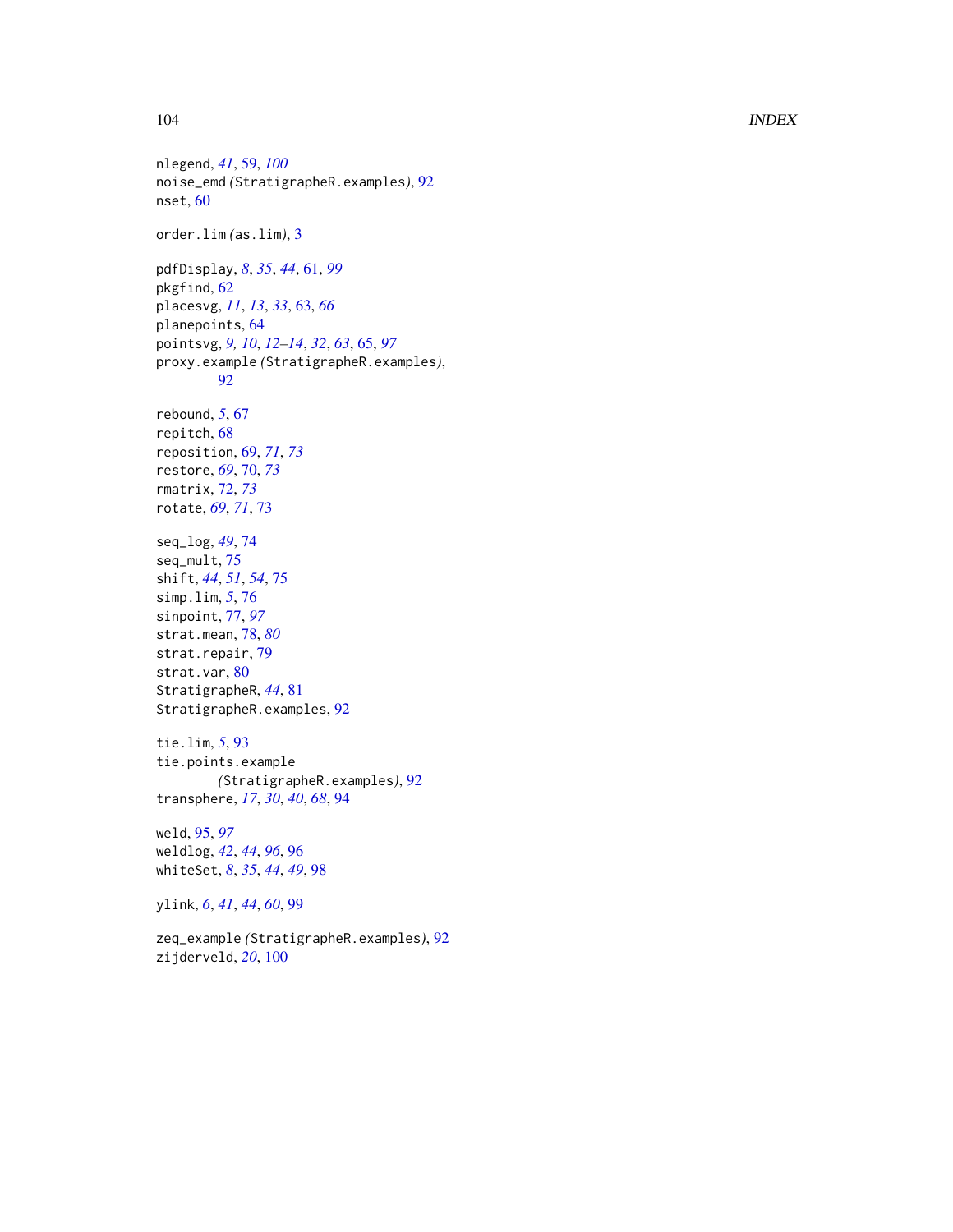nlegend, *41*, 59, *100*
noise_emd *(*StratigrapheR.examples*)*, 92
nset, 60

order.lim *(*as.lim*)*, 3

pdfDisplay, *8*, *35*, *44*, 61, *99*
pkgfind, 62
placesvg, *11*, *13*, *33*, 63, *66*
planepoints, 64
pointsvg, *9, 10*, *12–14*, *32*, *63*, 65, *97*
proxy.example *(*StratigrapheR.examples*)*, 92

rebound, *5*, 67
repitch, 68
reposition, 69, *71*, *73*
restore, *69*, 70, *73*
rmatrix, 72, *73*
rotate, *69*, *71*, 73

seq_log, *49*, 74
seq_mult, 75
shift, *44*, *51*, *54*, 75
simp.lim, *5*, 76
sinpoint, 77, *97*
strat.mean, 78, *80*
strat.repair, 79
strat.var, 80
StratigrapheR, *44*, 81
StratigrapheR.examples, 92

tie.lim, *5*, 93
tie.points.example *(*StratigrapheR.examples*)*, 92
transphere, *17*, *30*, *40*, *68*, 94

weld, 95, *97*
weldlog, *42*, *44*, *96*, 96
whiteSet, *8*, *35*, *44*, *49*, 98

ylink, *6*, *41*, *44*, *60*, 99

zeq_example *(*StratigrapheR.examples*)*, 92
zijderveld, *20*, 100